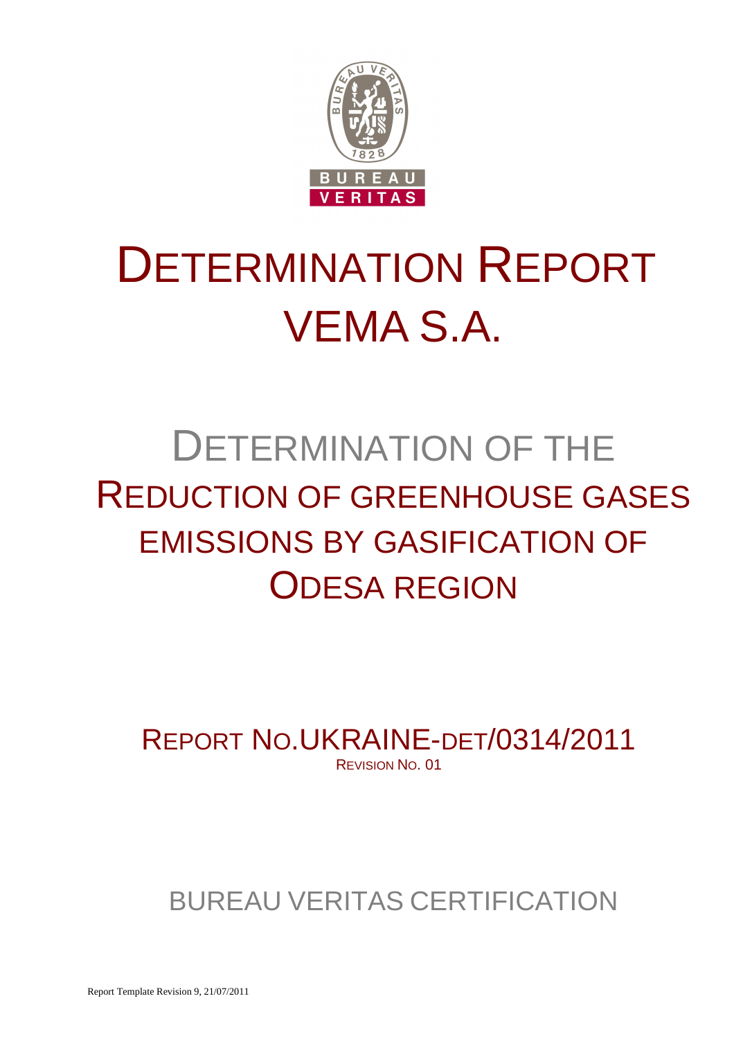# DETERMINATION REPORT VEMA S.A.

## DETERMINATION OF THE REDUCTION OF GREENHOUSE GASES EMISSIONS BY GASIFICATION OF ODESA REGION

REPORT NO.UKRAINE-DET/0314/2011

REVISION NO. 01

BUREAU VERITAS CERTIFICATION

Report Template Revision 9, 21/07/2011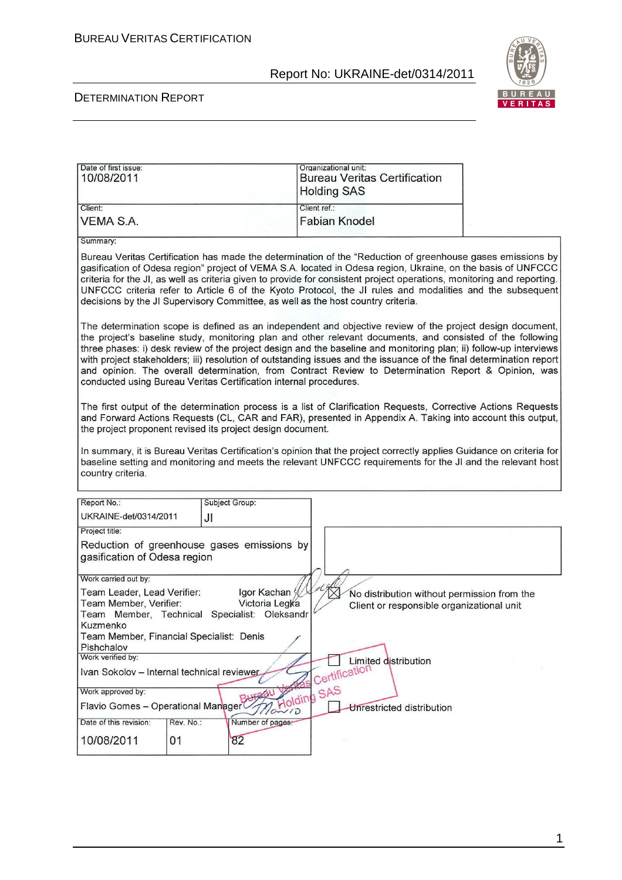| Date of first issue: | Organizational unit: |
|---|---|
| 10/08/2011 | Bureau Veritas Certification Holding SAS |
| Client: | Client ref.: |
| VEMA S.A. | Fabian Knodel |

**Summary:**

Bureau Veritas Certification has made the determination of the "Reduction of greenhouse gases emissions by gasification of Odesa region" project of VEMA S.A. located in Odesa region, Ukraine, on the basis of UNFCCC criteria for the JI, as well as criteria given to provide for consistent project operations, monitoring and reporting. UNFCCC criteria refer to Article 6 of the Kyoto Protocol, the JI rules and modalities and the subsequent decisions by the JI Supervisory Committee, as well as the host country criteria.

The determination scope is defined as an independent and objective review of the project design document, the project's baseline study, monitoring plan and other relevant documents, and consisted of the following three phases: i) desk review of the project design and the baseline and monitoring plan; ii) follow-up interviews with project stakeholders; iii) resolution of outstanding issues and the issuance of the final determination report and opinion. The overall determination, from Contract Review to Determination Report & Opinion, was conducted using Bureau Veritas Certification internal procedures.

The first output of the determination process is a list of Clarification Requests, Corrective Actions Requests and Forward Actions Requests (CL, CAR and FAR), presented in Appendix A. Taking into account this output, the project proponent revised its project design document.

In summary, it is Bureau Veritas Certification's opinion that the project correctly applies Guidance on criteria for baseline setting and monitoring and meets the relevant UNFCCC requirements for the JI and the relevant host country criteria.

| Report No.: | Subject Group: |
|---|---|
| UKRAINE-det/0314/2011 | JI |

**Project title:**
Reduction of greenhouse gases emissions by gasification of Odesa region

**Work carried out by:**
Team Leader, Lead Verifier: Igor Kachan
Team Member, Verifier: Victoria Legka
Team Member, Technical Specialist: Oleksandr Kuzmenko
Team Member, Financial Specialist: Denis Pishchalov

**Work verified by:**
Ivan Sokolov – Internal technical reviewer

**Work approved by:**
Flavio Gomes – Operational Manager

| Date of this revision: | Rev. No.: | Number of pages: |
|---|---|---|
| 10/08/2011 | 01 | 82 |

☒ No distribution without permission from the Client or responsible organizational unit

☐ Limited distribution

☐ Unrestricted distribution

Bureau Veritas Certification Holding SAS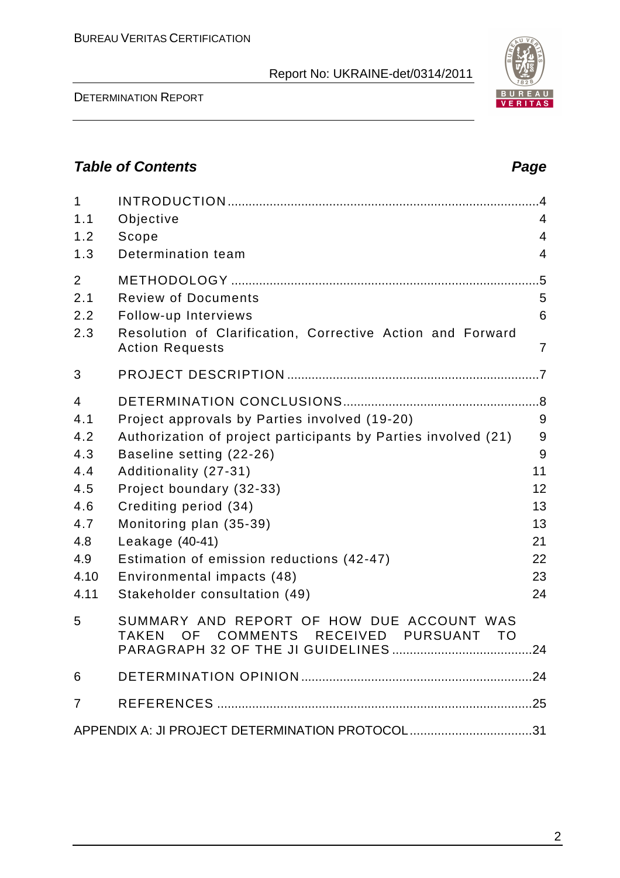## Table of Contents

| | | Page |
|---|---|---|
| 1 | INTRODUCTION | 4 |
| 1.1 | Objective | 4 |
| 1.2 | Scope | 4 |
| 1.3 | Determination team | 4 |
| 2 | METHODOLOGY | 5 |
| 2.1 | Review of Documents | 5 |
| 2.2 | Follow-up Interviews | 6 |
| 2.3 | Resolution of Clarification, Corrective Action and Forward Action Requests | 7 |
| 3 | PROJECT DESCRIPTION | 7 |
| 4 | DETERMINATION CONCLUSIONS | 8 |
| 4.1 | Project approvals by Parties involved (19-20) | 9 |
| 4.2 | Authorization of project participants by Parties involved (21) | 9 |
| 4.3 | Baseline setting (22-26) | 9 |
| 4.4 | Additionality (27-31) | 11 |
| 4.5 | Project boundary (32-33) | 12 |
| 4.6 | Crediting period (34) | 13 |
| 4.7 | Monitoring plan (35-39) | 13 |
| 4.8 | Leakage (40-41) | 21 |
| 4.9 | Estimation of emission reductions (42-47) | 22 |
| 4.10 | Environmental impacts (48) | 23 |
| 4.11 | Stakeholder consultation (49) | 24 |
| 5 | SUMMARY AND REPORT OF HOW DUE ACCOUNT WAS TAKEN OF COMMENTS RECEIVED PURSUANT TO PARAGRAPH 32 OF THE JI GUIDELINES | 24 |
| 6 | DETERMINATION OPINION | 24 |
| 7 | REFERENCES | 25 |
| | APPENDIX A: JI PROJECT DETERMINATION PROTOCOL | 31 |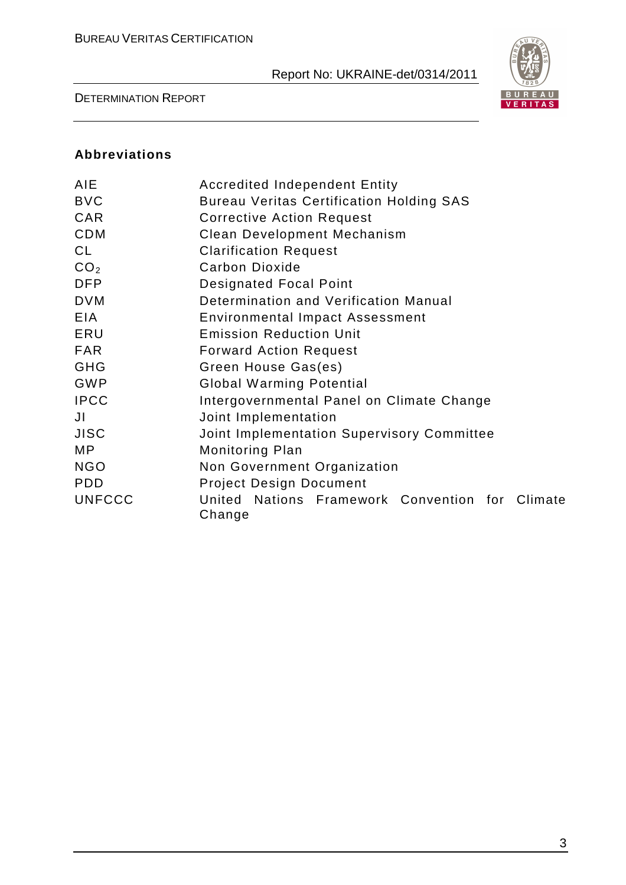**Abbreviations**

| | |
|---|---|
| AIE | Accredited Independent Entity |
| BVC | Bureau Veritas Certification Holding SAS |
| CAR | Corrective Action Request |
| CDM | Clean Development Mechanism |
| CL | Clarification Request |
| $CO_2$ | Carbon Dioxide |
| DFP | Designated Focal Point |
| DVM | Determination and Verification Manual |
| EIA | Environmental Impact Assessment |
| ERU | Emission Reduction Unit |
| FAR | Forward Action Request |
| GHG | Green House Gas(es) |
| GWP | Global Warming Potential |
| IPCC | Intergovernmental Panel on Climate Change |
| JI | Joint Implementation |
| JISC | Joint Implementation Supervisory Committee |
| MP | Monitoring Plan |
| NGO | Non Government Organization |
| PDD | Project Design Document |
| UNFCCC | United Nations Framework Convention for Climate Change |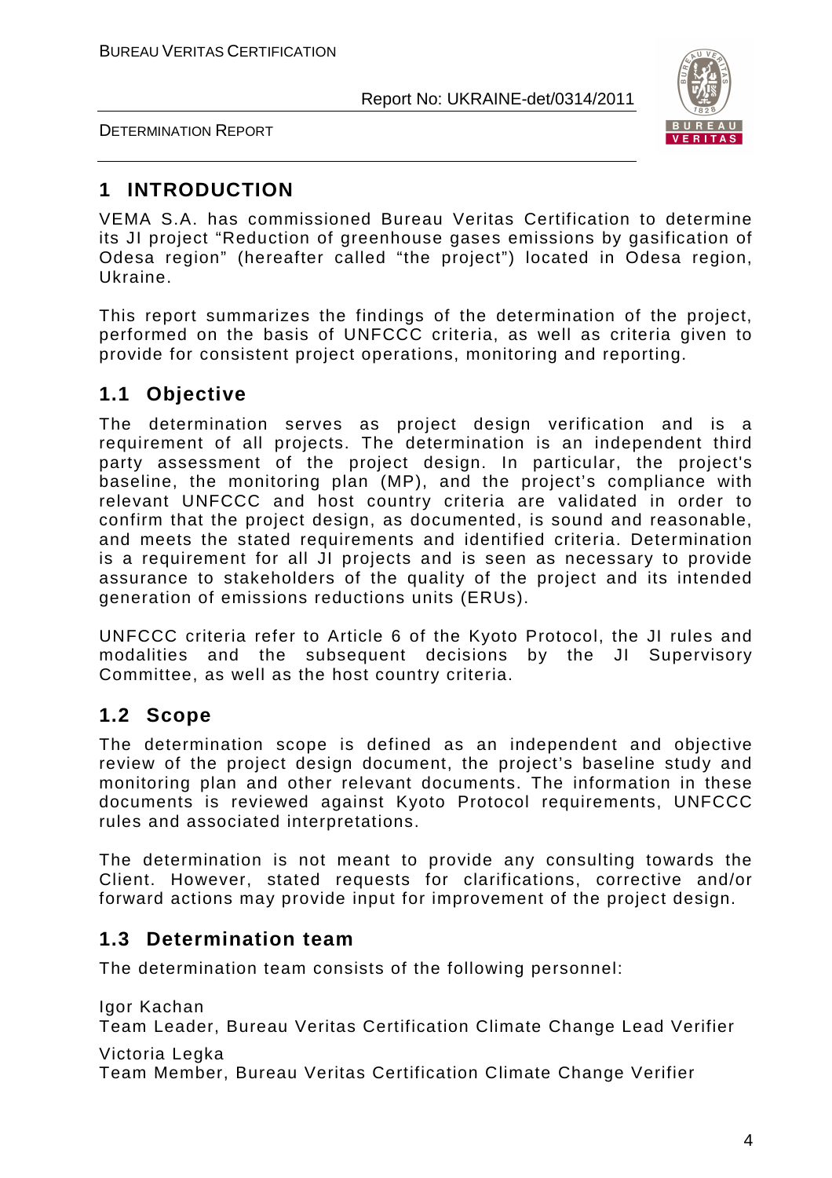# 1 INTRODUCTION

VEMA S.A. has commissioned Bureau Veritas Certification to determine its JI project "Reduction of greenhouse gases emissions by gasification of Odesa region" (hereafter called "the project") located in Odesa region, Ukraine.

This report summarizes the findings of the determination of the project, performed on the basis of UNFCCC criteria, as well as criteria given to provide for consistent project operations, monitoring and reporting.

## 1.1 Objective

The determination serves as project design verification and is a requirement of all projects. The determination is an independent third party assessment of the project design. In particular, the project's baseline, the monitoring plan (MP), and the project's compliance with relevant UNFCCC and host country criteria are validated in order to confirm that the project design, as documented, is sound and reasonable, and meets the stated requirements and identified criteria. Determination is a requirement for all JI projects and is seen as necessary to provide assurance to stakeholders of the quality of the project and its intended generation of emissions reductions units (ERUs).

UNFCCC criteria refer to Article 6 of the Kyoto Protocol, the JI rules and modalities and the subsequent decisions by the JI Supervisory Committee, as well as the host country criteria.

## 1.2 Scope

The determination scope is defined as an independent and objective review of the project design document, the project's baseline study and monitoring plan and other relevant documents. The information in these documents is reviewed against Kyoto Protocol requirements, UNFCCC rules and associated interpretations.

The determination is not meant to provide any consulting towards the Client. However, stated requests for clarifications, corrective and/or forward actions may provide input for improvement of the project design.

## 1.3 Determination team

The determination team consists of the following personnel:

Igor Kachan
Team Leader, Bureau Veritas Certification Climate Change Lead Verifier

Victoria Legka
Team Member, Bureau Veritas Certification Climate Change Verifier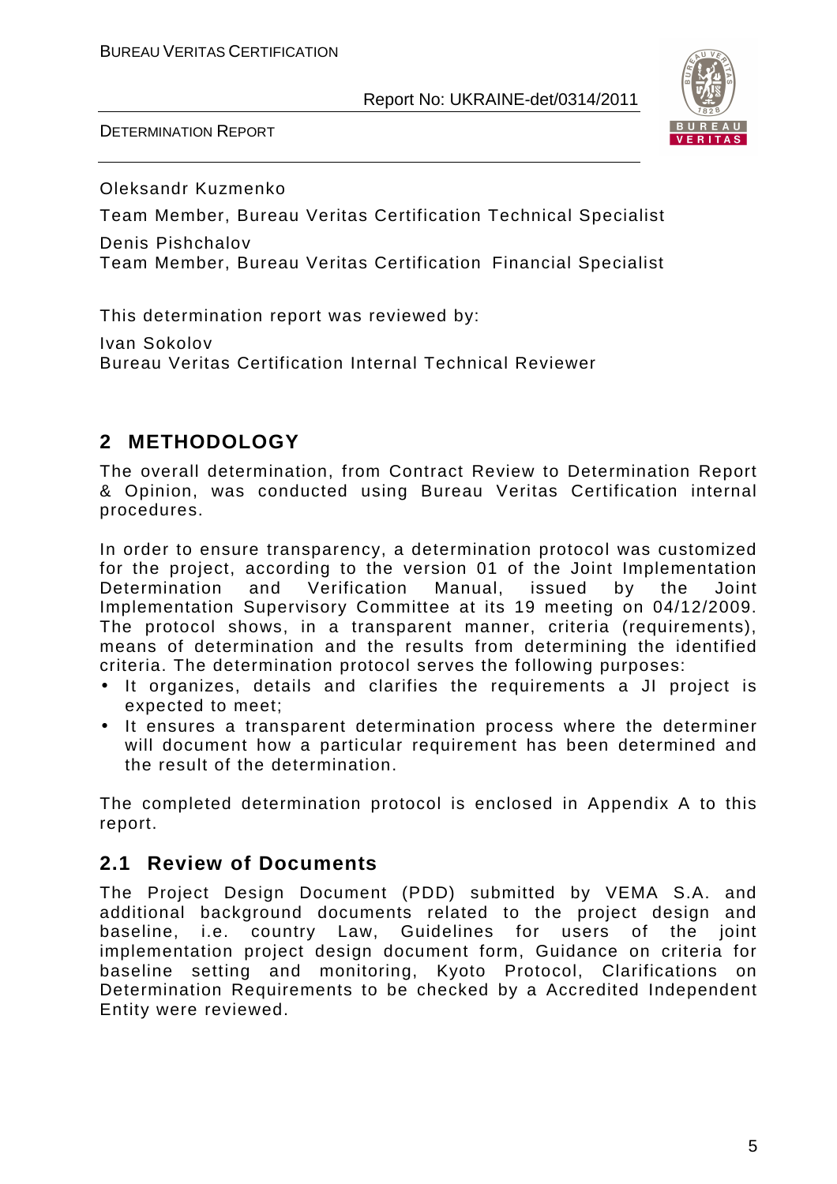Oleksandr Kuzmenko

Team Member, Bureau Veritas Certification Technical Specialist

Denis Pishchalov

Team Member, Bureau Veritas Certification Financial Specialist

This determination report was reviewed by:

Ivan Sokolov

Bureau Veritas Certification Internal Technical Reviewer

## 2 METHODOLOGY

The overall determination, from Contract Review to Determination Report & Opinion, was conducted using Bureau Veritas Certification internal procedures.

In order to ensure transparency, a determination protocol was customized for the project, according to the version 01 of the Joint Implementation Determination and Verification Manual, issued by the Joint Implementation Supervisory Committee at its 19 meeting on 04/12/2009. The protocol shows, in a transparent manner, criteria (requirements), means of determination and the results from determining the identified criteria. The determination protocol serves the following purposes:

- It organizes, details and clarifies the requirements a JI project is expected to meet;
- It ensures a transparent determination process where the determiner will document how a particular requirement has been determined and the result of the determination.

The completed determination protocol is enclosed in Appendix A to this report.

### 2.1 Review of Documents

The Project Design Document (PDD) submitted by VEMA S.A. and additional background documents related to the project design and baseline, i.e. country Law, Guidelines for users of the joint implementation project design document form, Guidance on criteria for baseline setting and monitoring, Kyoto Protocol, Clarifications on Determination Requirements to be checked by a Accredited Independent Entity were reviewed.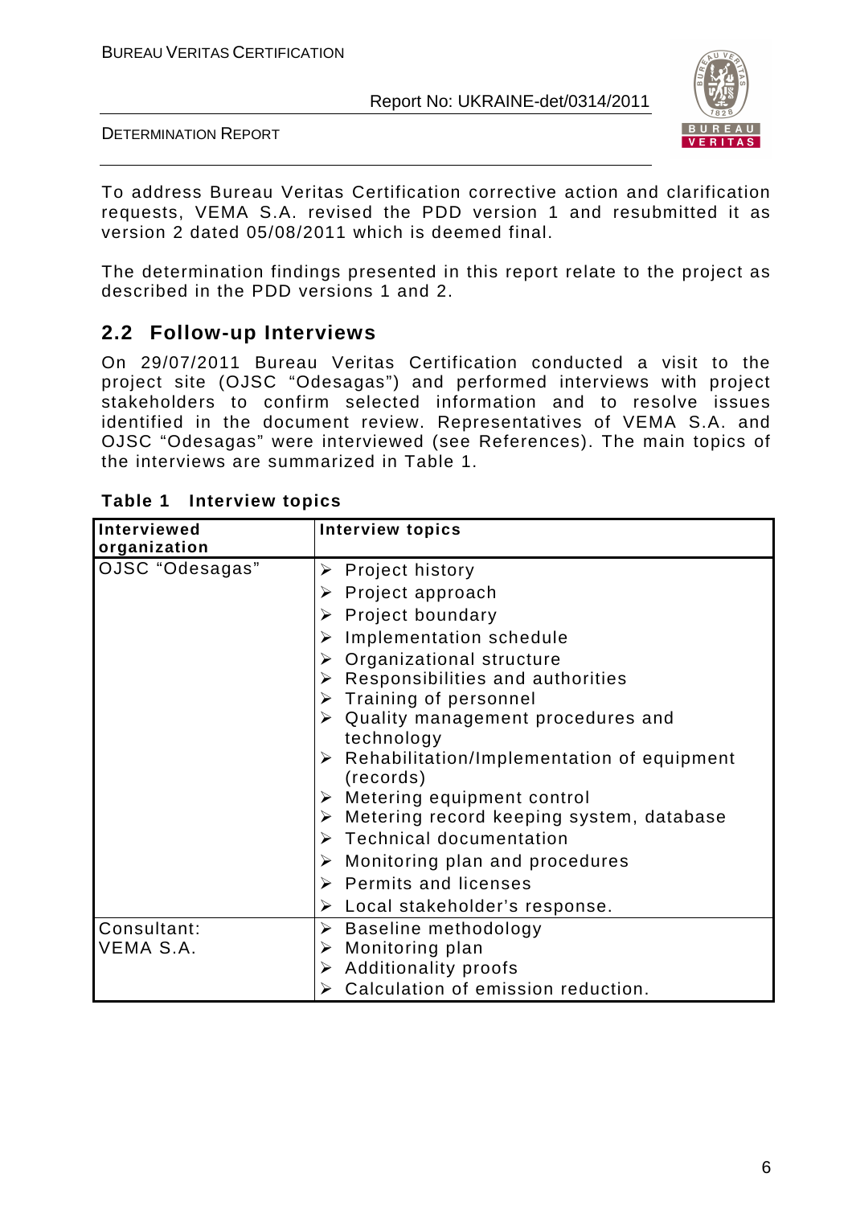To address Bureau Veritas Certification corrective action and clarification requests, VEMA S.A. revised the PDD version 1 and resubmitted it as version 2 dated 05/08/2011 which is deemed final.

The determination findings presented in this report relate to the project as described in the PDD versions 1 and 2.

## 2.2 Follow-up Interviews

On 29/07/2011 Bureau Veritas Certification conducted a visit to the project site (OJSC "Odesagas") and performed interviews with project stakeholders to confirm selected information and to resolve issues identified in the document review. Representatives of VEMA S.A. and OJSC "Odesagas" were interviewed (see References). The main topics of the interviews are summarized in Table 1.

**Table 1 Interview topics**

| Interviewed organization | Interview topics |
|---|---|
| OJSC "Odesagas" | ➢ Project history<br>➢ Project approach<br>➢ Project boundary<br>➢ Implementation schedule<br>➢ Organizational structure<br>➢ Responsibilities and authorities<br>➢ Training of personnel<br>➢ Quality management procedures and technology<br>➢ Rehabilitation/Implementation of equipment (records)<br>➢ Metering equipment control<br>➢ Metering record keeping system, database<br>➢ Technical documentation<br>➢ Monitoring plan and procedures<br>➢ Permits and licenses<br>➢ Local stakeholder's response. |
| Consultant: VEMA S.A. | ➢ Baseline methodology<br>➢ Monitoring plan<br>➢ Additionality proofs<br>➢ Calculation of emission reduction. |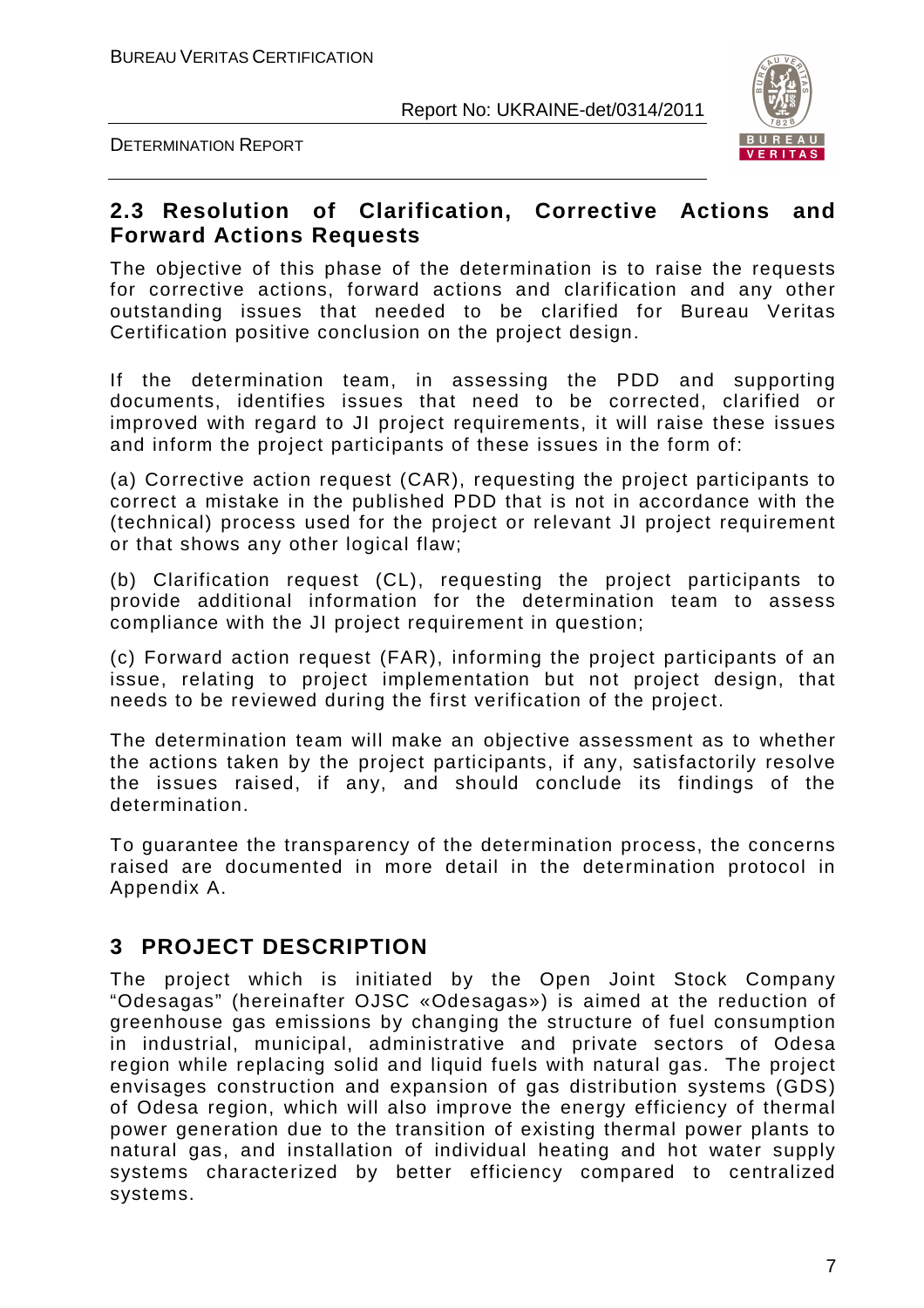## 2.3 Resolution of Clarification, Corrective Actions and Forward Actions Requests

The objective of this phase of the determination is to raise the requests for corrective actions, forward actions and clarification and any other outstanding issues that needed to be clarified for Bureau Veritas Certification positive conclusion on the project design.

If the determination team, in assessing the PDD and supporting documents, identifies issues that need to be corrected, clarified or improved with regard to JI project requirements, it will raise these issues and inform the project participants of these issues in the form of:

(a) Corrective action request (CAR), requesting the project participants to correct a mistake in the published PDD that is not in accordance with the (technical) process used for the project or relevant JI project requirement or that shows any other logical flaw;

(b) Clarification request (CL), requesting the project participants to provide additional information for the determination team to assess compliance with the JI project requirement in question;

(c) Forward action request (FAR), informing the project participants of an issue, relating to project implementation but not project design, that needs to be reviewed during the first verification of the project.

The determination team will make an objective assessment as to whether the actions taken by the project participants, if any, satisfactorily resolve the issues raised, if any, and should conclude its findings of the determination.

To guarantee the transparency of the determination process, the concerns raised are documented in more detail in the determination protocol in Appendix A.

# 3 PROJECT DESCRIPTION

The project which is initiated by the Open Joint Stock Company "Odesagas" (hereinafter OJSC «Odesagas») is aimed at the reduction of greenhouse gas emissions by changing the structure of fuel consumption in industrial, municipal, administrative and private sectors of Odesa region while replacing solid and liquid fuels with natural gas. The project envisages construction and expansion of gas distribution systems (GDS) of Odesa region, which will also improve the energy efficiency of thermal power generation due to the transition of existing thermal power plants to natural gas, and installation of individual heating and hot water supply systems characterized by better efficiency compared to centralized systems.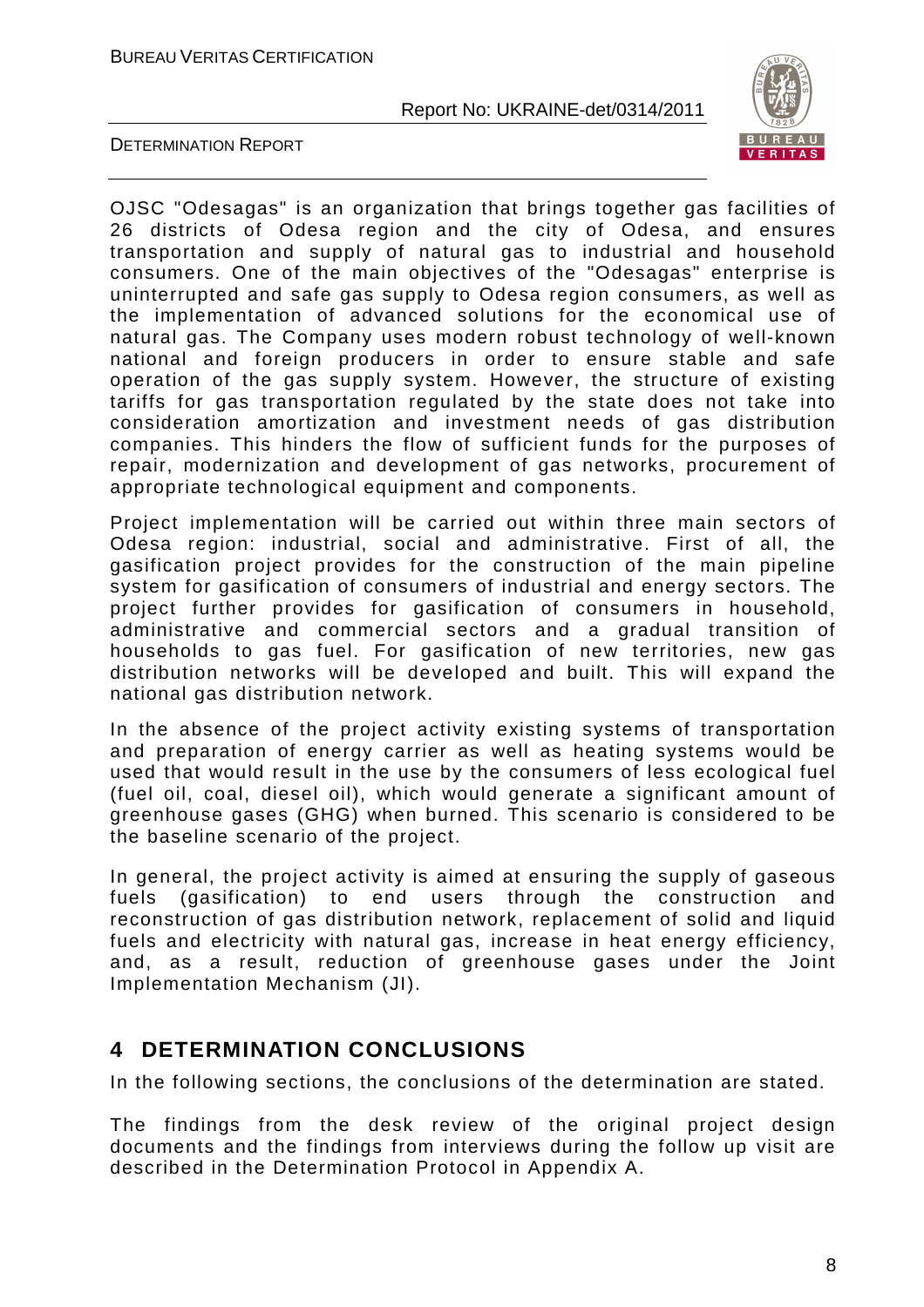OJSC "Odesagas" is an organization that brings together gas facilities of 26 districts of Odesa region and the city of Odesa, and ensures transportation and supply of natural gas to industrial and household consumers. One of the main objectives of the "Odesagas" enterprise is uninterrupted and safe gas supply to Odesa region consumers, as well as the implementation of advanced solutions for the economical use of natural gas. The Company uses modern robust technology of well-known national and foreign producers in order to ensure stable and safe operation of the gas supply system. However, the structure of existing tariffs for gas transportation regulated by the state does not take into consideration amortization and investment needs of gas distribution companies. This hinders the flow of sufficient funds for the purposes of repair, modernization and development of gas networks, procurement of appropriate technological equipment and components.

Project implementation will be carried out within three main sectors of Odesa region: industrial, social and administrative. First of all, the gasification project provides for the construction of the main pipeline system for gasification of consumers of industrial and energy sectors. The project further provides for gasification of consumers in household, administrative and commercial sectors and a gradual transition of households to gas fuel. For gasification of new territories, new gas distribution networks will be developed and built. This will expand the national gas distribution network.

In the absence of the project activity existing systems of transportation and preparation of energy carrier as well as heating systems would be used that would result in the use by the consumers of less ecological fuel (fuel oil, coal, diesel oil), which would generate a significant amount of greenhouse gases (GHG) when burned. This scenario is considered to be the baseline scenario of the project.

In general, the project activity is aimed at ensuring the supply of gaseous fuels (gasification) to end users through the construction and reconstruction of gas distribution network, replacement of solid and liquid fuels and electricity with natural gas, increase in heat energy efficiency, and, as a result, reduction of greenhouse gases under the Joint Implementation Mechanism (JI).

# 4 DETERMINATION CONCLUSIONS

In the following sections, the conclusions of the determination are stated.

The findings from the desk review of the original project design documents and the findings from interviews during the follow up visit are described in the Determination Protocol in Appendix A.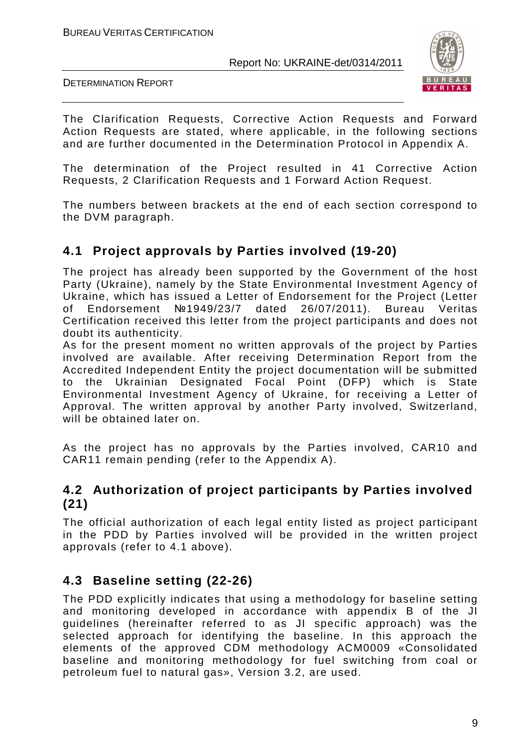The Clarification Requests, Corrective Action Requests and Forward Action Requests are stated, where applicable, in the following sections and are further documented in the Determination Protocol in Appendix A.

The determination of the Project resulted in 41 Corrective Action Requests, 2 Clarification Requests and 1 Forward Action Request.

The numbers between brackets at the end of each section correspond to the DVM paragraph.

## 4.1 Project approvals by Parties involved (19-20)

The project has already been supported by the Government of the host Party (Ukraine), namely by the State Environmental Investment Agency of Ukraine, which has issued a Letter of Endorsement for the Project (Letter of Endorsement №1949/23/7 dated 26/07/2011). Bureau Veritas Certification received this letter from the project participants and does not doubt its authenticity.
As for the present moment no written approvals of the project by Parties involved are available. After receiving Determination Report from the Accredited Independent Entity the project documentation will be submitted to the Ukrainian Designated Focal Point (DFP) which is State Environmental Investment Agency of Ukraine, for receiving a Letter of Approval. The written approval by another Party involved, Switzerland, will be obtained later on.

As the project has no approvals by the Parties involved, CAR10 and CAR11 remain pending (refer to the Appendix A).

## 4.2 Authorization of project participants by Parties involved (21)

The official authorization of each legal entity listed as project participant in the PDD by Parties involved will be provided in the written project approvals (refer to 4.1 above).

## 4.3 Baseline setting (22-26)

The PDD explicitly indicates that using a methodology for baseline setting and monitoring developed in accordance with appendix B of the JI guidelines (hereinafter referred to as JI specific approach) was the selected approach for identifying the baseline. In this approach the elements of the approved CDM methodology ACM0009 «Consolidated baseline and monitoring methodology for fuel switching from coal or petroleum fuel to natural gas», Version 3.2, are used.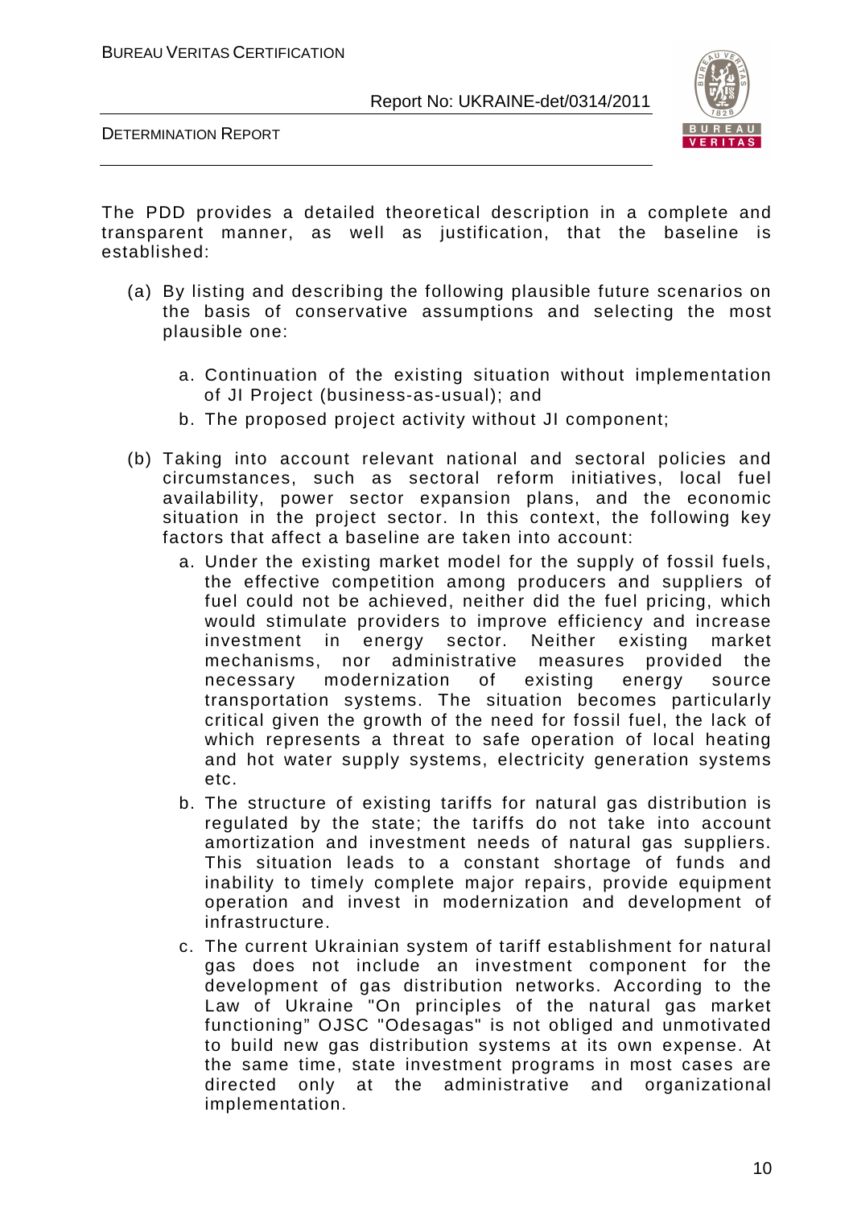The PDD provides a detailed theoretical description in a complete and transparent manner, as well as justification, that the baseline is established:

(a) By listing and describing the following plausible future scenarios on the basis of conservative assumptions and selecting the most plausible one:

   a. Continuation of the existing situation without implementation of JI Project (business-as-usual); and
   b. The proposed project activity without JI component;

(b) Taking into account relevant national and sectoral policies and circumstances, such as sectoral reform initiatives, local fuel availability, power sector expansion plans, and the economic situation in the project sector. In this context, the following key factors that affect a baseline are taken into account:

   a. Under the existing market model for the supply of fossil fuels, the effective competition among producers and suppliers of fuel could not be achieved, neither did the fuel pricing, which would stimulate providers to improve efficiency and increase investment in energy sector. Neither existing market mechanisms, nor administrative measures provided the necessary modernization of existing energy source transportation systems. The situation becomes particularly critical given the growth of the need for fossil fuel, the lack of which represents a threat to safe operation of local heating and hot water supply systems, electricity generation systems etc.
   b. The structure of existing tariffs for natural gas distribution is regulated by the state; the tariffs do not take into account amortization and investment needs of natural gas suppliers. This situation leads to a constant shortage of funds and inability to timely complete major repairs, provide equipment operation and invest in modernization and development of infrastructure.
   c. The current Ukrainian system of tariff establishment for natural gas does not include an investment component for the development of gas distribution networks. According to the Law of Ukraine "On principles of the natural gas market functioning" OJSC "Odesagas" is not obliged and unmotivated to build new gas distribution systems at its own expense. At the same time, state investment programs in most cases are directed only at the administrative and organizational implementation.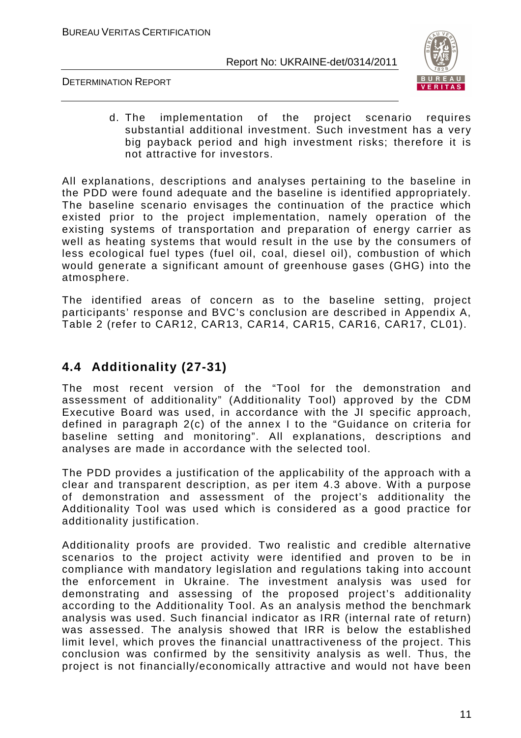d. The implementation of the project scenario requires substantial additional investment. Such investment has a very big payback period and high investment risks; therefore it is not attractive for investors.

All explanations, descriptions and analyses pertaining to the baseline in the PDD were found adequate and the baseline is identified appropriately. The baseline scenario envisages the continuation of the practice which existed prior to the project implementation, namely operation of the existing systems of transportation and preparation of energy carrier as well as heating systems that would result in the use by the consumers of less ecological fuel types (fuel oil, coal, diesel oil), combustion of which would generate a significant amount of greenhouse gases (GHG) into the atmosphere.

The identified areas of concern as to the baseline setting, project participants' response and BVC's conclusion are described in Appendix A, Table 2 (refer to CAR12, CAR13, CAR14, CAR15, CAR16, CAR17, CL01).

## 4.4 Additionality (27-31)

The most recent version of the "Tool for the demonstration and assessment of additionality" (Additionality Tool) approved by the CDM Executive Board was used, in accordance with the JI specific approach, defined in paragraph 2(c) of the annex I to the "Guidance on criteria for baseline setting and monitoring". All explanations, descriptions and analyses are made in accordance with the selected tool.

The PDD provides a justification of the applicability of the approach with a clear and transparent description, as per item 4.3 above. With a purpose of demonstration and assessment of the project's additionality the Additionality Tool was used which is considered as a good practice for additionality justification.

Additionality proofs are provided. Two realistic and credible alternative scenarios to the project activity were identified and proven to be in compliance with mandatory legislation and regulations taking into account the enforcement in Ukraine. The investment analysis was used for demonstrating and assessing of the proposed project's additionality according to the Additionality Tool. As an analysis method the benchmark analysis was used. Such financial indicator as IRR (internal rate of return) was assessed. The analysis showed that IRR is below the established limit level, which proves the financial unattractiveness of the project. This conclusion was confirmed by the sensitivity analysis as well. Thus, the project is not financially/economically attractive and would not have been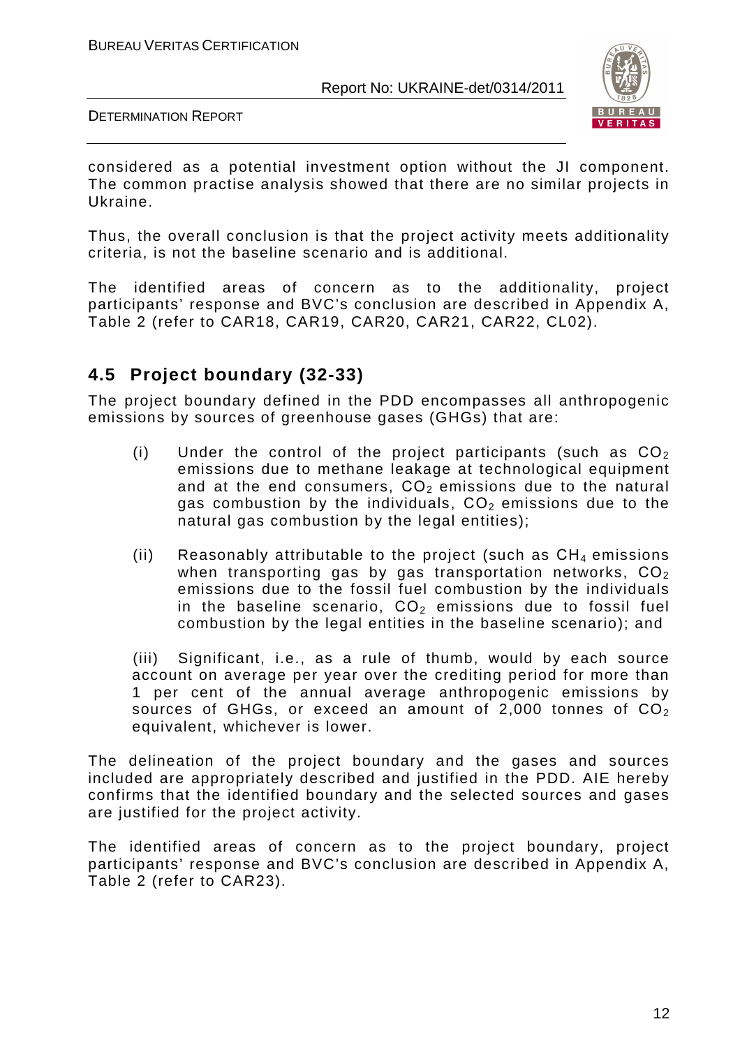considered as a potential investment option without the JI component. The common practise analysis showed that there are no similar projects in Ukraine.

Thus, the overall conclusion is that the project activity meets additionality criteria, is not the baseline scenario and is additional.

The identified areas of concern as to the additionality, project participants' response and BVC's conclusion are described in Appendix A, Table 2 (refer to CAR18, CAR19, CAR20, CAR21, CAR22, CL02).

## 4.5 Project boundary (32-33)

The project boundary defined in the PDD encompasses all anthropogenic emissions by sources of greenhouse gases (GHGs) that are:

(i) Under the control of the project participants (such as $CO_2$ emissions due to methane leakage at technological equipment and at the end consumers, $CO_2$ emissions due to the natural gas combustion by the individuals, $CO_2$ emissions due to the natural gas combustion by the legal entities);

(ii) Reasonably attributable to the project (such as $CH_4$ emissions when transporting gas by gas transportation networks, $CO_2$ emissions due to the fossil fuel combustion by the individuals in the baseline scenario, $CO_2$ emissions due to fossil fuel combustion by the legal entities in the baseline scenario); and

(iii) Significant, i.e., as a rule of thumb, would by each source account on average per year over the crediting period for more than 1 per cent of the annual average anthropogenic emissions by sources of GHGs, or exceed an amount of 2,000 tonnes of $CO_2$ equivalent, whichever is lower.

The delineation of the project boundary and the gases and sources included are appropriately described and justified in the PDD. AIE hereby confirms that the identified boundary and the selected sources and gases are justified for the project activity.

The identified areas of concern as to the project boundary, project participants' response and BVC's conclusion are described in Appendix A, Table 2 (refer to CAR23).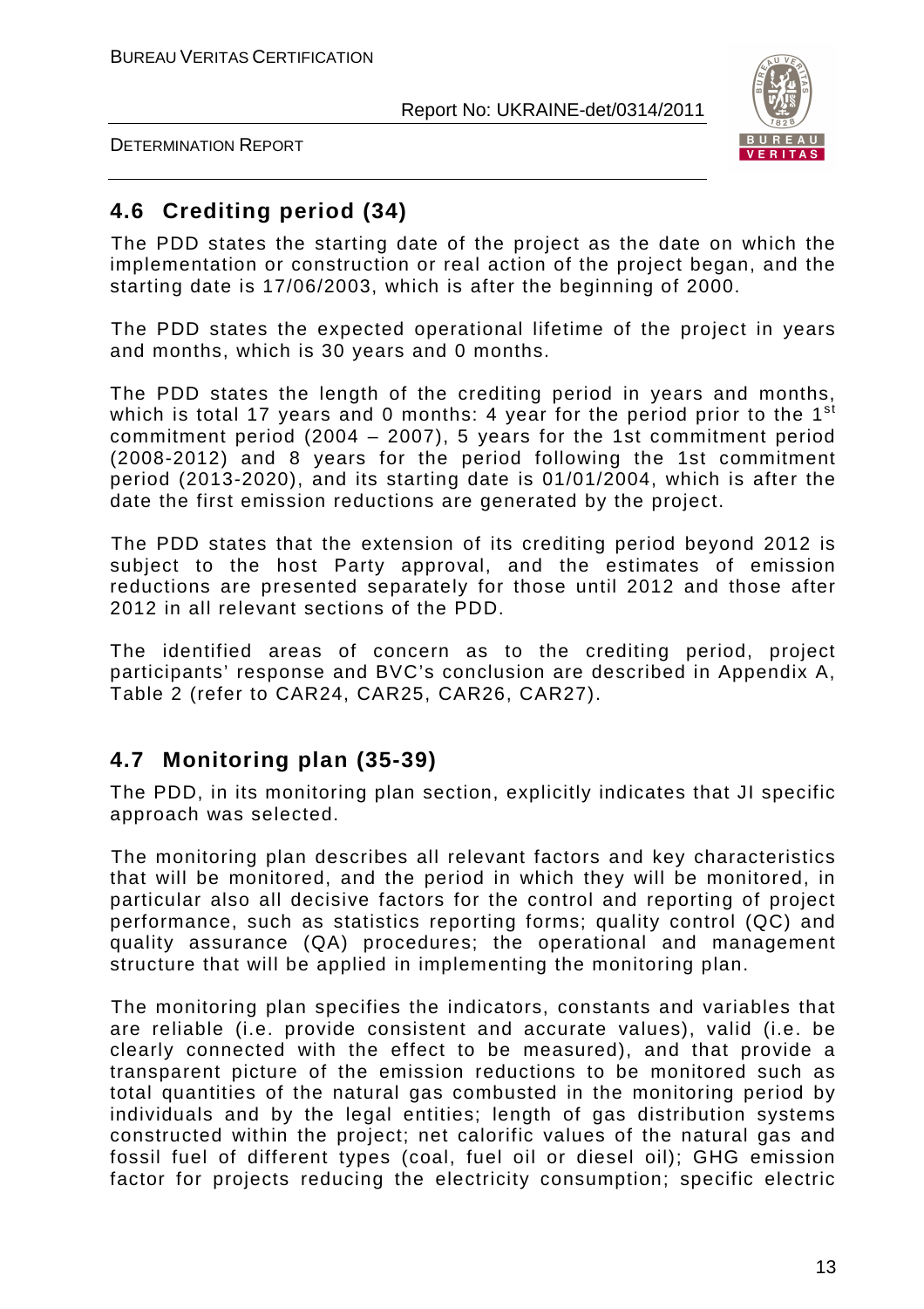## 4.6 Crediting period (34)

The PDD states the starting date of the project as the date on which the implementation or construction or real action of the project began, and the starting date is 17/06/2003, which is after the beginning of 2000.

The PDD states the expected operational lifetime of the project in years and months, which is 30 years and 0 months.

The PDD states the length of the crediting period in years and months, which is total 17 years and 0 months: 4 year for the period prior to the 1st commitment period (2004 – 2007), 5 years for the 1st commitment period (2008-2012) and 8 years for the period following the 1st commitment period (2013-2020), and its starting date is 01/01/2004, which is after the date the first emission reductions are generated by the project.

The PDD states that the extension of its crediting period beyond 2012 is subject to the host Party approval, and the estimates of emission reductions are presented separately for those until 2012 and those after 2012 in all relevant sections of the PDD.

The identified areas of concern as to the crediting period, project participants' response and BVC's conclusion are described in Appendix A, Table 2 (refer to CAR24, CAR25, CAR26, CAR27).

## 4.7 Monitoring plan (35-39)

The PDD, in its monitoring plan section, explicitly indicates that JI specific approach was selected.

The monitoring plan describes all relevant factors and key characteristics that will be monitored, and the period in which they will be monitored, in particular also all decisive factors for the control and reporting of project performance, such as statistics reporting forms; quality control (QC) and quality assurance (QA) procedures; the operational and management structure that will be applied in implementing the monitoring plan.

The monitoring plan specifies the indicators, constants and variables that are reliable (i.e. provide consistent and accurate values), valid (i.e. be clearly connected with the effect to be measured), and that provide a transparent picture of the emission reductions to be monitored such as total quantities of the natural gas combusted in the monitoring period by individuals and by the legal entities; length of gas distribution systems constructed within the project; net calorific values of the natural gas and fossil fuel of different types (coal, fuel oil or diesel oil); GHG emission factor for projects reducing the electricity consumption; specific electric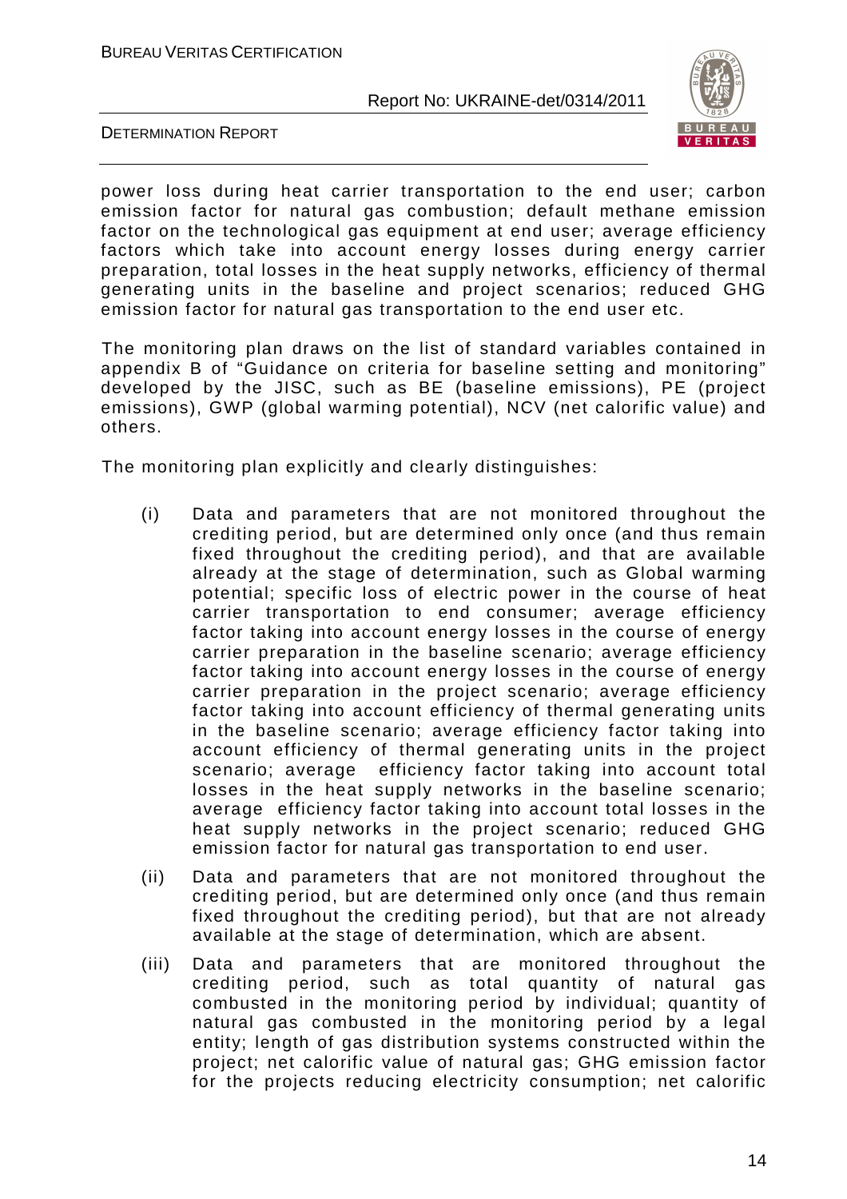power loss during heat carrier transportation to the end user; carbon emission factor for natural gas combustion; default methane emission factor on the technological gas equipment at end user; average efficiency factors which take into account energy losses during energy carrier preparation, total losses in the heat supply networks, efficiency of thermal generating units in the baseline and project scenarios; reduced GHG emission factor for natural gas transportation to the end user etc.

The monitoring plan draws on the list of standard variables contained in appendix B of "Guidance on criteria for baseline setting and monitoring" developed by the JISC, such as BE (baseline emissions), PE (project emissions), GWP (global warming potential), NCV (net calorific value) and others.

The monitoring plan explicitly and clearly distinguishes:

(i) Data and parameters that are not monitored throughout the crediting period, but are determined only once (and thus remain fixed throughout the crediting period), and that are available already at the stage of determination, such as Global warming potential; specific loss of electric power in the course of heat carrier transportation to end consumer; average efficiency factor taking into account energy losses in the course of energy carrier preparation in the baseline scenario; average efficiency factor taking into account energy losses in the course of energy carrier preparation in the project scenario; average efficiency factor taking into account efficiency of thermal generating units in the baseline scenario; average efficiency factor taking into account efficiency of thermal generating units in the project scenario; average efficiency factor taking into account total losses in the heat supply networks in the baseline scenario; average efficiency factor taking into account total losses in the heat supply networks in the project scenario; reduced GHG emission factor for natural gas transportation to end user.

(ii) Data and parameters that are not monitored throughout the crediting period, but are determined only once (and thus remain fixed throughout the crediting period), but that are not already available at the stage of determination, which are absent.

(iii) Data and parameters that are monitored throughout the crediting period, such as total quantity of natural gas combusted in the monitoring period by individual; quantity of natural gas combusted in the monitoring period by a legal entity; length of gas distribution systems constructed within the project; net calorific value of natural gas; GHG emission factor for the projects reducing electricity consumption; net calorific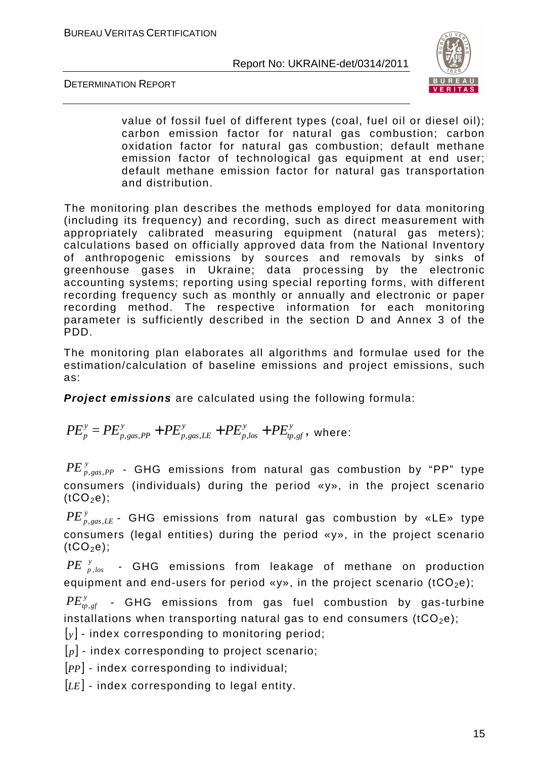value of fossil fuel of different types (coal, fuel oil or diesel oil); carbon emission factor for natural gas combustion; carbon oxidation factor for natural gas combustion; default methane emission factor of technological gas equipment at end user; default methane emission factor for natural gas transportation and distribution.

The monitoring plan describes the methods employed for data monitoring (including its frequency) and recording, such as direct measurement with appropriately calibrated measuring equipment (natural gas meters); calculations based on officially approved data from the National Inventory of anthropogenic emissions by sources and removals by sinks of greenhouse gases in Ukraine; data processing by the electronic accounting systems; reporting using special reporting forms, with different recording frequency such as monthly or annually and electronic or paper recording method. The respective information for each monitoring parameter is sufficiently described in the section D and Annex 3 of the PDD.

The monitoring plan elaborates all algorithms and formulae used for the estimation/calculation of baseline emissions and project emissions, such as:

***Project emissions*** are calculated using the following formula:

$PE_p^y = PE_{p,gas,PP}^y + PE_{p,gas,LE}^y + PE_{p,los}^y + PE_{tp,gf}^y$, where:

$PE_{p,gas,PP}^y$ - GHG emissions from natural gas combustion by "PP" type consumers (individuals) during the period «y», in the project scenario ($tCO_2e$);

$PE_{p,gas,LE}^y$ - GHG emissions from natural gas combustion by «LE» type consumers (legal entities) during the period «y», in the project scenario ($tCO_2e$);

$PE_{p,los}^y$ - GHG emissions from leakage of methane on production equipment and end-users for period «y», in the project scenario ($tCO_2e$);

$PE_{tp,gf}^y$ - GHG emissions from gas fuel combustion by gas-turbine installations when transporting natural gas to end consumers ($tCO_2e$);

$[y]$ - index corresponding to monitoring period;

$[p]$ - index corresponding to project scenario;

$[PP]$ - index corresponding to individual;

$[LE]$ - index corresponding to legal entity.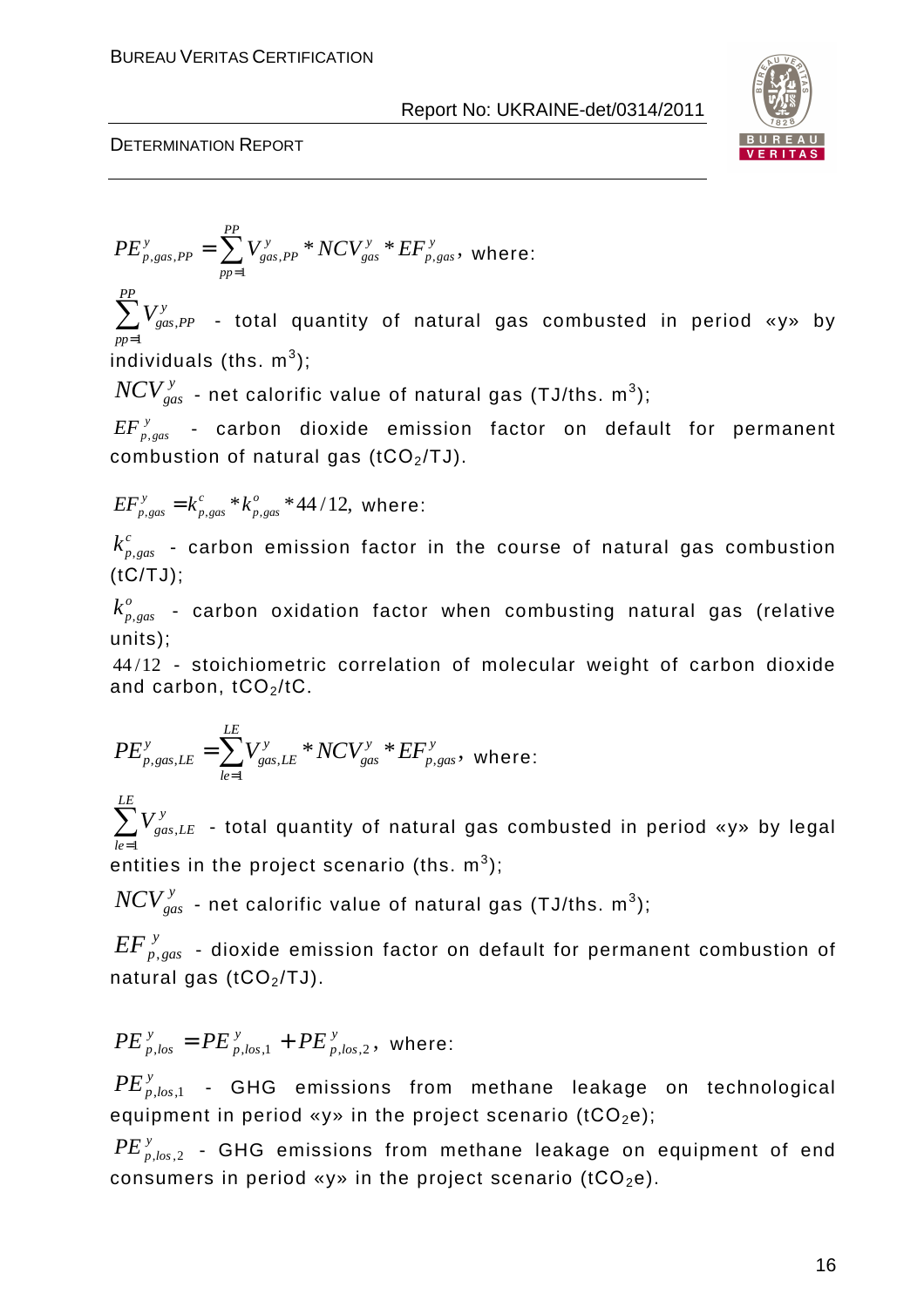$$PE^{y}_{p,gas,PP} = \sum_{pp=1}^{PP} V^{y}_{gas,PP} * NCV^{y}_{gas} * EF^{y}_{p,gas},$$ where:

$\sum_{pp=1}^{PP} V^{y}_{gas,PP}$ - total quantity of natural gas combusted in period «y» by individuals (ths. $m^3$);

$NCV^{y}_{gas}$ - net calorific value of natural gas (TJ/ths. $m^3$);

$EF^{y}_{p,gas}$ - carbon dioxide emission factor on default for permanent combustion of natural gas ($tCO_2$/TJ).

$$EF^{y}_{p,gas} = k^{c}_{p,gas} * k^{o}_{p,gas} * 44/12,$$ where:

$k^{c}_{p,gas}$ - carbon emission factor in the course of natural gas combustion (tC/TJ);

$k^{o}_{p,gas}$ - carbon oxidation factor when combusting natural gas (relative units);

$44/12$ - stoichiometric correlation of molecular weight of carbon dioxide and carbon, $tCO_2$/tC.

$$PE^{y}_{p,gas,LE} = \sum_{le=1}^{LE} V^{y}_{gas,LE} * NCV^{y}_{gas} * EF^{y}_{p,gas},$$ where:

$\sum_{le=1}^{LE} V^{y}_{gas,LE}$ - total quantity of natural gas combusted in period «y» by legal entities in the project scenario (ths. $m^3$);

$NCV^{y}_{gas}$ - net calorific value of natural gas (TJ/ths. $m^3$);

$EF^{y}_{p,gas}$ - dioxide emission factor on default for permanent combustion of natural gas ($tCO_2$/TJ).

$$PE^{y}_{p,los} = PE^{y}_{p,los,1} + PE^{y}_{p,los,2},$$ where:

$PE^{y}_{p,los,1}$ - GHG emissions from methane leakage on technological equipment in period «y» in the project scenario ($tCO_2e$);

$PE^{y}_{p,los,2}$ - GHG emissions from methane leakage on equipment of end consumers in period «y» in the project scenario ($tCO_2e$).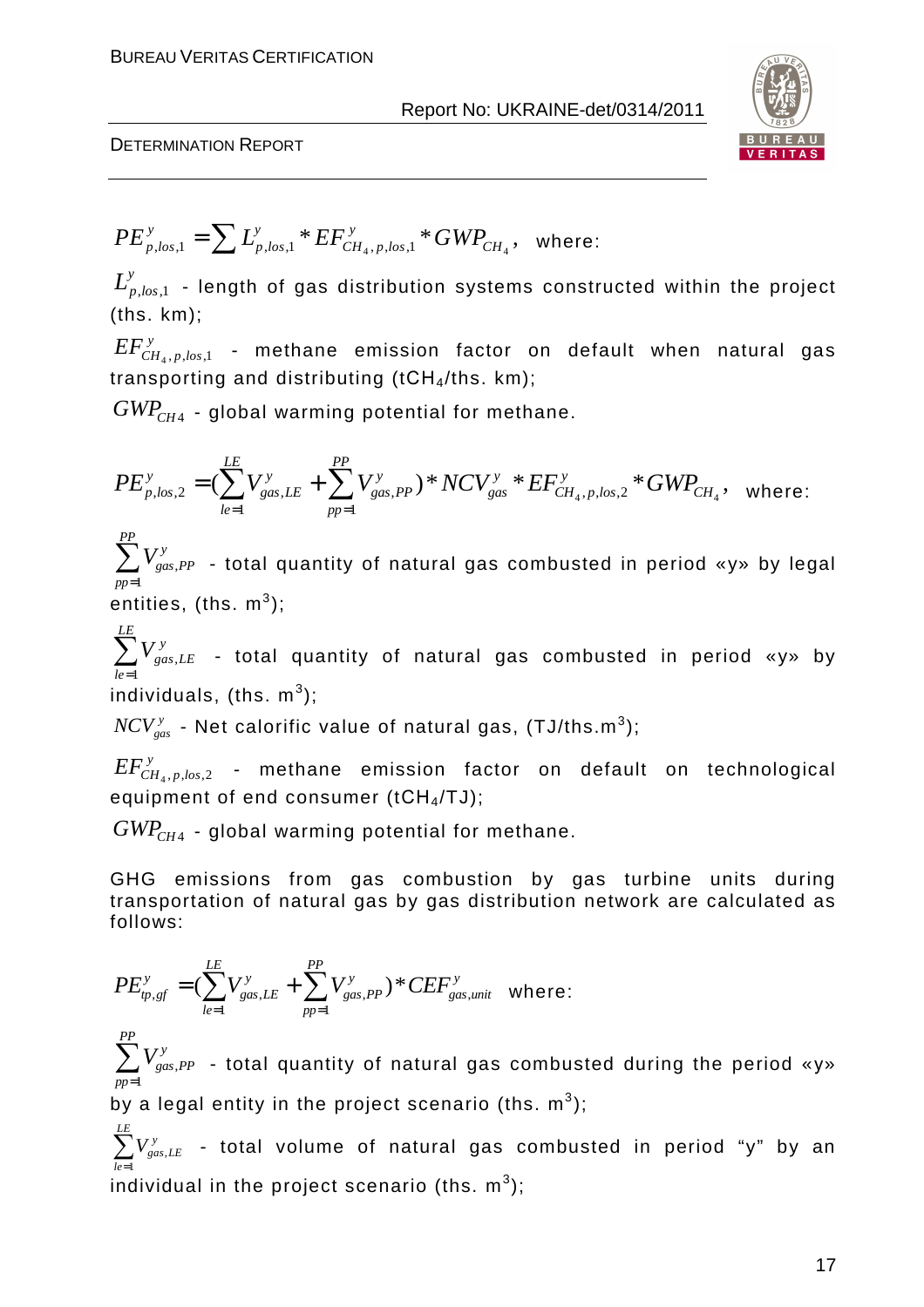$$PE^{y}_{p,los,1} = \sum L^{y}_{p,los,1} * EF^{y}_{CH_4,p,los,1} * GWP_{CH_4},$$ where:

$L^{y}_{p,los,1}$ - length of gas distribution systems constructed within the project (ths. km);

$EF^{y}_{CH_4,p,los,1}$ - methane emission factor on default when natural gas transporting and distributing ($tCH_4$/ths. km);

$GWP_{CH4}$ - global warming potential for methane.

$$PE^{y}_{p,los,2} = (\sum_{le=1}^{LE} V^{y}_{gas,LE} + \sum_{pp=1}^{PP} V^{y}_{gas,PP}) * NCV^{y}_{gas} * EF^{y}_{CH_4,p,los,2} * GWP_{CH_4},$$ where:

$\sum_{pp=1}^{PP} V^{y}_{gas,PP}$ - total quantity of natural gas combusted in period «y» by legal entities, (ths. $m^3$);

$\sum_{le=1}^{LE} V^{y}_{gas,LE}$ - total quantity of natural gas combusted in period «y» by individuals, (ths. $m^3$);

$NCV^{y}_{gas}$ - Net calorific value of natural gas, (TJ/ths.$m^3$);

$EF^{y}_{CH_4,p,los,2}$ - methane emission factor on default on technological equipment of end consumer ($tCH_4$/TJ);

$GWP_{CH4}$ - global warming potential for methane.

GHG emissions from gas combustion by gas turbine units during transportation of natural gas by gas distribution network are calculated as follows:

$$PE^{y}_{tp,gf} = (\sum_{le=1}^{LE} V^{y}_{gas,LE} + \sum_{pp=1}^{PP} V^{y}_{gas,PP}) * CEF^{y}_{gas,unit}$$ where:

$\sum_{pp=1}^{PP} V^{y}_{gas,PP}$ - total quantity of natural gas combusted during the period «y» by a legal entity in the project scenario (ths. $m^3$);

$\sum_{le=1}^{LE} V^{y}_{gas,LE}$ - total volume of natural gas combusted in period “y” by an individual in the project scenario (ths. $m^3$);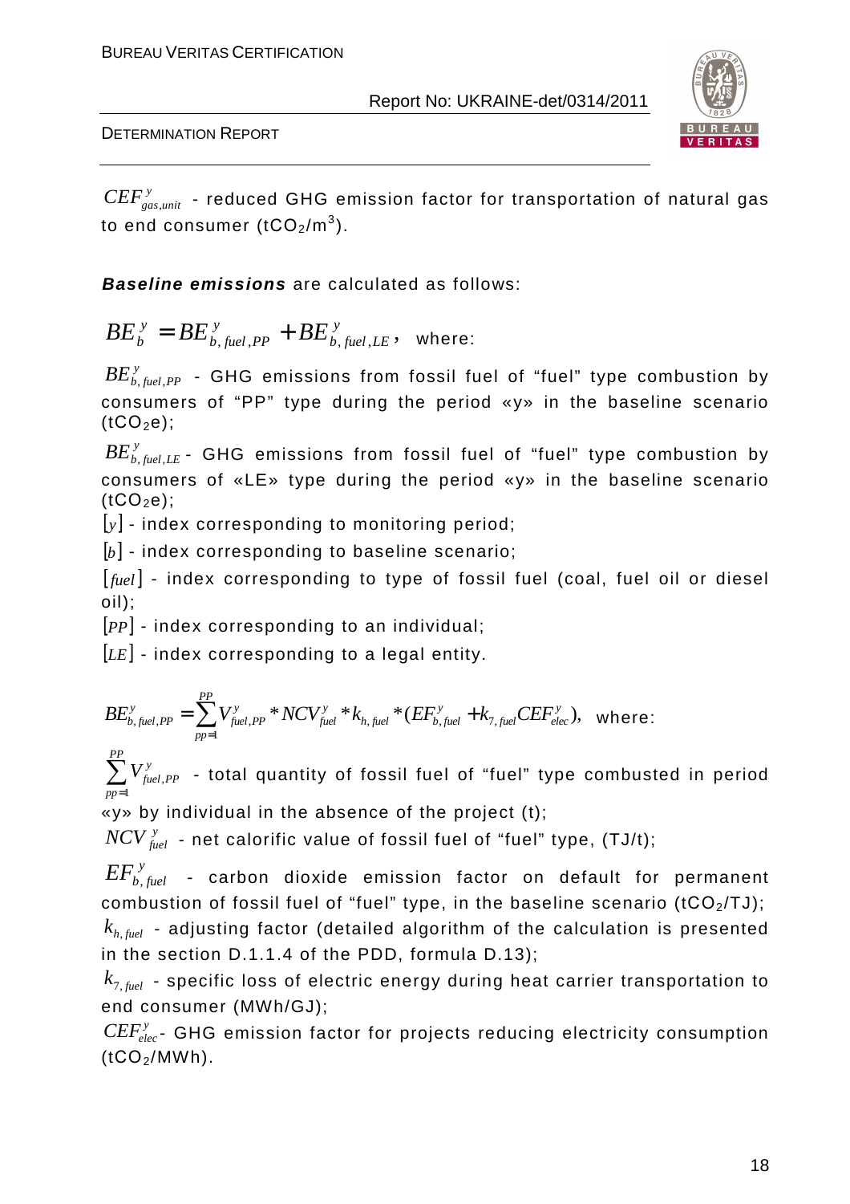$CEF^{y}_{gas,unit}$ - reduced GHG emission factor for transportation of natural gas to end consumer ($tCO_2/m^3$).

***Baseline emissions*** are calculated as follows:

$$BE^{y}_{b} = BE^{y}_{b,fuel,PP} + BE^{y}_{b,fuel,LE}, \text{ where:}$$

$BE^{y}_{b,fuel,PP}$ - GHG emissions from fossil fuel of "fuel" type combustion by consumers of "PP" type during the period «y» in the baseline scenario ($tCO_2e$);

$BE^{y}_{b,fuel,LE}$ - GHG emissions from fossil fuel of "fuel" type combustion by consumers of «LE» type during the period «y» in the baseline scenario ($tCO_2e$);

$[y]$ - index corresponding to monitoring period;

$[b]$ - index corresponding to baseline scenario;

$[fuel]$ - index corresponding to type of fossil fuel (coal, fuel oil or diesel oil);

$[PP]$ - index corresponding to an individual;

$[LE]$ - index corresponding to a legal entity.

$$BE^{y}_{b,fuel,PP} = \sum_{pp=1}^{PP} V^{y}_{fuel,PP} * NCV^{y}_{fuel} * k_{h,fuel} * (EF^{y}_{b,fuel} + k_{7,fuel} CEF^{y}_{elec}), \text{ where:}$$

$\sum_{pp=1}^{PP} V^{y}_{fuel,PP}$ - total quantity of fossil fuel of "fuel" type combusted in period «y» by individual in the absence of the project (t);

$NCV^{y}_{fuel}$ - net calorific value of fossil fuel of "fuel" type, (TJ/t);

$EF^{y}_{b,fuel}$ - carbon dioxide emission factor on default for permanent combustion of fossil fuel of "fuel" type, in the baseline scenario ($tCO_2/TJ$);

$k_{h,fuel}$ - adjusting factor (detailed algorithm of the calculation is presented in the section D.1.1.4 of the PDD, formula D.13);

$k_{7,fuel}$ - specific loss of electric energy during heat carrier transportation to end consumer (MWh/GJ);

$CEF^{y}_{elec}$ - GHG emission factor for projects reducing electricity consumption ($tCO_2/MWh$).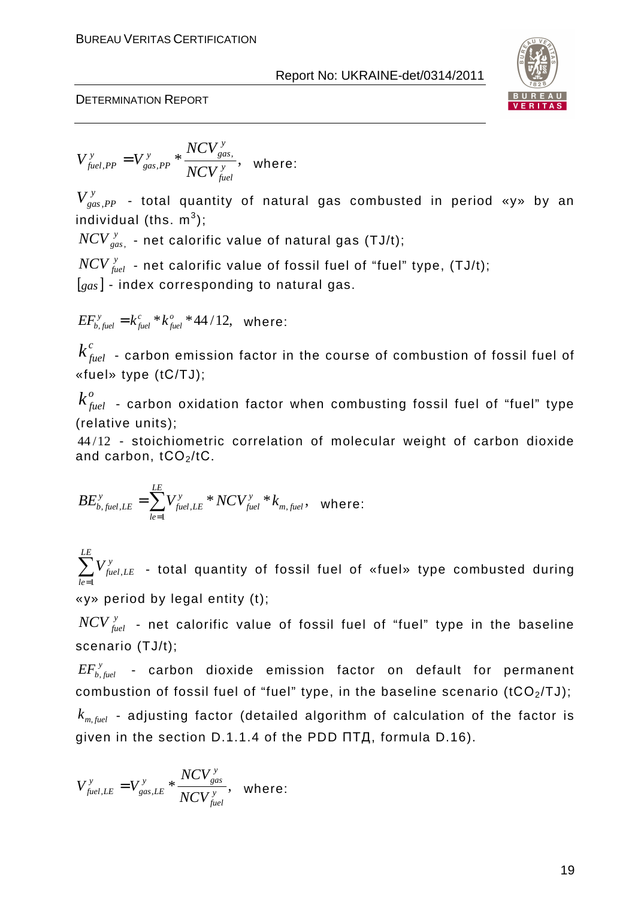$$V^{y}_{fuel,PP} = V^{y}_{gas,PP} * \frac{NCV^{y}_{gas,}}{NCV^{y}_{fuel}},$$ where:

$V^{y}_{gas,PP}$ - total quantity of natural gas combusted in period «y» by an individual (ths. $m^3$);

$NCV^{y}_{gas,}$ - net calorific value of natural gas (TJ/t);

$NCV^{y}_{fuel}$ - net calorific value of fossil fuel of "fuel" type, (TJ/t);

$[gas]$ - index corresponding to natural gas.

$$EF^{y}_{b,fuel} = k^{c}_{fuel} * k^{o}_{fuel} * 44/12,$$ where:

$k^{c}_{fuel}$ - carbon emission factor in the course of combustion of fossil fuel of «fuel» type (tC/TJ);

$k^{o}_{fuel}$ - carbon oxidation factor when combusting fossil fuel of "fuel" type (relative units);

$44/12$ - stoichiometric correlation of molecular weight of carbon dioxide and carbon, $tCO_2/tC$.

$$BE^{y}_{b,fuel,LE} = \sum_{le=1}^{LE} V^{y}_{fuel,LE} * NCV^{y}_{fuel} * k_{m,fuel},$$ where:

$\sum_{le=1}^{LE} V^{y}_{fuel,LE}$ - total quantity of fossil fuel of «fuel» type combusted during «y» period by legal entity (t);

$NCV^{y}_{fuel}$ - net calorific value of fossil fuel of "fuel" type in the baseline scenario (TJ/t);

$EF^{y}_{b,fuel}$ - carbon dioxide emission factor on default for permanent combustion of fossil fuel of "fuel" type, in the baseline scenario ($tCO_2$/TJ);

$k_{m,fuel}$ - adjusting factor (detailed algorithm of calculation of the factor is given in the section D.1.1.4 of the PDD ПТД, formula D.16).

$$V^{y}_{fuel,LE} = V^{y}_{gas,LE} * \frac{NCV^{y}_{gas}}{NCV^{y}_{fuel}},$$ where: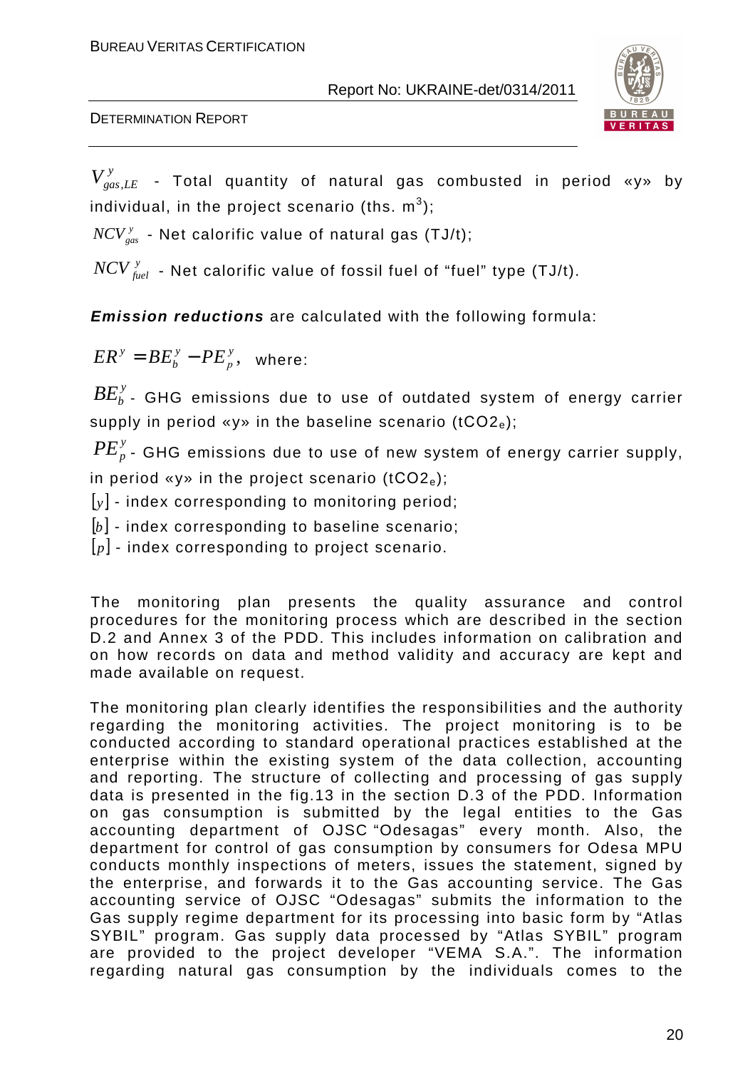$V_{gas,LE}^{y}$ - Total quantity of natural gas combusted in period «y» by individual, in the project scenario (ths. $m^3$);

$NCV_{gas}^{y}$ - Net calorific value of natural gas (TJ/t);

$NCV_{fuel}^{y}$ - Net calorific value of fossil fuel of "fuel" type (TJ/t).

***Emission reductions*** are calculated with the following formula:

$ER^{y} = BE_{b}^{y} - PE_{p}^{y}$, where:

$BE_{b}^{y}$ - GHG emissions due to use of outdated system of energy carrier supply in period «y» in the baseline scenario ($tCO2_e$);

$PE_{p}^{y}$ - GHG emissions due to use of new system of energy carrier supply, in period «y» in the project scenario ($tCO2_e$);

$[y]$ - index corresponding to monitoring period;

$[b]$ - index corresponding to baseline scenario;

$[p]$ - index corresponding to project scenario.

The monitoring plan presents the quality assurance and control procedures for the monitoring process which are described in the section D.2 and Annex 3 of the PDD. This includes information on calibration and on how records on data and method validity and accuracy are kept and made available on request.

The monitoring plan clearly identifies the responsibilities and the authority regarding the monitoring activities. The project monitoring is to be conducted according to standard operational practices established at the enterprise within the existing system of the data collection, accounting and reporting. The structure of collecting and processing of gas supply data is presented in the fig.13 in the section D.3 of the PDD. Information on gas consumption is submitted by the legal entities to the Gas accounting department of OJSC "Odesagas" every month. Also, the department for control of gas consumption by consumers for Odesa MPU conducts monthly inspections of meters, issues the statement, signed by the enterprise, and forwards it to the Gas accounting service. The Gas accounting service of OJSC "Odesagas" submits the information to the Gas supply regime department for its processing into basic form by "Atlas SYBIL" program. Gas supply data processed by "Atlas SYBIL" program are provided to the project developer "VEMA S.A.". The information regarding natural gas consumption by the individuals comes to the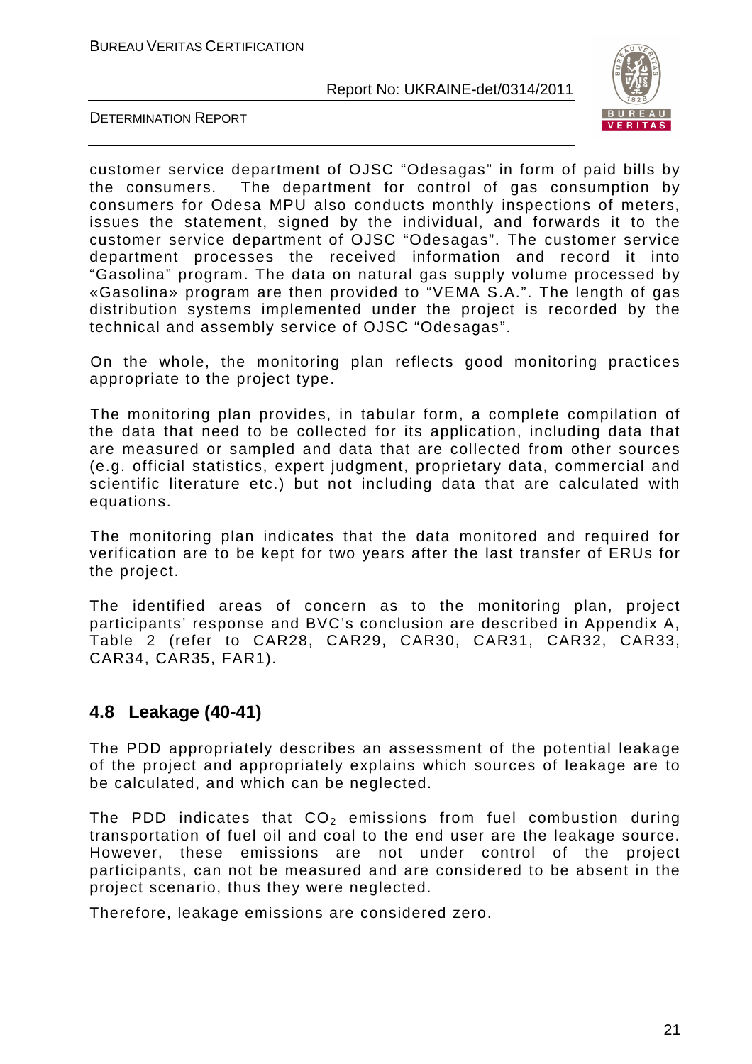customer service department of OJSC "Odesagas" in form of paid bills by the consumers. The department for control of gas consumption by consumers for Odesa MPU also conducts monthly inspections of meters, issues the statement, signed by the individual, and forwards it to the customer service department of OJSC "Odesagas". The customer service department processes the received information and record it into "Gasolina" program. The data on natural gas supply volume processed by «Gasolina» program are then provided to "VEMA S.A.". The length of gas distribution systems implemented under the project is recorded by the technical and assembly service of OJSC "Odesagas".

On the whole, the monitoring plan reflects good monitoring practices appropriate to the project type.

The monitoring plan provides, in tabular form, a complete compilation of the data that need to be collected for its application, including data that are measured or sampled and data that are collected from other sources (e.g. official statistics, expert judgment, proprietary data, commercial and scientific literature etc.) but not including data that are calculated with equations.

The monitoring plan indicates that the data monitored and required for verification are to be kept for two years after the last transfer of ERUs for the project.

The identified areas of concern as to the monitoring plan, project participants' response and BVC's conclusion are described in Appendix A, Table 2 (refer to CAR28, CAR29, CAR30, CAR31, CAR32, CAR33, CAR34, CAR35, FAR1).

## 4.8 Leakage (40-41)

The PDD appropriately describes an assessment of the potential leakage of the project and appropriately explains which sources of leakage are to be calculated, and which can be neglected.

The PDD indicates that $CO_2$ emissions from fuel combustion during transportation of fuel oil and coal to the end user are the leakage source. However, these emissions are not under control of the project participants, can not be measured and are considered to be absent in the project scenario, thus they were neglected.

Therefore, leakage emissions are considered zero.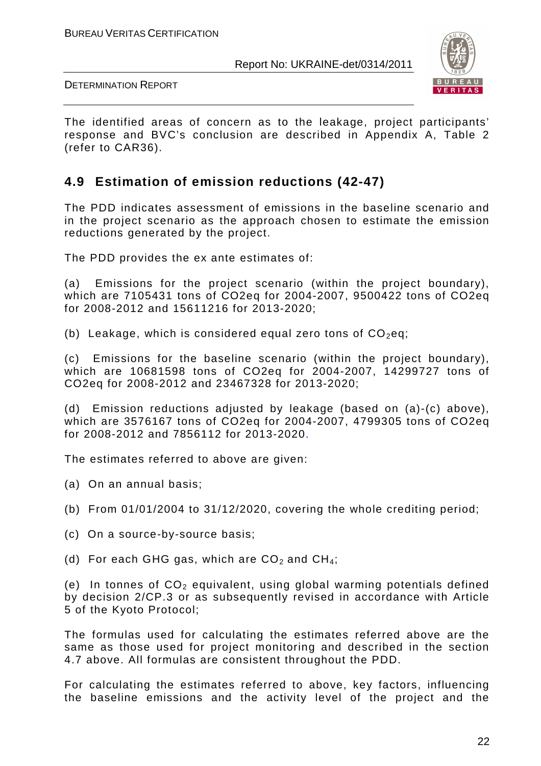The identified areas of concern as to the leakage, project participants' response and BVC's conclusion are described in Appendix A, Table 2 (refer to CAR36).

## 4.9 Estimation of emission reductions (42-47)

The PDD indicates assessment of emissions in the baseline scenario and in the project scenario as the approach chosen to estimate the emission reductions generated by the project.

The PDD provides the ex ante estimates of:

(a) Emissions for the project scenario (within the project boundary), which are 7105431 tons of CO2eq for 2004-2007, 9500422 tons of CO2eq for 2008-2012 and 15611216 for 2013-2020;

(b) Leakage, which is considered equal zero tons of $CO_2$eq;

(c) Emissions for the baseline scenario (within the project boundary), which are 10681598 tons of CO2eq for 2004-2007, 14299727 tons of CO2eq for 2008-2012 and 23467328 for 2013-2020;

(d) Emission reductions adjusted by leakage (based on (a)-(c) above), which are 3576167 tons of CO2eq for 2004-2007, 4799305 tons of CO2eq for 2008-2012 and 7856112 for 2013-2020.

The estimates referred to above are given:

(a) On an annual basis;

(b) From 01/01/2004 to 31/12/2020, covering the whole crediting period;

(c) On a source-by-source basis;

(d) For each GHG gas, which are $CO_2$ and $CH_4$;

(e) In tonnes of $CO_2$ equivalent, using global warming potentials defined by decision 2/CP.3 or as subsequently revised in accordance with Article 5 of the Kyoto Protocol;

The formulas used for calculating the estimates referred above are the same as those used for project monitoring and described in the section 4.7 above. All formulas are consistent throughout the PDD.

For calculating the estimates referred to above, key factors, influencing the baseline emissions and the activity level of the project and the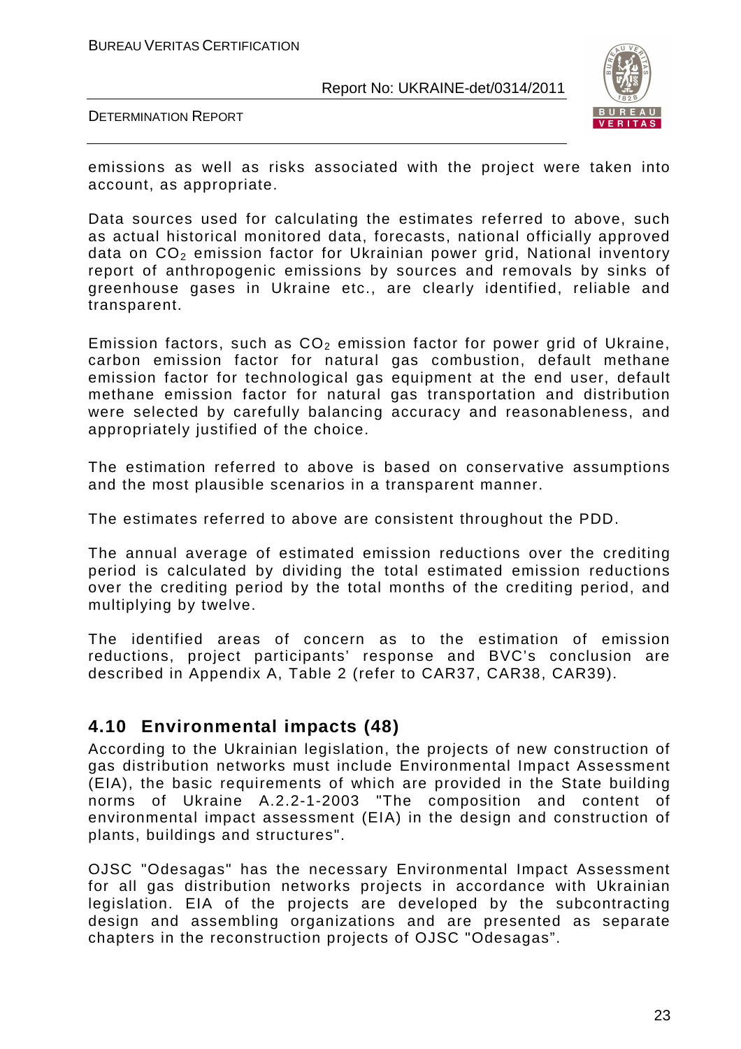emissions as well as risks associated with the project were taken into account, as appropriate.

Data sources used for calculating the estimates referred to above, such as actual historical monitored data, forecasts, national officially approved data on $CO_2$ emission factor for Ukrainian power grid, National inventory report of anthropogenic emissions by sources and removals by sinks of greenhouse gases in Ukraine etc., are clearly identified, reliable and transparent.

Emission factors, such as $CO_2$ emission factor for power grid of Ukraine, carbon emission factor for natural gas combustion, default methane emission factor for technological gas equipment at the end user, default methane emission factor for natural gas transportation and distribution were selected by carefully balancing accuracy and reasonableness, and appropriately justified of the choice.

The estimation referred to above is based on conservative assumptions and the most plausible scenarios in a transparent manner.

The estimates referred to above are consistent throughout the PDD.

The annual average of estimated emission reductions over the crediting period is calculated by dividing the total estimated emission reductions over the crediting period by the total months of the crediting period, and multiplying by twelve.

The identified areas of concern as to the estimation of emission reductions, project participants' response and BVC's conclusion are described in Appendix A, Table 2 (refer to CAR37, CAR38, CAR39).

## 4.10 Environmental impacts (48)

According to the Ukrainian legislation, the projects of new construction of gas distribution networks must include Environmental Impact Assessment (EIA), the basic requirements of which are provided in the State building norms of Ukraine A.2.2-1-2003 "The composition and content of environmental impact assessment (EIA) in the design and construction of plants, buildings and structures".

OJSC "Odesagas" has the necessary Environmental Impact Assessment for all gas distribution networks projects in accordance with Ukrainian legislation. EIA of the projects are developed by the subcontracting design and assembling organizations and are presented as separate chapters in the reconstruction projects of OJSC "Odesagas".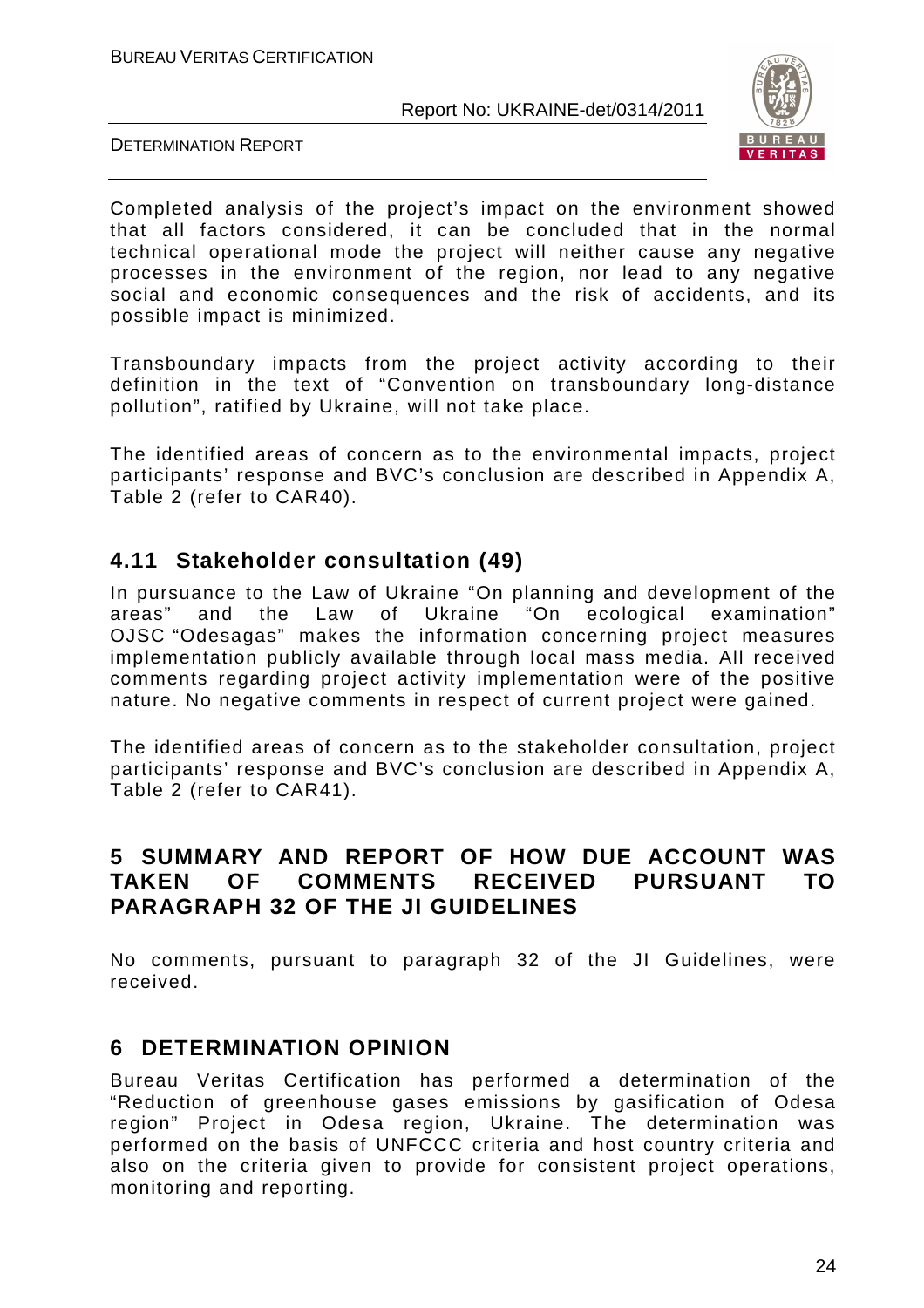Completed analysis of the project's impact on the environment showed that all factors considered, it can be concluded that in the normal technical operational mode the project will neither cause any negative processes in the environment of the region, nor lead to any negative social and economic consequences and the risk of accidents, and its possible impact is minimized.

Transboundary impacts from the project activity according to their definition in the text of "Convention on transboundary long-distance pollution", ratified by Ukraine, will not take place.

The identified areas of concern as to the environmental impacts, project participants' response and BVC's conclusion are described in Appendix A, Table 2 (refer to CAR40).

## 4.11 Stakeholder consultation (49)

In pursuance to the Law of Ukraine "On planning and development of the areas" and the Law of Ukraine "On ecological examination" OJSC "Odesagas" makes the information concerning project measures implementation publicly available through local mass media. All received comments regarding project activity implementation were of the positive nature. No negative comments in respect of current project were gained.

The identified areas of concern as to the stakeholder consultation, project participants' response and BVC's conclusion are described in Appendix A, Table 2 (refer to CAR41).

# 5 SUMMARY AND REPORT OF HOW DUE ACCOUNT WAS TAKEN OF COMMENTS RECEIVED PURSUANT TO PARAGRAPH 32 OF THE JI GUIDELINES

No comments, pursuant to paragraph 32 of the JI Guidelines, were received.

# 6 DETERMINATION OPINION

Bureau Veritas Certification has performed a determination of the "Reduction of greenhouse gases emissions by gasification of Odesa region" Project in Odesa region, Ukraine. The determination was performed on the basis of UNFCCC criteria and host country criteria and also on the criteria given to provide for consistent project operations, monitoring and reporting.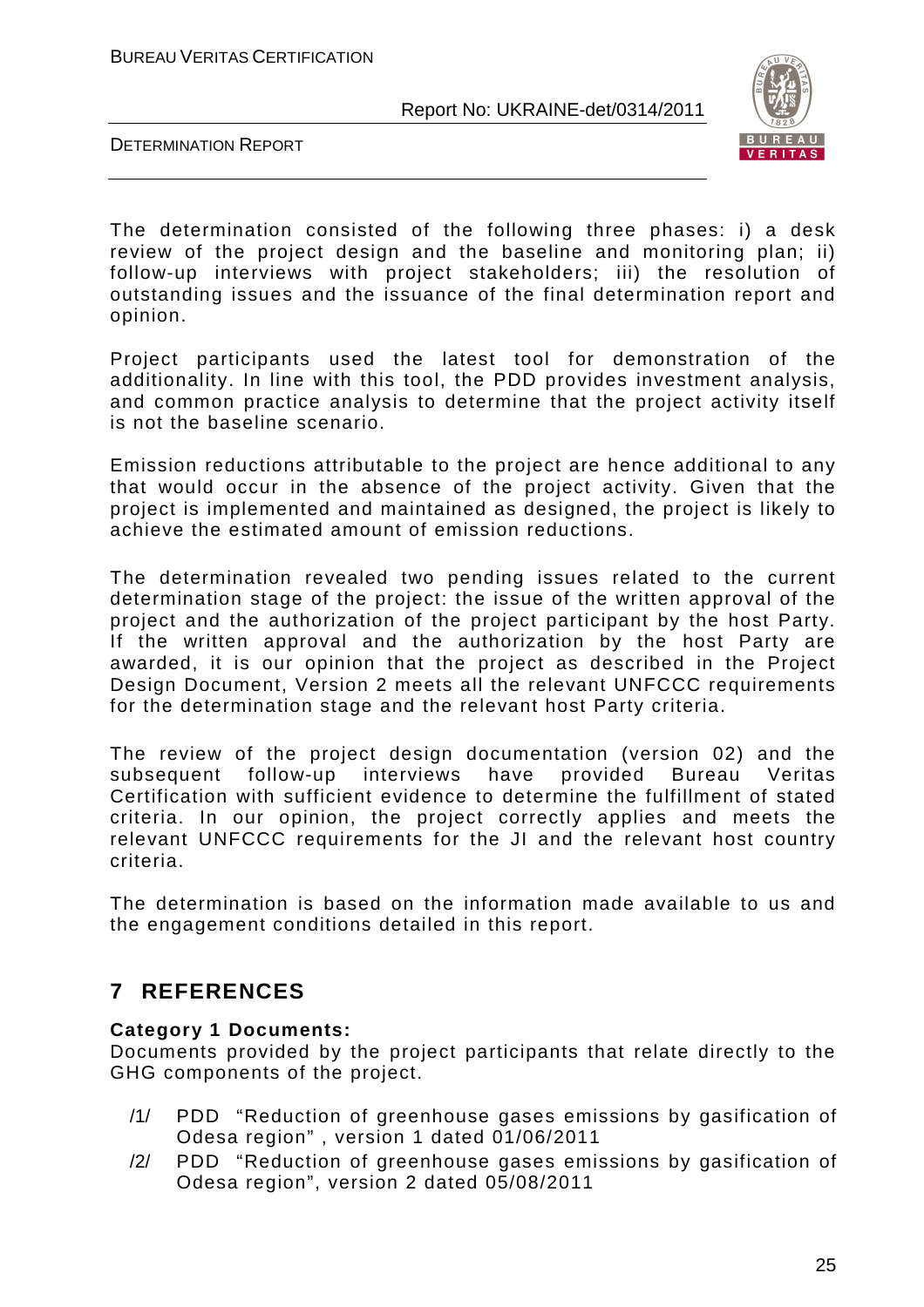The determination consisted of the following three phases: i) a desk review of the project design and the baseline and monitoring plan; ii) follow-up interviews with project stakeholders; iii) the resolution of outstanding issues and the issuance of the final determination report and opinion.

Project participants used the latest tool for demonstration of the additionality. In line with this tool, the PDD provides investment analysis, and common practice analysis to determine that the project activity itself is not the baseline scenario.

Emission reductions attributable to the project are hence additional to any that would occur in the absence of the project activity. Given that the project is implemented and maintained as designed, the project is likely to achieve the estimated amount of emission reductions.

The determination revealed two pending issues related to the current determination stage of the project: the issue of the written approval of the project and the authorization of the project participant by the host Party. If the written approval and the authorization by the host Party are awarded, it is our opinion that the project as described in the Project Design Document, Version 2 meets all the relevant UNFCCC requirements for the determination stage and the relevant host Party criteria.

The review of the project design documentation (version 02) and the subsequent follow-up interviews have provided Bureau Veritas Certification with sufficient evidence to determine the fulfillment of stated criteria. In our opinion, the project correctly applies and meets the relevant UNFCCC requirements for the JI and the relevant host country criteria.

The determination is based on the information made available to us and the engagement conditions detailed in this report.

# 7 REFERENCES

**Category 1 Documents:**
Documents provided by the project participants that relate directly to the GHG components of the project.

- /1/ PDD "Reduction of greenhouse gases emissions by gasification of Odesa region" , version 1 dated 01/06/2011
- /2/ PDD "Reduction of greenhouse gases emissions by gasification of Odesa region", version 2 dated 05/08/2011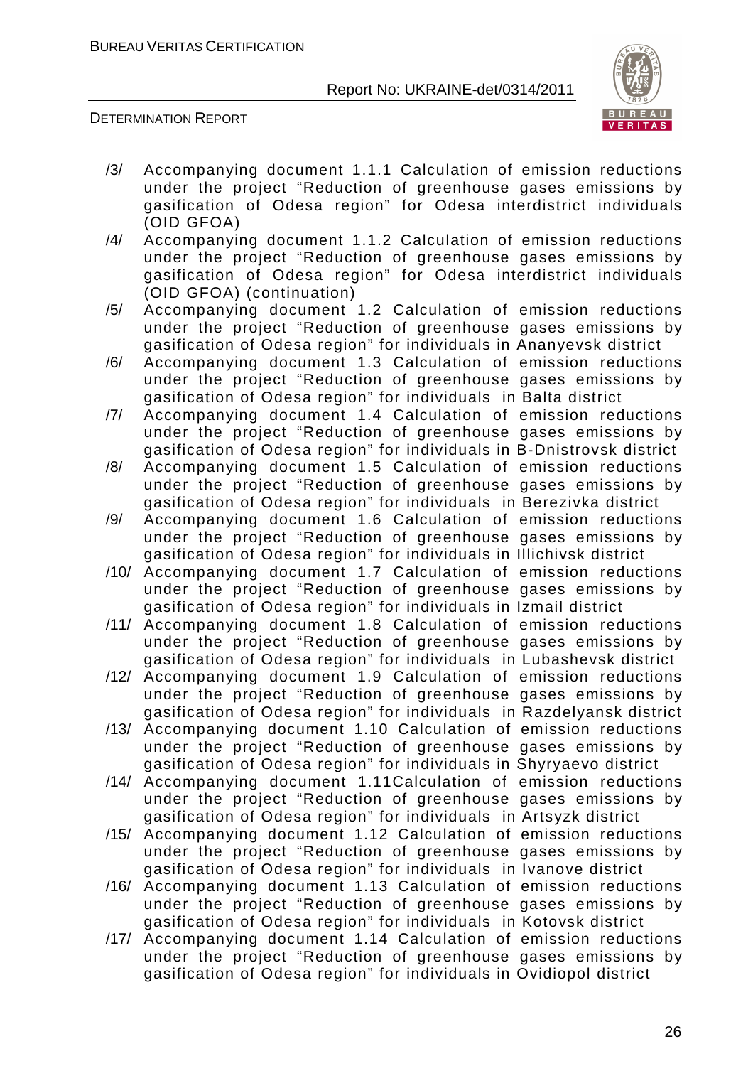/3/ Accompanying document 1.1.1 Calculation of emission reductions under the project "Reduction of greenhouse gases emissions by gasification of Odesa region" for Odesa interdistrict individuals (OID GFOA)

/4/ Accompanying document 1.1.2 Calculation of emission reductions under the project "Reduction of greenhouse gases emissions by gasification of Odesa region" for Odesa interdistrict individuals (OID GFOA) (continuation)

/5/ Accompanying document 1.2 Calculation of emission reductions under the project "Reduction of greenhouse gases emissions by gasification of Odesa region" for individuals in Ananyevsk district

/6/ Accompanying document 1.3 Calculation of emission reductions under the project "Reduction of greenhouse gases emissions by gasification of Odesa region" for individuals in Balta district

/7/ Accompanying document 1.4 Calculation of emission reductions under the project "Reduction of greenhouse gases emissions by gasification of Odesa region" for individuals in B-Dnistrovsk district

/8/ Accompanying document 1.5 Calculation of emission reductions under the project "Reduction of greenhouse gases emissions by gasification of Odesa region" for individuals in Berezivka district

/9/ Accompanying document 1.6 Calculation of emission reductions under the project "Reduction of greenhouse gases emissions by gasification of Odesa region" for individuals in Illichivsk district

/10/ Accompanying document 1.7 Calculation of emission reductions under the project "Reduction of greenhouse gases emissions by gasification of Odesa region" for individuals in Izmail district

/11/ Accompanying document 1.8 Calculation of emission reductions under the project "Reduction of greenhouse gases emissions by gasification of Odesa region" for individuals in Lubashevsk district

/12/ Accompanying document 1.9 Calculation of emission reductions under the project "Reduction of greenhouse gases emissions by gasification of Odesa region" for individuals in Razdelyansk district

/13/ Accompanying document 1.10 Calculation of emission reductions under the project "Reduction of greenhouse gases emissions by gasification of Odesa region" for individuals in Shyryaevo district

/14/ Accompanying document 1.11Calculation of emission reductions under the project "Reduction of greenhouse gases emissions by gasification of Odesa region" for individuals in Artsyzk district

/15/ Accompanying document 1.12 Calculation of emission reductions under the project "Reduction of greenhouse gases emissions by gasification of Odesa region" for individuals in Ivanove district

/16/ Accompanying document 1.13 Calculation of emission reductions under the project "Reduction of greenhouse gases emissions by gasification of Odesa region" for individuals in Kotovsk district

/17/ Accompanying document 1.14 Calculation of emission reductions under the project "Reduction of greenhouse gases emissions by gasification of Odesa region" for individuals in Ovidiopol district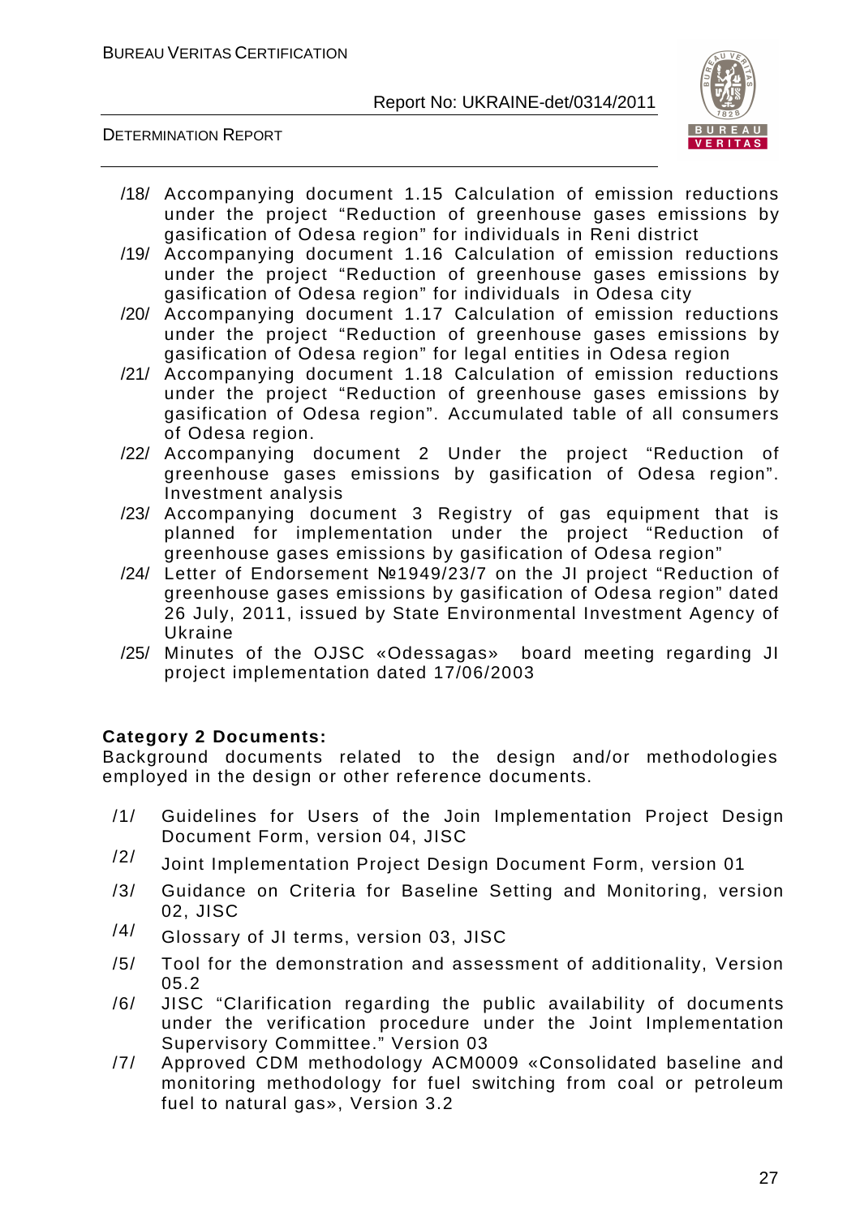/18/ Accompanying document 1.15 Calculation of emission reductions under the project "Reduction of greenhouse gases emissions by gasification of Odesa region" for individuals in Reni district

/19/ Accompanying document 1.16 Calculation of emission reductions under the project "Reduction of greenhouse gases emissions by gasification of Odesa region" for individuals in Odesa city

/20/ Accompanying document 1.17 Calculation of emission reductions under the project "Reduction of greenhouse gases emissions by gasification of Odesa region" for legal entities in Odesa region

/21/ Accompanying document 1.18 Calculation of emission reductions under the project "Reduction of greenhouse gases emissions by gasification of Odesa region". Accumulated table of all consumers of Odesa region.

/22/ Accompanying document 2 Under the project "Reduction of greenhouse gases emissions by gasification of Odesa region". Investment analysis

/23/ Accompanying document 3 Registry of gas equipment that is planned for implementation under the project "Reduction of greenhouse gases emissions by gasification of Odesa region"

/24/ Letter of Endorsement №1949/23/7 on the JI project "Reduction of greenhouse gases emissions by gasification of Odesa region" dated 26 July, 2011, issued by State Environmental Investment Agency of Ukraine

/25/ Minutes of the OJSC «Odessagas» board meeting regarding JI project implementation dated 17/06/2003

**Category 2 Documents:**

Background documents related to the design and/or methodologies employed in the design or other reference documents.

/1/ Guidelines for Users of the Join Implementation Project Design Document Form, version 04, JISC

/2/ Joint Implementation Project Design Document Form, version 01

/3/ Guidance on Criteria for Baseline Setting and Monitoring, version 02, JISC

/4/ Glossary of JI terms, version 03, JISC

/5/ Tool for the demonstration and assessment of additionality, Version 05.2

/6/ JISC "Clarification regarding the public availability of documents under the verification procedure under the Joint Implementation Supervisory Committee." Version 03

/7/ Approved CDM methodology ACM0009 «Consolidated baseline and monitoring methodology for fuel switching from coal or petroleum fuel to natural gas», Version 3.2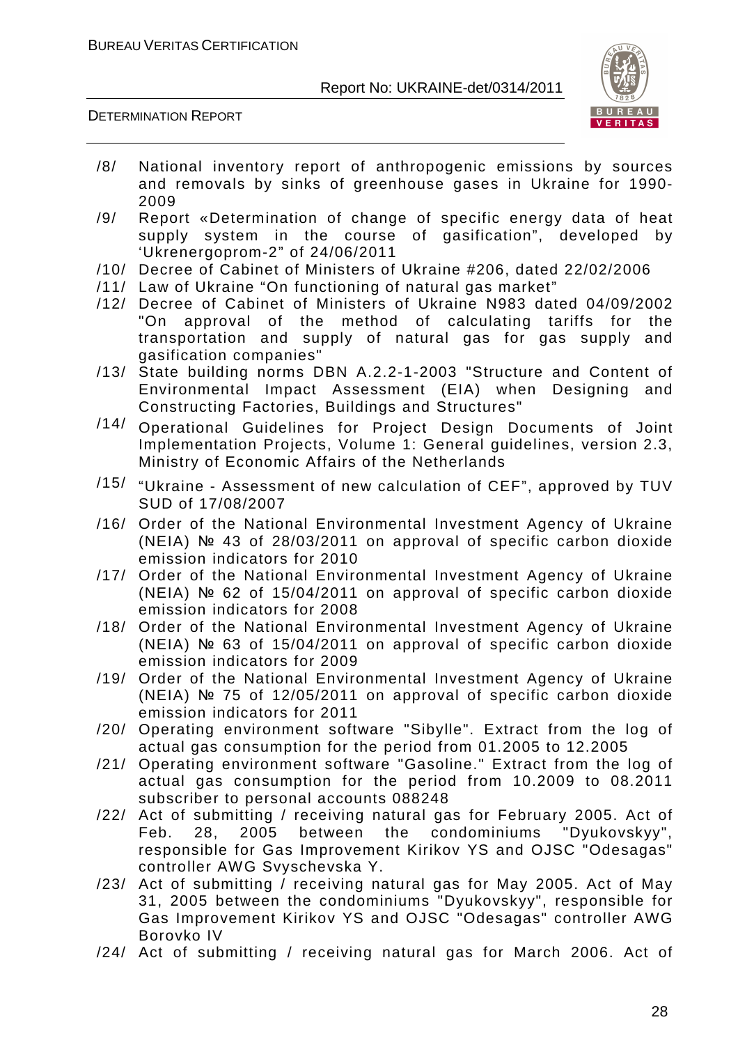/8/ National inventory report of anthropogenic emissions by sources and removals by sinks of greenhouse gases in Ukraine for 1990-2009

/9/ Report «Determination of change of specific energy data of heat supply system in the course of gasification", developed by 'Ukrenergoprom-2" of 24/06/2011

/10/ Decree of Cabinet of Ministers of Ukraine #206, dated 22/02/2006

/11/ Law of Ukraine "On functioning of natural gas market"

/12/ Decree of Cabinet of Ministers of Ukraine N983 dated 04/09/2002 "On approval of the method of calculating tariffs for the transportation and supply of natural gas for gas supply and gasification companies"

/13/ State building norms DBN A.2.2-1-2003 "Structure and Content of Environmental Impact Assessment (EIA) when Designing and Constructing Factories, Buildings and Structures"

/14/ Operational Guidelines for Project Design Documents of Joint Implementation Projects, Volume 1: General guidelines, version 2.3, Ministry of Economic Affairs of the Netherlands

/15/ "Ukraine - Assessment of new calculation of CEF", approved by TUV SUD of 17/08/2007

/16/ Order of the National Environmental Investment Agency of Ukraine (NEIA) № 43 of 28/03/2011 on approval of specific carbon dioxide emission indicators for 2010

/17/ Order of the National Environmental Investment Agency of Ukraine (NEIA) № 62 of 15/04/2011 on approval of specific carbon dioxide emission indicators for 2008

/18/ Order of the National Environmental Investment Agency of Ukraine (NEIA) № 63 of 15/04/2011 on approval of specific carbon dioxide emission indicators for 2009

/19/ Order of the National Environmental Investment Agency of Ukraine (NEIA) № 75 of 12/05/2011 on approval of specific carbon dioxide emission indicators for 2011

/20/ Operating environment software "Sibylle". Extract from the log of actual gas consumption for the period from 01.2005 to 12.2005

/21/ Operating environment software "Gasoline." Extract from the log of actual gas consumption for the period from 10.2009 to 08.2011 subscriber to personal accounts 088248

/22/ Act of submitting / receiving natural gas for February 2005. Act of Feb. 28, 2005 between the condominiums "Dyukovskyy", responsible for Gas Improvement Kirikov YS and OJSC "Odesagas" controller AWG Svyschevska Y.

/23/ Act of submitting / receiving natural gas for May 2005. Act of May 31, 2005 between the condominiums "Dyukovskyy", responsible for Gas Improvement Kirikov YS and OJSC "Odesagas" controller AWG Borovko IV

/24/ Act of submitting / receiving natural gas for March 2006. Act of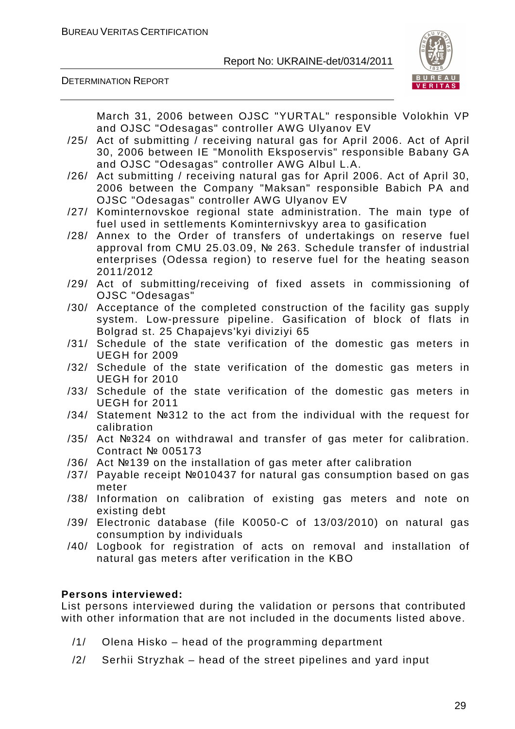March 31, 2006 between OJSC "YURTAL" responsible Volokhin VP and OJSC "Odesagas" controller AWG Ulyanov EV

/25/ Act of submitting / receiving natural gas for April 2006. Act of April 30, 2006 between IE "Monolith Eksposervis" responsible Babany GA and OJSC "Odesagas" controller AWG Albul L.A.

/26/ Act submitting / receiving natural gas for April 2006. Act of April 30, 2006 between the Company "Maksan" responsible Babich PA and OJSC "Odesagas" controller AWG Ulyanov EV

/27/ Kominternovskoe regional state administration. The main type of fuel used in settlements Kominternivskyy area to gasification

/28/ Annex to the Order of transfers of undertakings on reserve fuel approval from CMU 25.03.09, № 263. Schedule transfer of industrial enterprises (Odessa region) to reserve fuel for the heating season 2011/2012

/29/ Act of submitting/receiving of fixed assets in commissioning of OJSC "Odesagas"

/30/ Acceptance of the completed construction of the facility gas supply system. Low-pressure pipeline. Gasification of block of flats in Bolgrad st. 25 Chapajevs'kyi diviziyi 65

/31/ Schedule of the state verification of the domestic gas meters in UEGH for 2009

/32/ Schedule of the state verification of the domestic gas meters in UEGH for 2010

/33/ Schedule of the state verification of the domestic gas meters in UEGH for 2011

/34/ Statement №312 to the act from the individual with the request for calibration

/35/ Act №324 on withdrawal and transfer of gas meter for calibration. Contract № 005173

/36/ Act №139 on the installation of gas meter after calibration

/37/ Payable receipt №010437 for natural gas consumption based on gas meter

/38/ Information on calibration of existing gas meters and note on existing debt

/39/ Electronic database (file K0050-C of 13/03/2010) on natural gas consumption by individuals

/40/ Logbook for registration of acts on removal and installation of natural gas meters after verification in the KBO

**Persons interviewed:**

List persons interviewed during the validation or persons that contributed with other information that are not included in the documents listed above.

/1/ Olena Hisko – head of the programming department

/2/ Serhii Stryzhak – head of the street pipelines and yard input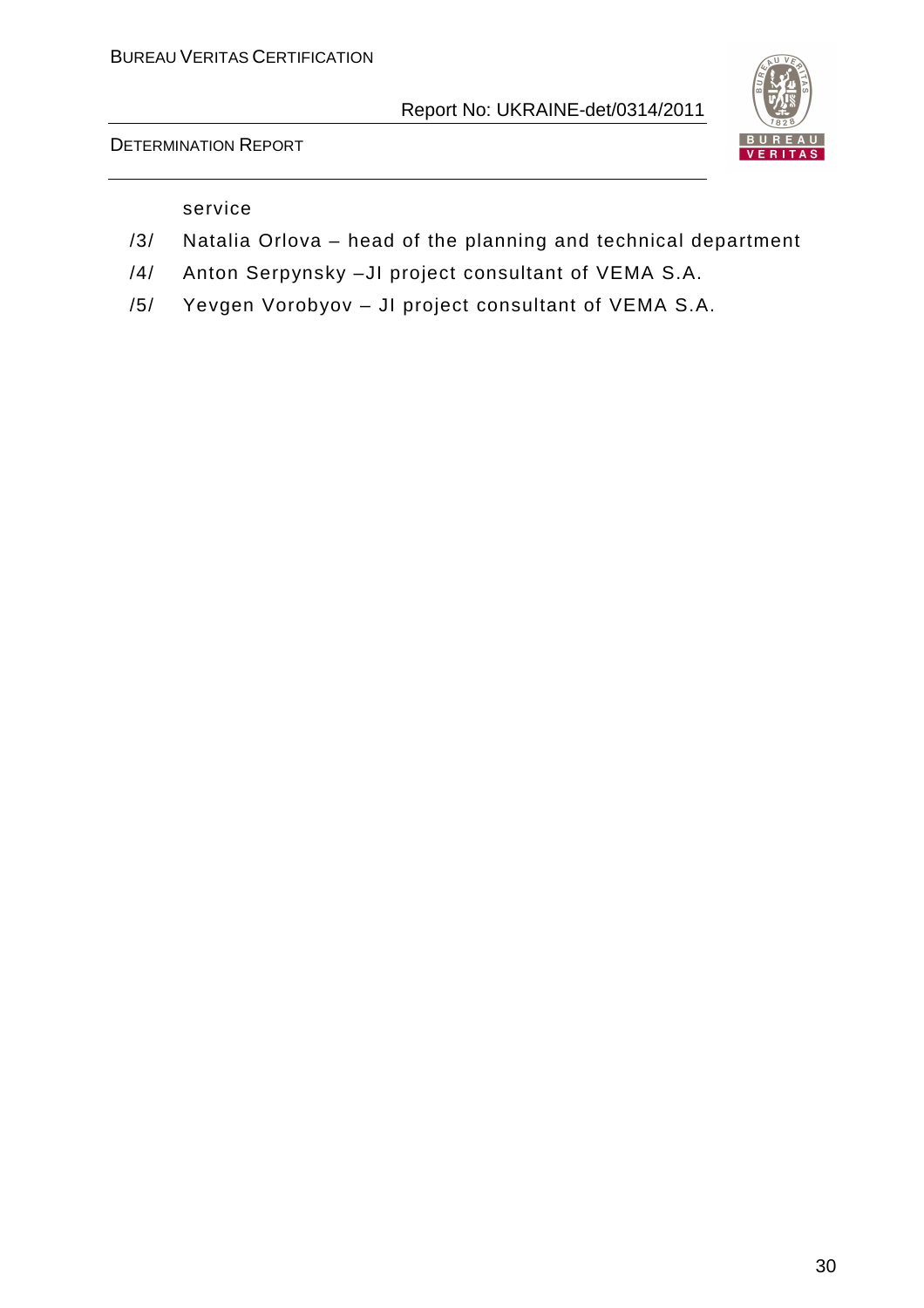service

/3/ Natalia Orlova – head of the planning and technical department

/4/ Anton Serpynsky –JI project consultant of VEMA S.A.

/5/ Yevgen Vorobyov – JI project consultant of VEMA S.A.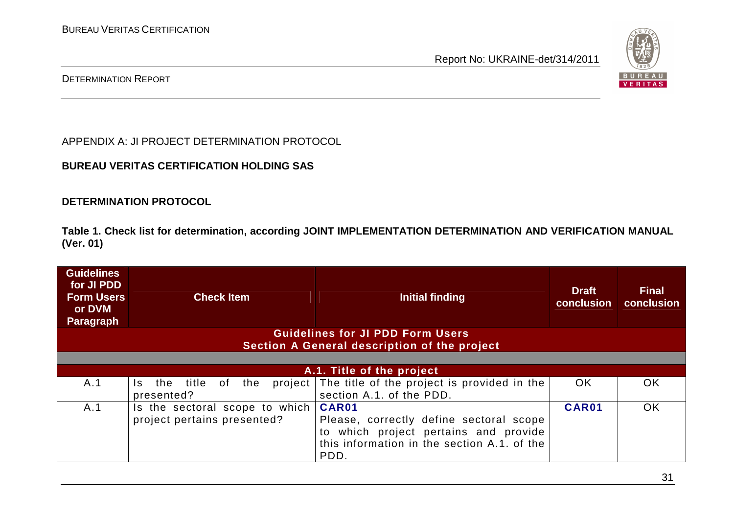APPENDIX A: JI PROJECT DETERMINATION PROTOCOL

**BUREAU VERITAS CERTIFICATION HOLDING SAS**

**DETERMINATION PROTOCOL**

**Table 1. Check list for determination, according JOINT IMPLEMENTATION DETERMINATION AND VERIFICATION MANUAL (Ver. 01)**

| Guidelines for JI PDD Form Users or DVM Paragraph | Check Item | Initial finding | Draft conclusion | Final conclusion |
|---|---|---|---|---|
| **Guidelines for JI PDD Form Users Section A General description of the project** | | | | |
| | | | | |
| **A.1. Title of the project** | | | | |
| A.1 | Is the title of the project presented? | The title of the project is provided in the section A.1. of the PDD. | OK | OK |
| A.1 | Is the sectoral scope to which project pertains presented? | **CAR01** Please, correctly define sectoral scope to which project pertains and provide this information in the section A.1. of the PDD. | **CAR01** | OK |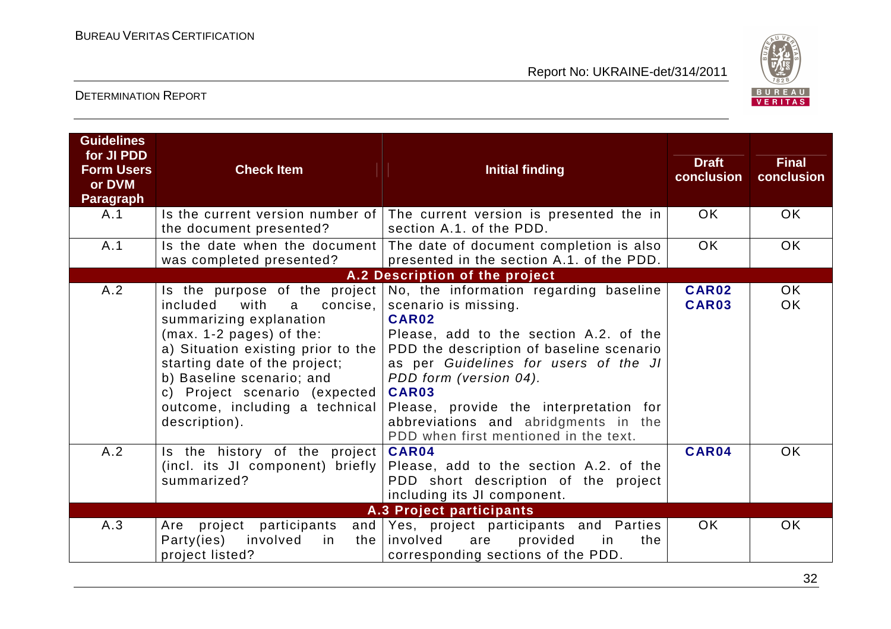| Guidelines for JI PDD Form Users or DVM Paragraph | Check Item | Initial finding | Draft conclusion | Final conclusion |
|---|---|---|---|---|
| A.1 | Is the current version number of the document presented? | The current version is presented the in section A.1. of the PDD. | OK | OK |
| A.1 | Is the date when the document was completed presented? | The date of document completion is also presented in the section A.1. of the PDD. | OK | OK |
| | | **A.2 Description of the project** | | |
| A.2 | Is the purpose of the project included with a concise, summarizing explanation (max. 1-2 pages) of the:<br>a) Situation existing prior to the starting date of the project;<br>b) Baseline scenario; and<br>c) Project scenario (expected outcome, including a technical description). | No, the information regarding baseline scenario is missing.<br>**CAR02**<br>Please, add to the section A.2. of the PDD the description of baseline scenario as per *Guidelines for users of the JI PDD form (version 04).*<br>**CAR03**<br>Please, provide the interpretation for abbreviations and abridgments in the PDD when first mentioned in the text. | **CAR02**<br>**CAR03** | OK<br>OK |
| A.2 | Is the history of the project (incl. its JI component) briefly summarized? | **CAR04**<br>Please, add to the section A.2. of the PDD short description of the project including its JI component. | **CAR04** | OK |
| | | **A.3 Project participants** | | |
| A.3 | Are project participants and Party(ies) involved in the project listed? | Yes, project participants and Parties involved are provided in the corresponding sections of the PDD. | OK | OK |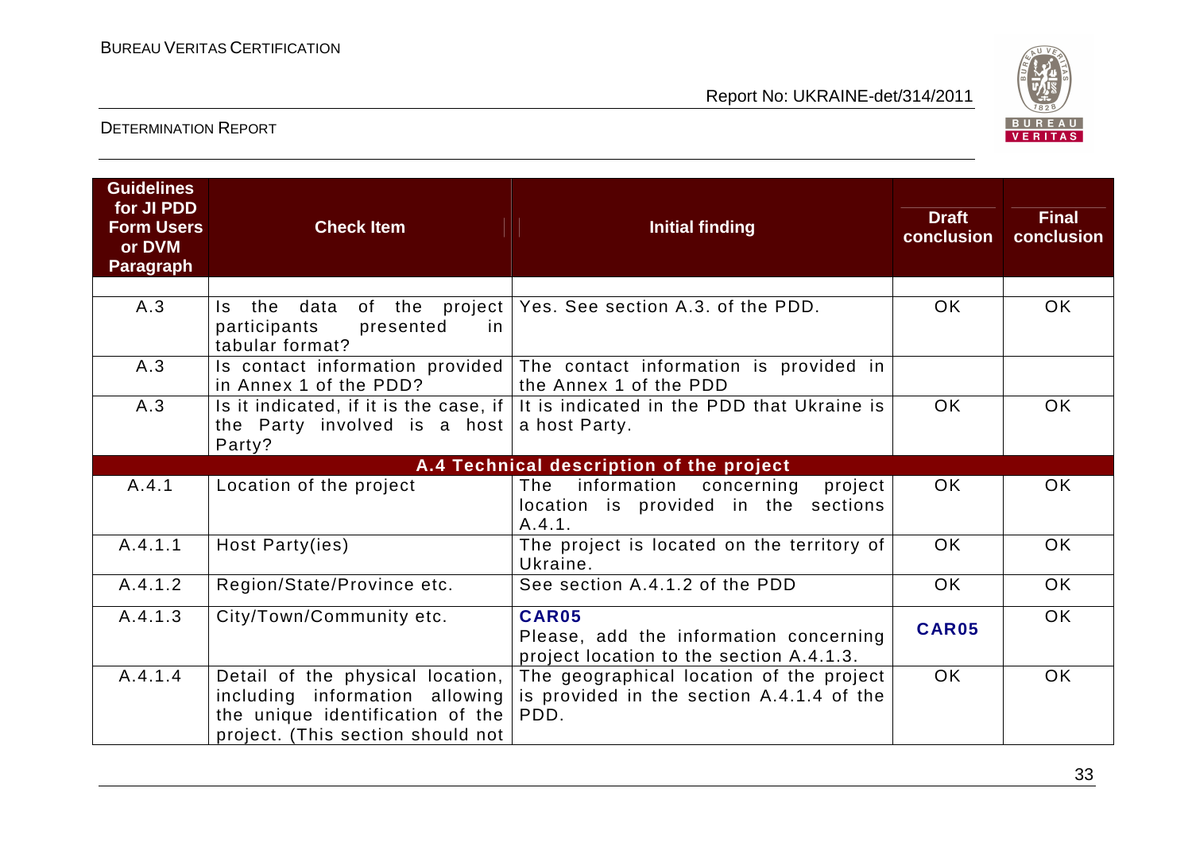| Guidelines for JI PDD Form Users or DVM Paragraph | Check Item | Initial finding | Draft conclusion | Final conclusion |
|---|---|---|---|---|
| | | | | |
| A.3 | Is the data of the project participants presented in tabular format? | Yes. See section A.3. of the PDD. | OK | OK |
| A.3 | Is contact information provided in Annex 1 of the PDD? | The contact information is provided in the Annex 1 of the PDD | | |
| A.3 | Is it indicated, if it is the case, if the Party involved is a host Party? | It is indicated in the PDD that Ukraine is a host Party. | OK | OK |
| **A.4 Technical description of the project** | | | | |
| A.4.1 | Location of the project | The information concerning project location is provided in the sections A.4.1. | OK | OK |
| A.4.1.1 | Host Party(ies) | The project is located on the territory of Ukraine. | OK | OK |
| A.4.1.2 | Region/State/Province etc. | See section A.4.1.2 of the PDD | OK | OK |
| A.4.1.3 | City/Town/Community etc. | **CAR05** Please, add the information concerning project location to the section A.4.1.3. | **CAR05** | OK |
| A.4.1.4 | Detail of the physical location, including information allowing the unique identification of the project. (This section should not | The geographical location of the project is provided in the section A.4.1.4 of the PDD. | OK | OK |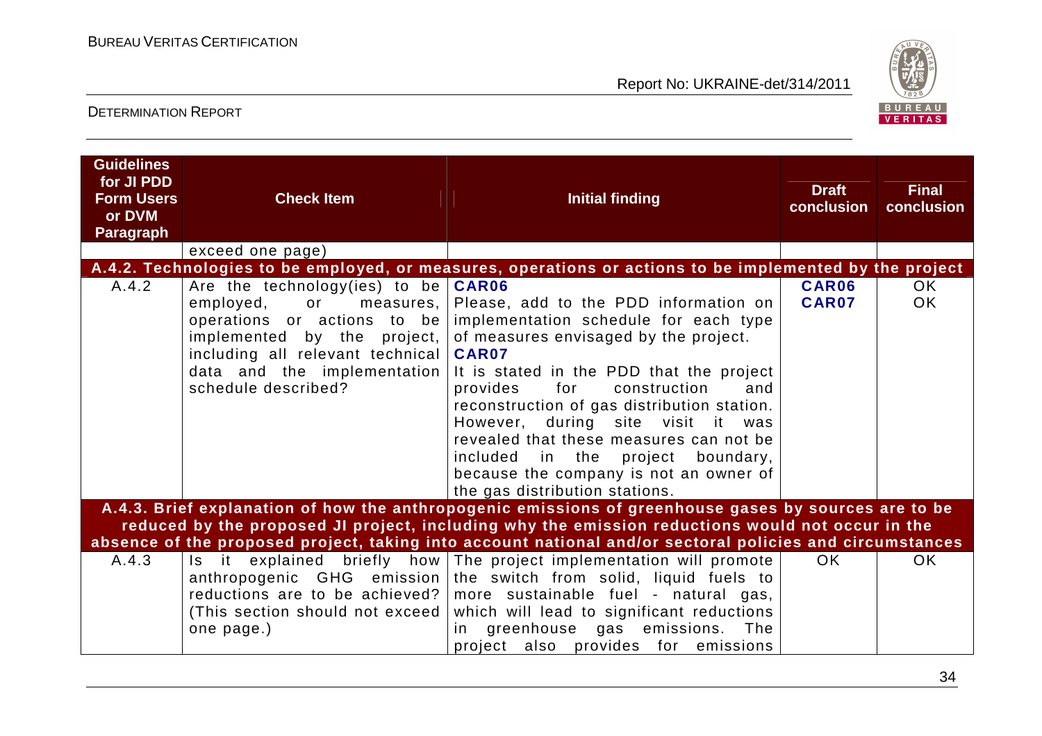| Guidelines for JI PDD Form Users or DVM Paragraph | Check Item | Initial finding | Draft conclusion | Final conclusion |
|---|---|---|---|---|
| | exceed one page) | | | |
| **A.4.2. Technologies to be employed, or measures, operations or actions to be implemented by the project** | | | | |
| A.4.2 | Are the technology(ies) to be employed, or measures, operations or actions to be implemented by the project, including all relevant technical data and the implementation schedule described? | **CAR06** Please, add to the PDD information on implementation schedule for each type of measures envisaged by the project. **CAR07** It is stated in the PDD that the project provides for construction and reconstruction of gas distribution station. However, during site visit it was revealed that these measures can not be included in the project boundary, because the company is not an owner of the gas distribution stations. | **CAR06** **CAR07** | OK OK |
| **A.4.3. Brief explanation of how the anthropogenic emissions of greenhouse gases by sources are to be reduced by the proposed JI project, including why the emission reductions would not occur in the absence of the proposed project, taking into account national and/or sectoral policies and circumstances** | | | | |
| A.4.3 | Is it explained briefly how anthropogenic GHG emission reductions are to be achieved? (This section should not exceed one page.) | The project implementation will promote the switch from solid, liquid fuels to more sustainable fuel - natural gas, which will lead to significant reductions in greenhouse gas emissions. The project also provides for emissions | OK | OK |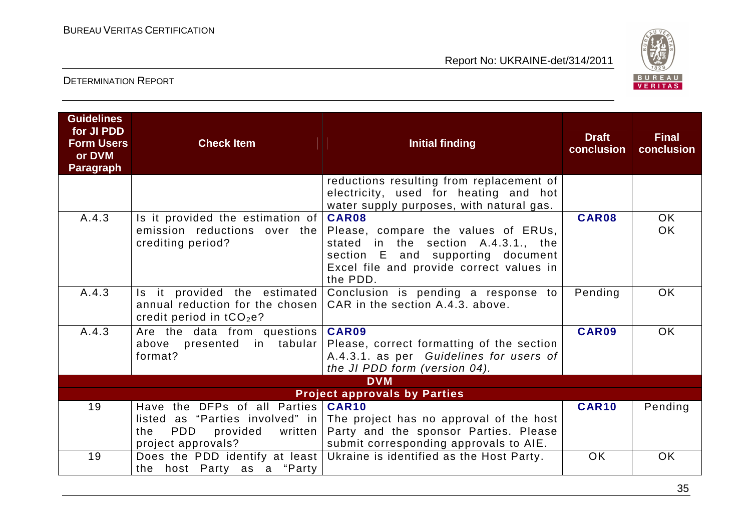| Guidelines for JI PDD Form Users or DVM Paragraph | Check Item | Initial finding | Draft conclusion | Final conclusion |
|---|---|---|---|---|
| | | reductions resulting from replacement of electricity, used for heating and hot water supply purposes, with natural gas. | | |
| A.4.3 | Is it provided the estimation of emission reductions over the crediting period? | **CAR08**<br>Please, compare the values of ERUs, stated in the section A.4.3.1., the section E and supporting document Excel file and provide correct values in the PDD. | **CAR08** | OK<br>OK |
| A.4.3 | Is it provided the estimated annual reduction for the chosen credit period in $tCO_2e$? | Conclusion is pending a response to CAR in the section A.4.3. above. | Pending | OK |
| A.4.3 | Are the data from questions above presented in tabular format? | **CAR09**<br>Please, correct formatting of the section A.4.3.1. as per *Guidelines for users of the JI PDD form (version 04).* | **CAR09** | OK |
| **DVM** | | | | |
| **Project approvals by Parties** | | | | |
| 19 | Have the DFPs of all Parties listed as "Parties involved" in the PDD provided written project approvals? | **CAR10**<br>The project has no approval of the host Party and the sponsor Parties. Please submit corresponding approvals to AIE. | **CAR10** | Pending |
| 19 | Does the PDD identify at least the host Party as a "Party | Ukraine is identified as the Host Party. | OK | OK |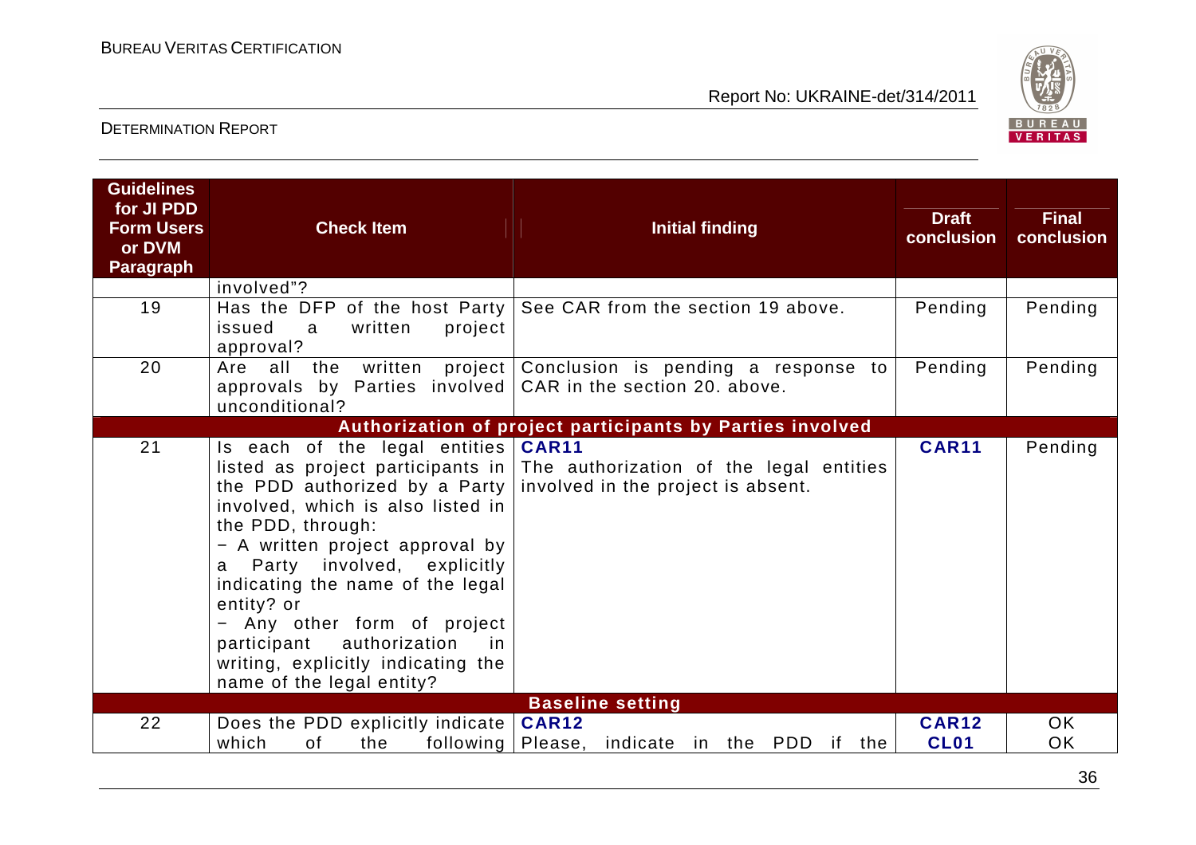| Guidelines for JI PDD Form Users or DVM Paragraph | Check Item | Initial finding | Draft conclusion | Final conclusion |
|---|---|---|---|---|
| | involved"? | | | |
| 19 | Has the DFP of the host Party issued a written project approval? | See CAR from the section 19 above. | Pending | Pending |
| 20 | Are all the written project approvals by Parties involved unconditional? | Conclusion is pending a response to CAR in the section 20. above. | Pending | Pending |
| **Authorization of project participants by Parties involved** | | | | |
| 21 | Is each of the legal entities listed as project participants in the PDD authorized by a Party involved, which is also listed in the PDD, through:<br>− A written project approval by a Party involved, explicitly indicating the name of the legal entity? or<br>− Any other form of project participant authorization in writing, explicitly indicating the name of the legal entity? | **CAR11**<br>The authorization of the legal entities involved in the project is absent. | **CAR11** | Pending |
| **Baseline setting** | | | | |
| 22 | Does the PDD explicitly indicate which of the following | **CAR12**<br>Please, indicate in the PDD if the | **CAR12**<br>**CL01** | OK<br>OK |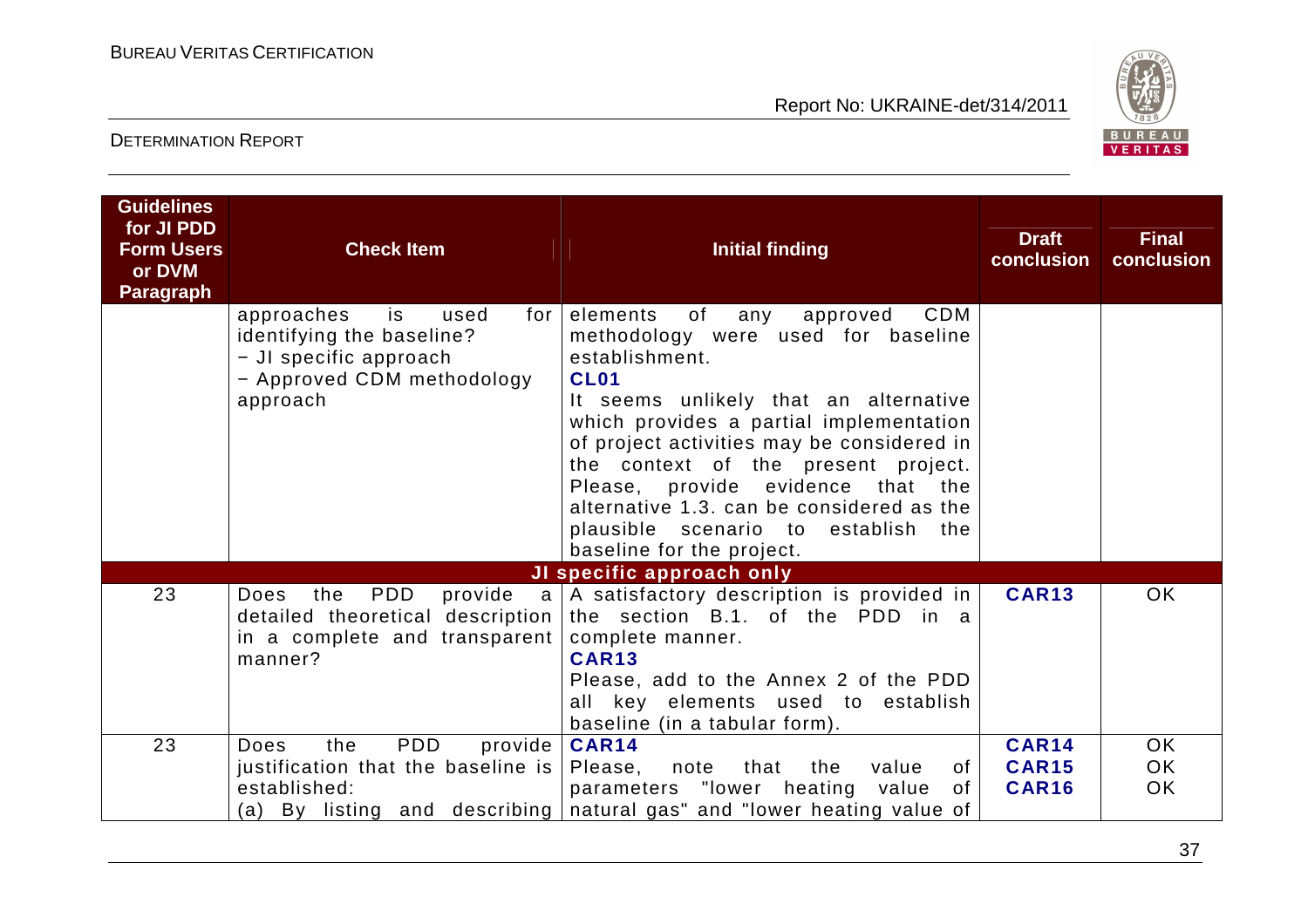| Guidelines for JI PDD Form Users or DVM Paragraph | Check Item | Initial finding | Draft conclusion | Final conclusion |
|---|---|---|---|---|
| | approaches is used for identifying the baseline?<br>− JI specific approach<br>− Approved CDM methodology approach | elements of any approved CDM methodology were used for baseline establishment.<br>**CL01**<br>It seems unlikely that an alternative which provides a partial implementation of project activities may be considered in the context of the present project. Please, provide evidence that the alternative 1.3. can be considered as the plausible scenario to establish the baseline for the project. | | |
| **JI specific approach only** | | | | |
| 23 | Does the PDD provide a detailed theoretical description in a complete and transparent manner? | A satisfactory description is provided in the section B.1. of the PDD in a complete manner.<br>**CAR13**<br>Please, add to the Annex 2 of the PDD all key elements used to establish baseline (in a tabular form). | **CAR13** | OK |
| 23 | Does the PDD provide justification that the baseline is established:<br>(a) By listing and describing | **CAR14**<br>Please, note that the value of parameters "lower heating value of natural gas" and "lower heating value of | **CAR14**<br>**CAR15**<br>**CAR16** | OK<br>OK<br>OK |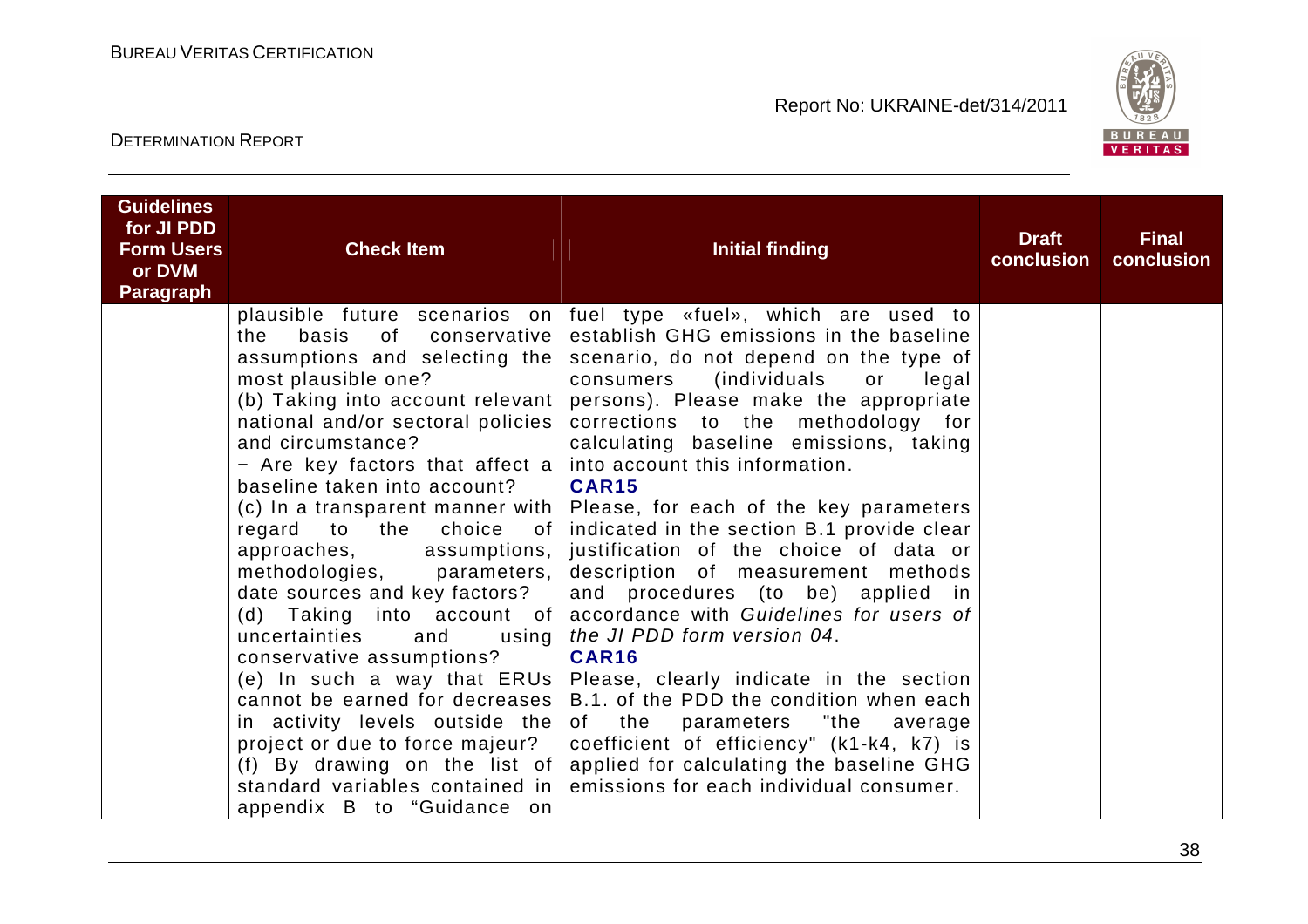| Guidelines for JI PDD Form Users or DVM Paragraph | Check Item | Initial finding | Draft conclusion | Final conclusion |
|---|---|---|---|---|
| | plausible future scenarios on the basis of conservative assumptions and selecting the most plausible one?<br>(b) Taking into account relevant national and/or sectoral policies and circumstance?<br>− Are key factors that affect a baseline taken into account?<br>(c) In a transparent manner with regard to the choice of approaches, assumptions, methodologies, parameters, date sources and key factors?<br>(d) Taking into account of uncertainties and using conservative assumptions?<br>(e) In such a way that ERUs cannot be earned for decreases in activity levels outside the project or due to force majeur?<br>(f) By drawing on the list of standard variables contained in appendix B to "Guidance on | fuel type «fuel», which are used to establish GHG emissions in the baseline scenario, do not depend on the type of consumers (individuals or legal persons). Please make the appropriate corrections to the methodology for calculating baseline emissions, taking into account this information.<br>**CAR15**<br>Please, for each of the key parameters indicated in the section B.1 provide clear justification of the choice of data or description of measurement methods and procedures (to be) applied in accordance with *Guidelines for users of the JI PDD form version 04*.<br>**CAR16**<br>Please, clearly indicate in the section B.1. of the PDD the condition when each of the parameters "the average coefficient of efficiency" (k1-k4, k7) is applied for calculating the baseline GHG emissions for each individual consumer. | | |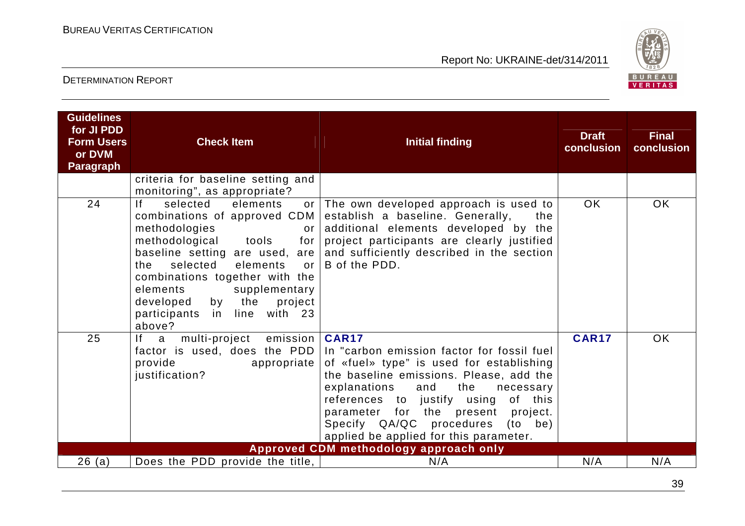| Guidelines for JI PDD Form Users or DVM Paragraph | Check Item | Initial finding | Draft conclusion | Final conclusion |
|---|---|---|---|---|
| | criteria for baseline setting and monitoring", as appropriate? | | | |
| 24 | If selected elements or combinations of approved CDM methodologies or methodological tools for baseline setting are used, are the selected elements or combinations together with the elements supplementary developed by the project participants in line with 23 above? | The own developed approach is used to establish a baseline. Generally, the additional elements developed by the project participants are clearly justified and sufficiently described in the section B of the PDD. | OK | OK |
| 25 | If a multi-project emission factor is used, does the PDD provide appropriate justification? | **CAR17**<br>In "carbon emission factor for fossil fuel of «fuel» type" is used for establishing the baseline emissions. Please, add the explanations and the necessary references to justify using of this parameter for the present project. Specify QA/QC procedures (to be) applied be applied for this parameter. | **CAR17** | OK |
| | | **Approved CDM methodology approach only** | | |
| 26 (a) | Does the PDD provide the title, | N/A | N/A | N/A |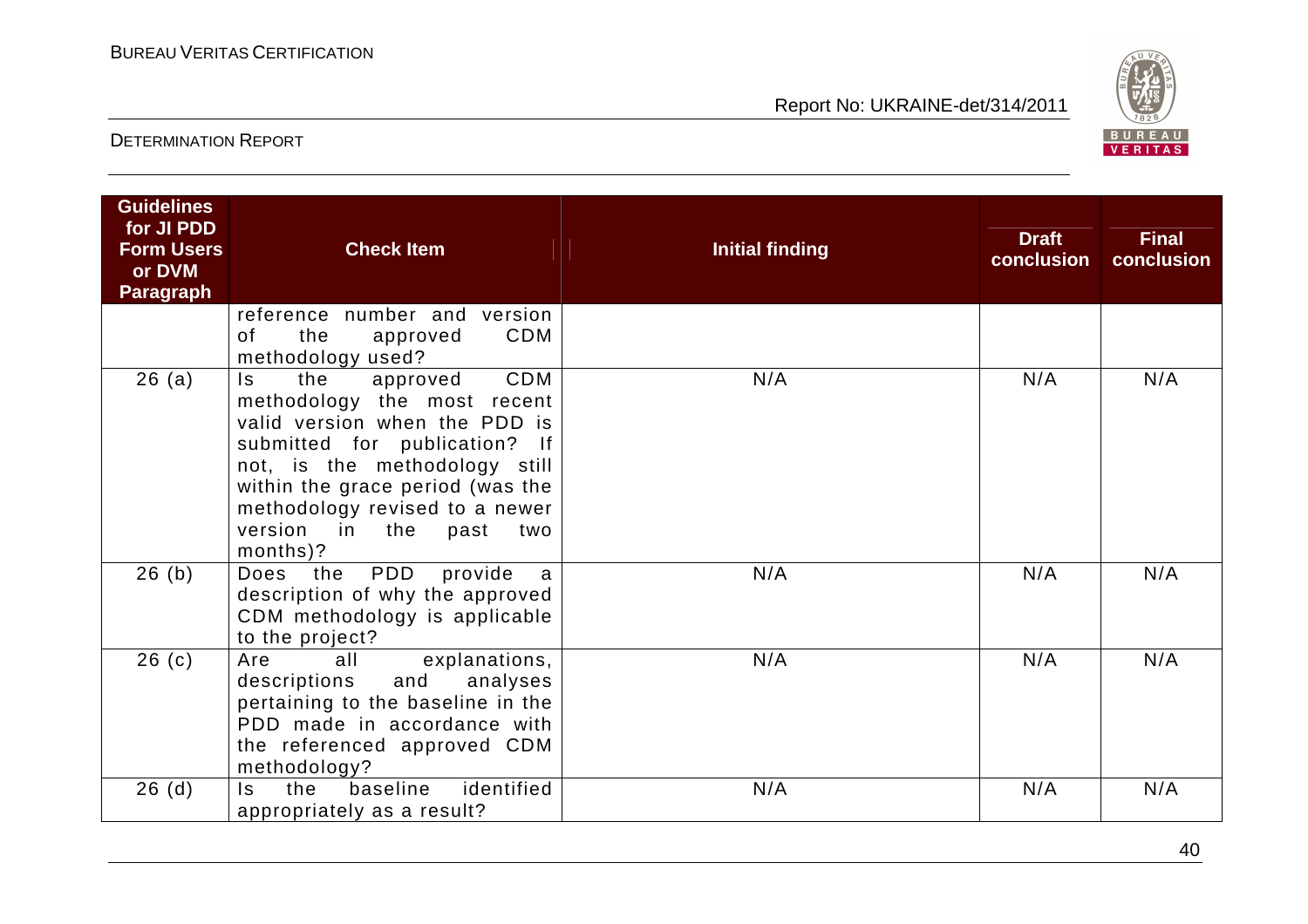| Guidelines for JI PDD Form Users or DVM Paragraph | Check Item | Initial finding | Draft conclusion | Final conclusion |
|---|---|---|---|---|
| | reference number and version of the approved CDM methodology used? | | | |
| 26 (a) | Is the approved CDM methodology the most recent valid version when the PDD is submitted for publication? If not, is the methodology still within the grace period (was the methodology revised to a newer version in the past two months)? | N/A | N/A | N/A |
| 26 (b) | Does the PDD provide a description of why the approved CDM methodology is applicable to the project? | N/A | N/A | N/A |
| 26 (c) | Are all explanations, descriptions and analyses pertaining to the baseline in the PDD made in accordance with the referenced approved CDM methodology? | N/A | N/A | N/A |
| 26 (d) | Is the baseline identified appropriately as a result? | N/A | N/A | N/A |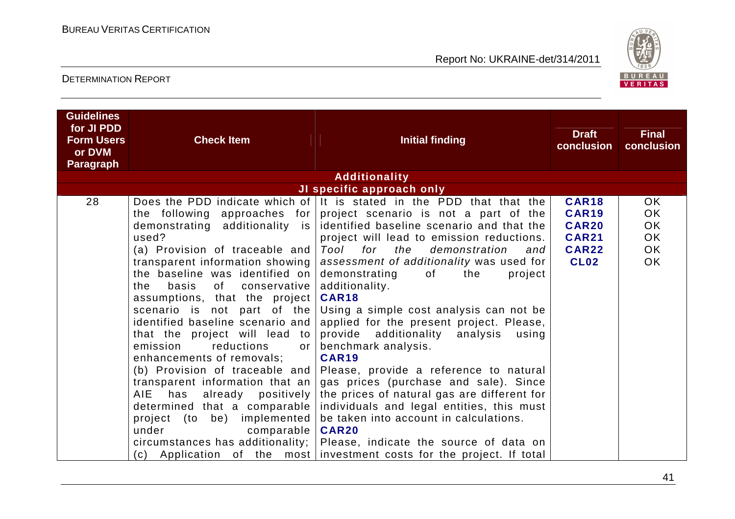| Guidelines for JI PDD Form Users or DVM Paragraph | Check Item | Initial finding | Draft conclusion | Final conclusion |
|---|---|---|---|---|
| **Additionality** | | | | |
| **JI specific approach only** | | | | |
| 28 | Does the PDD indicate which of the following approaches for demonstrating additionality is used?<br>(a) Provision of traceable and transparent information showing the baseline was identified on the basis of conservative assumptions, that the project scenario is not part of the identified baseline scenario and that the project will lead to emission reductions or enhancements of removals;<br>(b) Provision of traceable and transparent information that an AIE has already positively determined that a comparable project (to be) implemented under comparable circumstances has additionality;<br>(c) Application of the most | It is stated in the PDD that that the project scenario is not a part of the identified baseline scenario and that the project will lead to emission reductions. *Tool for the demonstration and assessment of additionality* was used for demonstrating of the project additionality.<br>**CAR18**<br>Using a simple cost analysis can not be applied for the present project. Please, provide additionality analysis using benchmark analysis.<br>**CAR19**<br>Please, provide a reference to natural gas prices (purchase and sale). Since the prices of natural gas are different for individuals and legal entities, this must be taken into account in calculations.<br>**CAR20**<br>Please, indicate the source of data on investment costs for the project. If total | **CAR18**<br>**CAR19**<br>**CAR20**<br>**CAR21**<br>**CAR22**<br>**CL02** | OK<br>OK<br>OK<br>OK<br>OK<br>OK |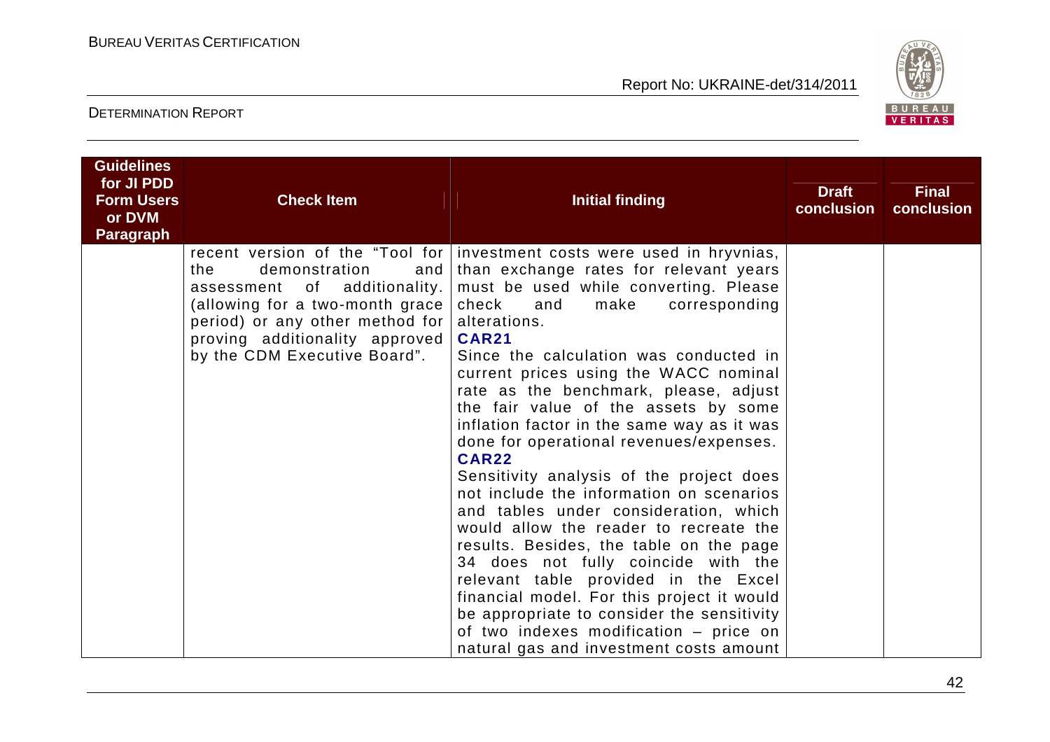| Guidelines for JI PDD Form Users or DVM Paragraph | Check Item | Initial finding | Draft conclusion | Final conclusion |
|---|---|---|---|---|
| | recent version of the "Tool for the demonstration and assessment of additionality. (allowing for a two-month grace period) or any other method for proving additionality approved by the CDM Executive Board". | investment costs were used in hryvnias, than exchange rates for relevant years must be used while converting. Please check and make corresponding alterations.<br>**CAR21**<br>Since the calculation was conducted in current prices using the WACC nominal rate as the benchmark, please, adjust the fair value of the assets by some inflation factor in the same way as it was done for operational revenues/expenses.<br>**CAR22**<br>Sensitivity analysis of the project does not include the information on scenarios and tables under consideration, which would allow the reader to recreate the results. Besides, the table on the page 34 does not fully coincide with the relevant table provided in the Excel financial model. For this project it would be appropriate to consider the sensitivity of two indexes modification – price on natural gas and investment costs amount | | |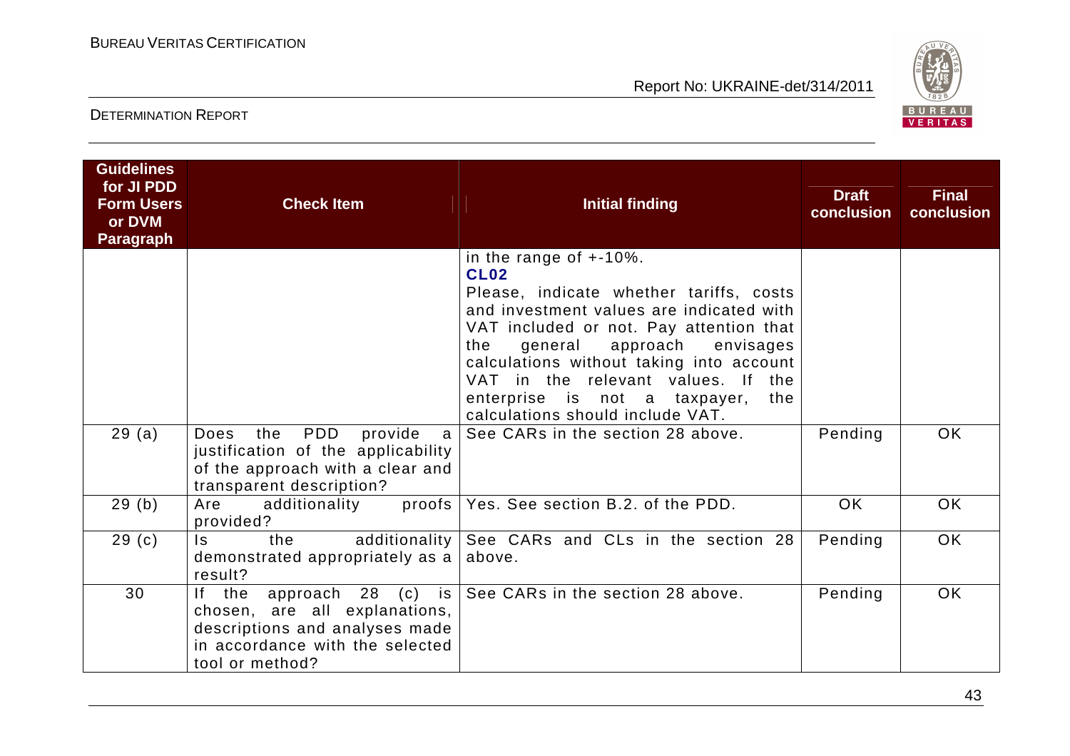| Guidelines for JI PDD Form Users or DVM Paragraph | Check Item | Initial finding | Draft conclusion | Final conclusion |
|---|---|---|---|---|
| | | in the range of +-10%.<br>**CL02**<br>Please, indicate whether tariffs, costs and investment values are indicated with VAT included or not. Pay attention that the general approach envisages calculations without taking into account VAT in the relevant values. If the enterprise is not a taxpayer, the calculations should include VAT. | | |
| 29 (a) | Does the PDD provide a justification of the applicability of the approach with a clear and transparent description? | See CARs in the section 28 above. | Pending | OK |
| 29 (b) | Are additionality proofs provided? | Yes. See section B.2. of the PDD. | OK | OK |
| 29 (c) | Is the additionality demonstrated appropriately as a result? | See CARs and CLs in the section 28 above. | Pending | OK |
| 30 | If the approach 28 (c) is chosen, are all explanations, descriptions and analyses made in accordance with the selected tool or method? | See CARs in the section 28 above. | Pending | OK |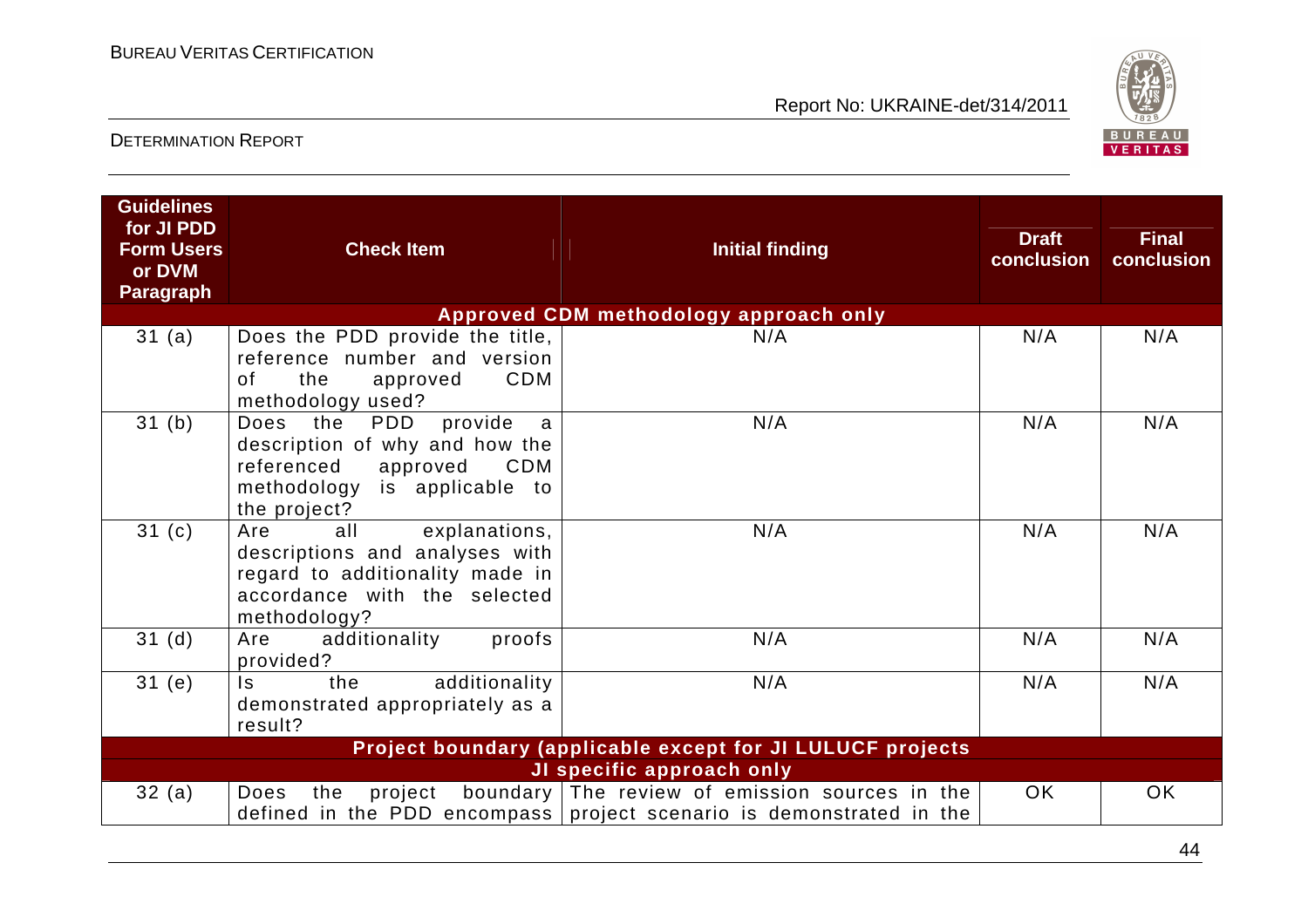| Guidelines for JI PDD Form Users or DVM Paragraph | Check Item | Initial finding | Draft conclusion | Final conclusion |
|---|---|---|---|---|
| | | **Approved CDM methodology approach only** | | |
| 31 (a) | Does the PDD provide the title, reference number and version of the approved CDM methodology used? | N/A | N/A | N/A |
| 31 (b) | Does the PDD provide a description of why and how the referenced approved CDM methodology is applicable to the project? | N/A | N/A | N/A |
| 31 (c) | Are all explanations, descriptions and analyses with regard to additionality made in accordance with the selected methodology? | N/A | N/A | N/A |
| 31 (d) | Are additionality proofs provided? | N/A | N/A | N/A |
| 31 (e) | Is the additionality demonstrated appropriately as a result? | N/A | N/A | N/A |
| | | **Project boundary (applicable except for JI LULUCF projects** | | |
| | | **JI specific approach only** | | |
| 32 (a) | Does the project boundary defined in the PDD encompass | The review of emission sources in the project scenario is demonstrated in the | OK | OK |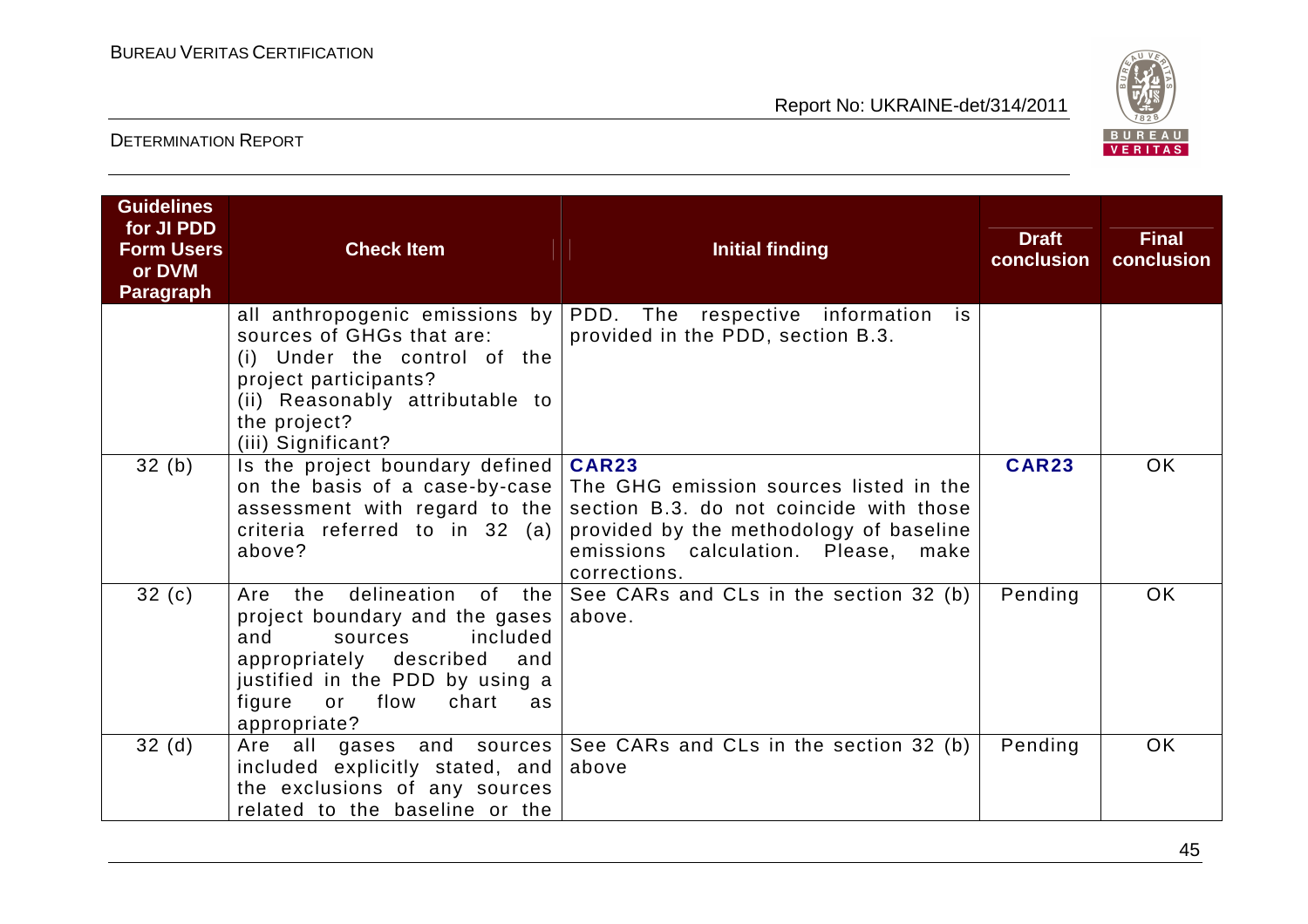| Guidelines for JI PDD Form Users or DVM Paragraph | Check Item | Initial finding | Draft conclusion | Final conclusion |
|---|---|---|---|---|
| | all anthropogenic emissions by sources of GHGs that are:<br>(i) Under the control of the project participants?<br>(ii) Reasonably attributable to the project?<br>(iii) Significant? | PDD. The respective information is provided in the PDD, section B.3. | | |
| 32 (b) | Is the project boundary defined on the basis of a case-by-case assessment with regard to the criteria referred to in 32 (a) above? | **CAR23**<br>The GHG emission sources listed in the section B.3. do not coincide with those provided by the methodology of baseline emissions calculation. Please, make corrections. | **CAR23** | OK |
| 32 (c) | Are the delineation of the project boundary and the gases and sources included appropriately described and justified in the PDD by using a figure or flow chart as appropriate? | See CARs and CLs in the section 32 (b) above. | Pending | OK |
| 32 (d) | Are all gases and sources included explicitly stated, and the exclusions of any sources related to the baseline or the | See CARs and CLs in the section 32 (b) above | Pending | OK |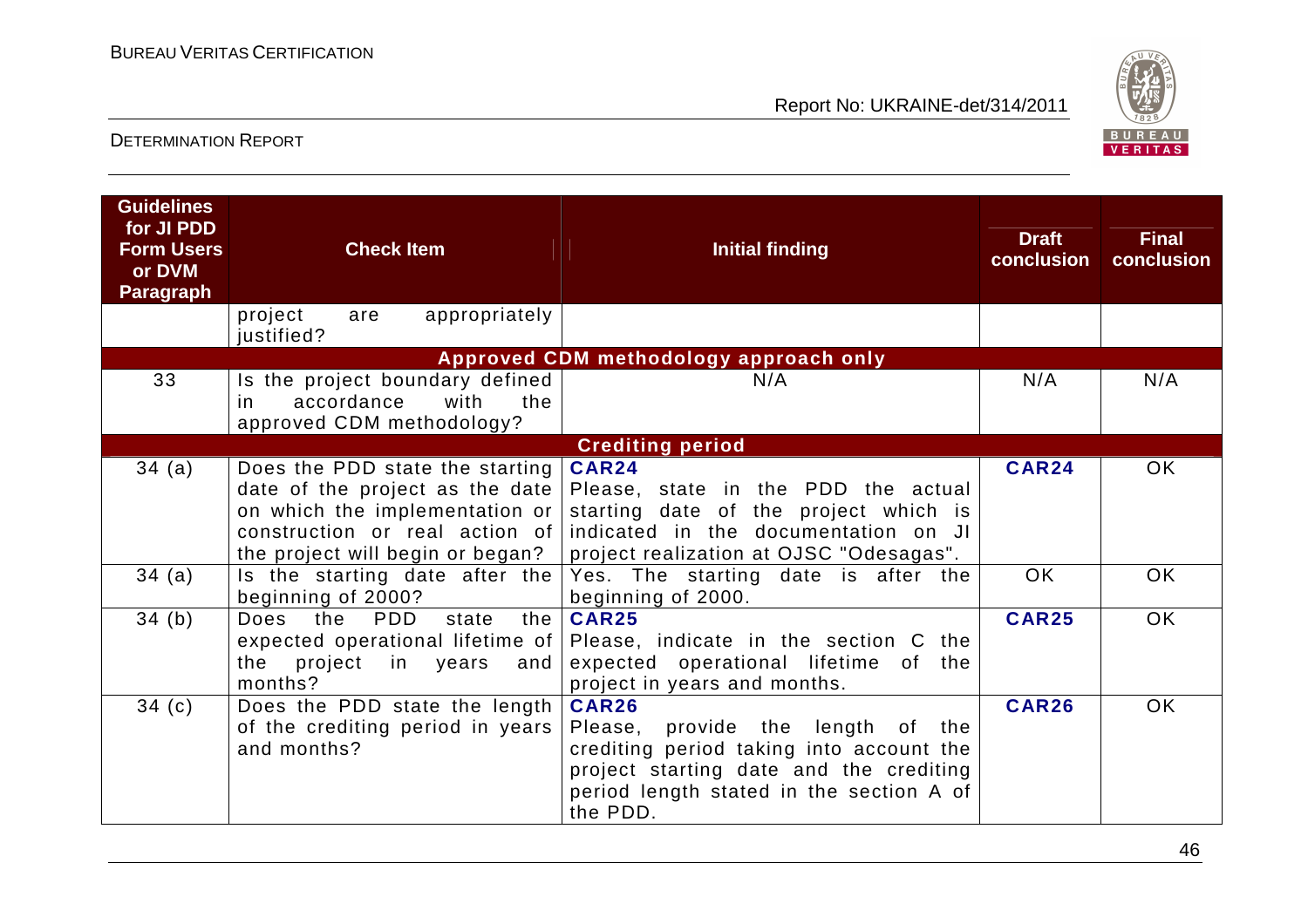| Guidelines for JI PDD Form Users or DVM Paragraph | Check Item | Initial finding | Draft conclusion | Final conclusion |
|---|---|---|---|---|
| | project are appropriately justified? | | | |
| **Approved CDM methodology approach only** | | | | |
| 33 | Is the project boundary defined in accordance with the approved CDM methodology? | N/A | N/A | N/A |
| **Crediting period** | | | | |
| 34 (a) | Does the PDD state the starting date of the project as the date on which the implementation or construction or real action of the project will begin or began? | **CAR24** Please, state in the PDD the actual starting date of the project which is indicated in the documentation on JI project realization at OJSC "Odesagas". | **CAR24** | OK |
| 34 (a) | Is the starting date after the beginning of 2000? | Yes. The starting date is after the beginning of 2000. | OK | OK |
| 34 (b) | Does the PDD state the expected operational lifetime of the project in years and months? | **CAR25** Please, indicate in the section C the expected operational lifetime of the project in years and months. | **CAR25** | OK |
| 34 (c) | Does the PDD state the length of the crediting period in years and months? | **CAR26** Please, provide the length of the crediting period taking into account the project starting date and the crediting period length stated in the section A of the PDD. | **CAR26** | OK |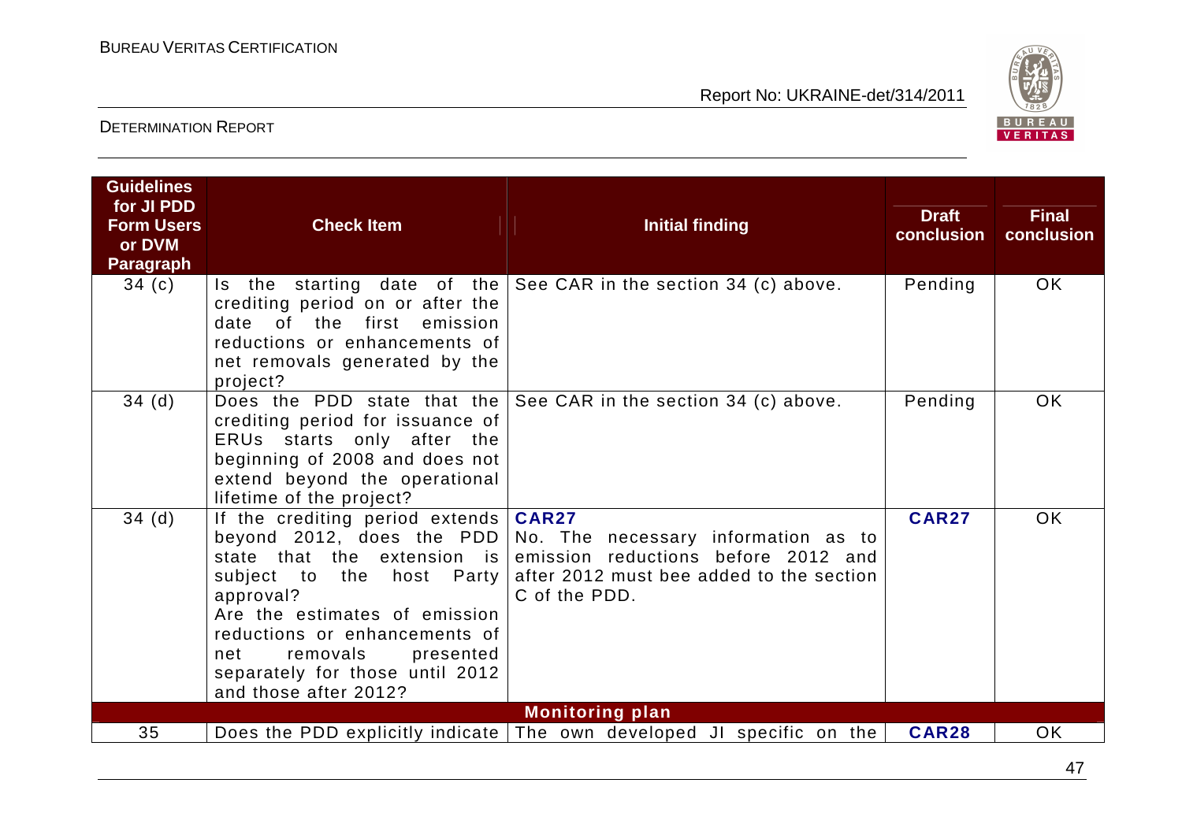| Guidelines for JI PDD Form Users or DVM Paragraph | Check Item | Initial finding | Draft conclusion | Final conclusion |
|---|---|---|---|---|
| 34 (c) | Is the starting date of the crediting period on or after the date of the first emission reductions or enhancements of net removals generated by the project? | See CAR in the section 34 (c) above. | Pending | OK |
| 34 (d) | Does the PDD state that the crediting period for issuance of ERUs starts only after the beginning of 2008 and does not extend beyond the operational lifetime of the project? | See CAR in the section 34 (c) above. | Pending | OK |
| 34 (d) | If the crediting period extends beyond 2012, does the PDD state that the extension is subject to the host Party approval?<br>Are the estimates of emission reductions or enhancements of net removals presented separately for those until 2012 and those after 2012? | **CAR27**<br>No. The necessary information as to emission reductions before 2012 and after 2012 must bee added to the section C of the PDD. | **CAR27** | OK |
| | | **Monitoring plan** | | |
| 35 | Does the PDD explicitly indicate | The own developed JI specific on the | **CAR28** | OK |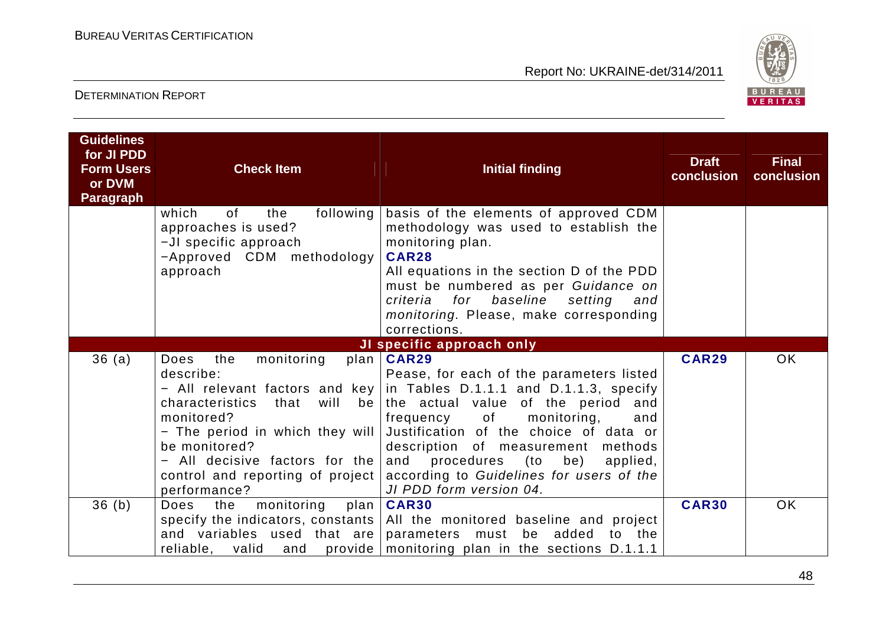| Guidelines for JI PDD Form Users or DVM Paragraph | Check Item | Initial finding | Draft conclusion | Final conclusion |
|---|---|---|---|---|
| | which of the following approaches is used?<br>−JI specific approach<br>−Approved CDM methodology approach | basis of the elements of approved CDM methodology was used to establish the monitoring plan.<br>**CAR28**<br>All equations in the section D of the PDD must be numbered as per *Guidance on criteria for baseline setting and monitoring.* Please, make corresponding corrections. | | |
| | | **JI specific approach only** | | |
| 36 (a) | Does the monitoring plan describe:<br>− All relevant factors and key characteristics that will be monitored?<br>− The period in which they will be monitored?<br>− All decisive factors for the control and reporting of project performance? | **CAR29**<br>Pease, for each of the parameters listed in Tables D.1.1.1 and D.1.1.3, specify the actual value of the period and frequency of monitoring, and Justification of the choice of data or description of measurement methods and procedures (to be) applied, according to *Guidelines for users of the JI PDD form version 04.* | **CAR29** | OK |
| 36 (b) | Does the monitoring plan specify the indicators, constants and variables used that are reliable, valid and provide | **CAR30**<br>All the monitored baseline and project parameters must be added to the monitoring plan in the sections D.1.1.1 | **CAR30** | OK |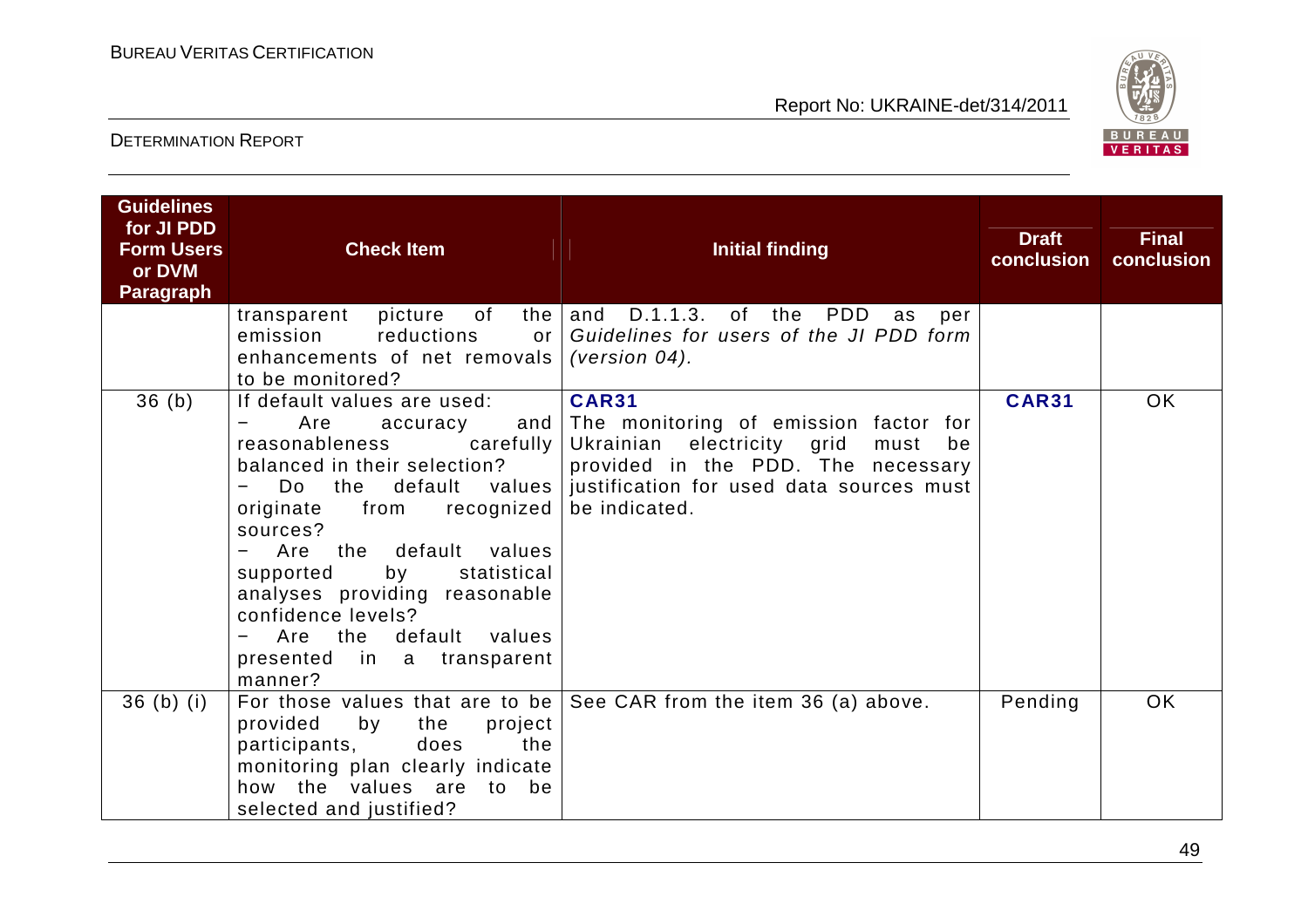| Guidelines for JI PDD Form Users or DVM Paragraph | Check Item | Initial finding | Draft conclusion | Final conclusion |
|---|---|---|---|---|
| | transparent picture of the emission reductions or enhancements of net removals to be monitored? | and D.1.1.3. of the PDD as per *Guidelines for users of the JI PDD form (version 04).* | | |
| 36 (b) | If default values are used:<br>− Are accuracy and reasonableness carefully balanced in their selection?<br>− Do the default values originate from recognized sources?<br>− Are the default values supported by statistical analyses providing reasonable confidence levels?<br>− Are the default values presented in a transparent manner? | **CAR31**<br>The monitoring of emission factor for Ukrainian electricity grid must be provided in the PDD. The necessary justification for used data sources must be indicated. | **CAR31** | OK |
| 36 (b) (i) | For those values that are to be provided by the project participants, does the monitoring plan clearly indicate how the values are to be selected and justified? | See CAR from the item 36 (a) above. | Pending | OK |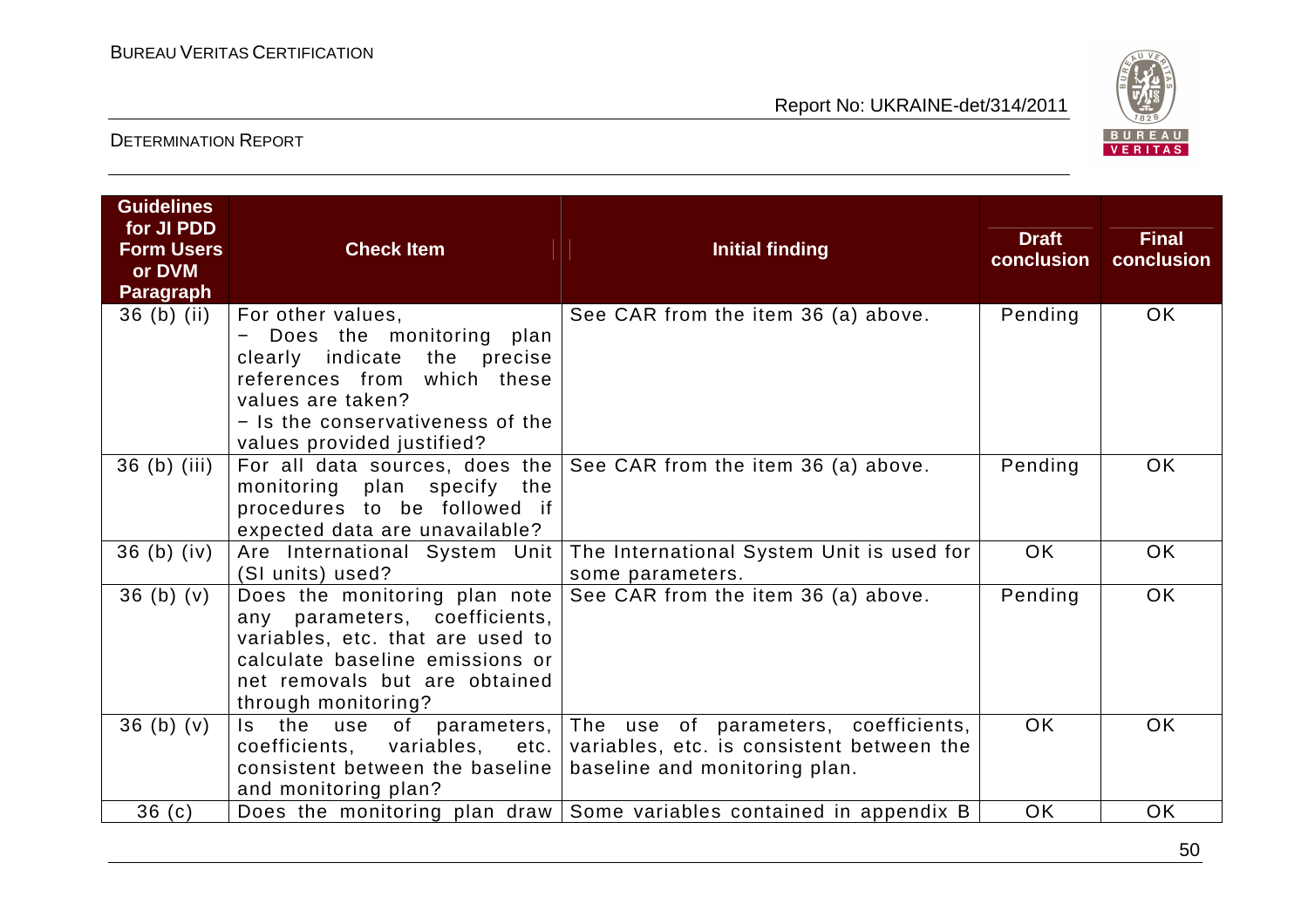| Guidelines for JI PDD Form Users or DVM Paragraph | Check Item | Initial finding | Draft conclusion | Final conclusion |
|---|---|---|---|---|
| 36 (b) (ii) | For other values, − Does the monitoring plan clearly indicate the precise references from which these values are taken? − Is the conservativeness of the values provided justified? | See CAR from the item 36 (a) above. | Pending | OK |
| 36 (b) (iii) | For all data sources, does the monitoring plan specify the procedures to be followed if expected data are unavailable? | See CAR from the item 36 (a) above. | Pending | OK |
| 36 (b) (iv) | Are International System Unit (SI units) used? | The International System Unit is used for some parameters. | OK | OK |
| 36 (b) (v) | Does the monitoring plan note any parameters, coefficients, variables, etc. that are used to calculate baseline emissions or net removals but are obtained through monitoring? | See CAR from the item 36 (a) above. | Pending | OK |
| 36 (b) (v) | Is the use of parameters, coefficients, variables, etc. consistent between the baseline and monitoring plan? | The use of parameters, coefficients, variables, etc. is consistent between the baseline and monitoring plan. | OK | OK |
| 36 (c) | Does the monitoring plan draw | Some variables contained in appendix B | OK | OK |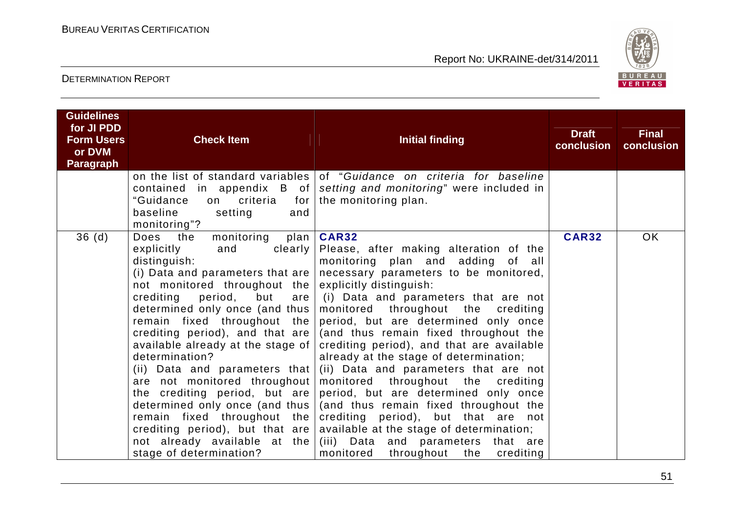| Guidelines for JI PDD Form Users or DVM Paragraph | Check Item | Initial finding | Draft conclusion | Final conclusion |
|---|---|---|---|---|
| | on the list of standard variables contained in appendix B of "Guidance on criteria for baseline setting and monitoring"? | of "*Guidance on criteria for baseline setting and monitoring*" were included in the monitoring plan. | | |
| 36 (d) | Does the monitoring plan explicitly and clearly distinguish:<br>(i) Data and parameters that are not monitored throughout the crediting period, but are determined only once (and thus remain fixed throughout the crediting period), and that are available already at the stage of determination?<br>(ii) Data and parameters that are not monitored throughout the crediting period, but are determined only once (and thus remain fixed throughout the crediting period), but that are not already available at the stage of determination? | **CAR32**<br>Please, after making alteration of the monitoring plan and adding of all necessary parameters to be monitored, explicitly distinguish:<br>(i) Data and parameters that are not monitored throughout the crediting period, but are determined only once (and thus remain fixed throughout the crediting period), and that are available already at the stage of determination;<br>(ii) Data and parameters that are not monitored throughout the crediting period, but are determined only once (and thus remain fixed throughout the crediting period), but that are not available at the stage of determination;<br>(iii) Data and parameters that are monitored throughout the crediting | **CAR32** | OK |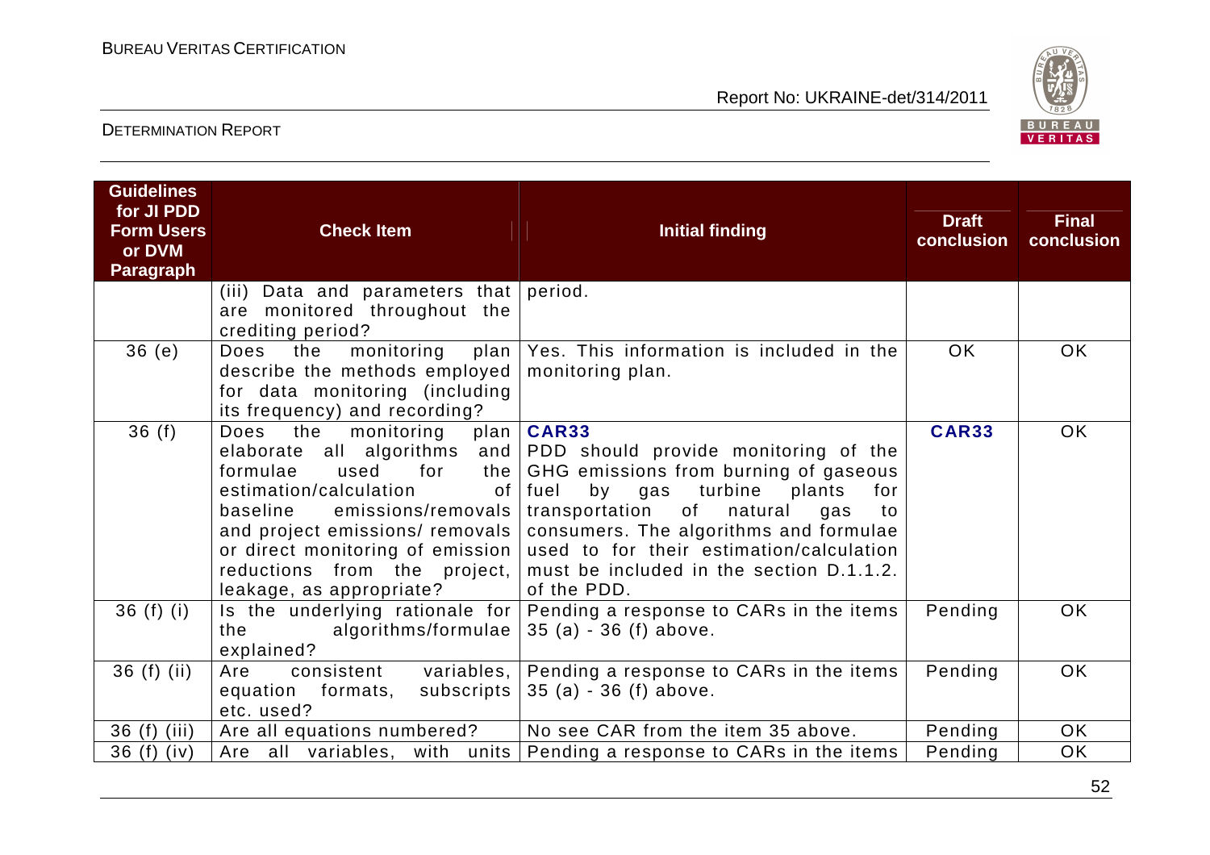| Guidelines for JI PDD Form Users or DVM Paragraph | Check Item | Initial finding | Draft conclusion | Final conclusion |
|---|---|---|---|---|
| | (iii) Data and parameters that are monitored throughout the crediting period? | period. | | |
| 36 (e) | Does the monitoring plan describe the methods employed for data monitoring (including its frequency) and recording? | Yes. This information is included in the monitoring plan. | OK | OK |
| 36 (f) | Does the monitoring plan elaborate all algorithms and formulae used for the estimation/calculation of baseline emissions/removals and project emissions/ removals or direct monitoring of emission reductions from the project, leakage, as appropriate? | **CAR33**<br>PDD should provide monitoring of the GHG emissions from burning of gaseous fuel by gas turbine plants for transportation of natural gas to consumers. The algorithms and formulae used to for their estimation/calculation must be included in the section D.1.1.2. of the PDD. | **CAR33** | OK |
| 36 (f) (i) | Is the underlying rationale for the algorithms/formulae explained? | Pending a response to CARs in the items 35 (a) - 36 (f) above. | Pending | OK |
| 36 (f) (ii) | Are consistent variables, equation formats, subscripts etc. used? | Pending a response to CARs in the items 35 (a) - 36 (f) above. | Pending | OK |
| 36 (f) (iii) | Are all equations numbered? | No see CAR from the item 35 above. | Pending | OK |
| 36 (f) (iv) | Are all variables, with units | Pending a response to CARs in the items | Pending | OK |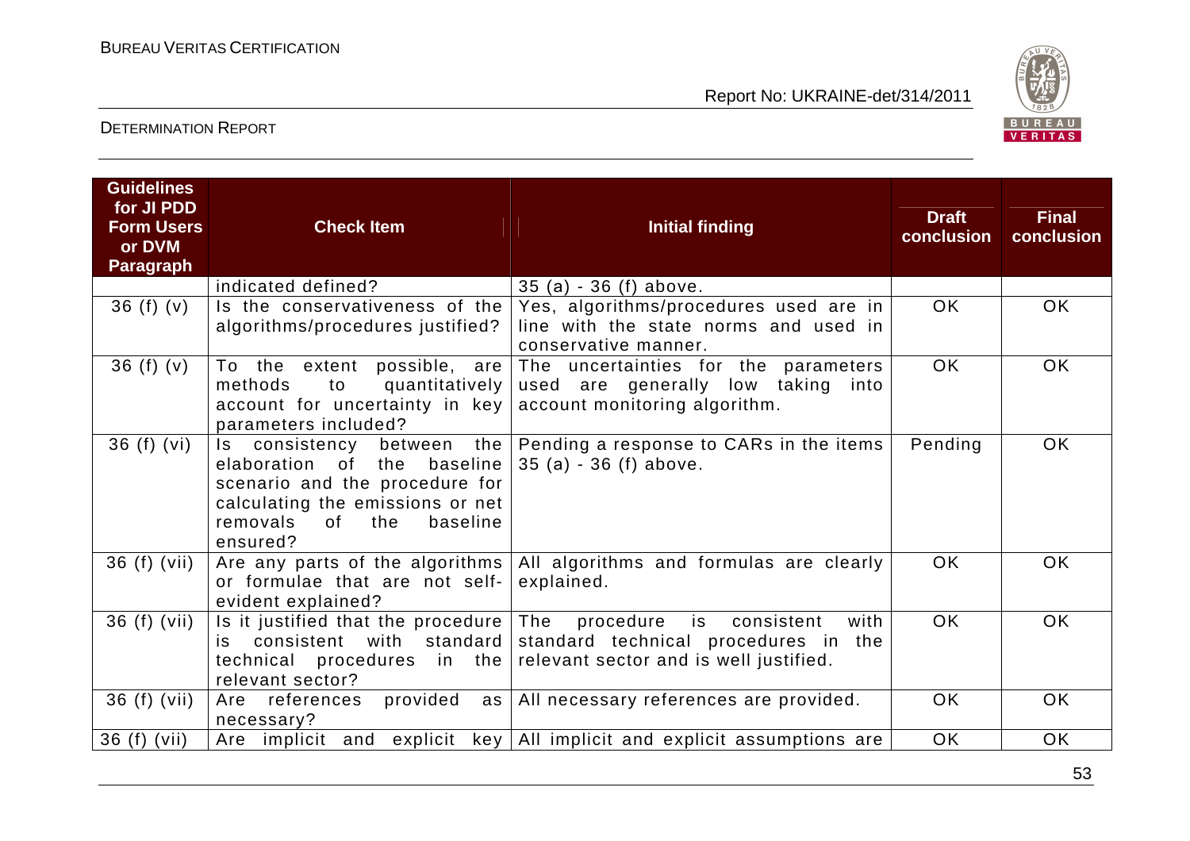| Guidelines for JI PDD Form Users or DVM Paragraph | Check Item | Initial finding | Draft conclusion | Final conclusion |
|---|---|---|---|---|
| | indicated defined? | 35 (a) - 36 (f) above. | | |
| 36 (f) (v) | Is the conservativeness of the algorithms/procedures justified? | Yes, algorithms/procedures used are in line with the state norms and used in conservative manner. | OK | OK |
| 36 (f) (v) | To the extent possible, are methods to quantitatively account for uncertainty in key parameters included? | The uncertainties for the parameters used are generally low taking into account monitoring algorithm. | OK | OK |
| 36 (f) (vi) | Is consistency between the elaboration of the baseline scenario and the procedure for calculating the emissions or net removals of the baseline ensured? | Pending a response to CARs in the items 35 (a) - 36 (f) above. | Pending | OK |
| 36 (f) (vii) | Are any parts of the algorithms or formulae that are not self-evident explained? | All algorithms and formulas are clearly explained. | OK | OK |
| 36 (f) (vii) | Is it justified that the procedure is consistent with standard technical procedures in the relevant sector? | The procedure is consistent with standard technical procedures in the relevant sector and is well justified. | OK | OK |
| 36 (f) (vii) | Are references provided as necessary? | All necessary references are provided. | OK | OK |
| 36 (f) (vii) | Are implicit and explicit key | All implicit and explicit assumptions are | OK | OK |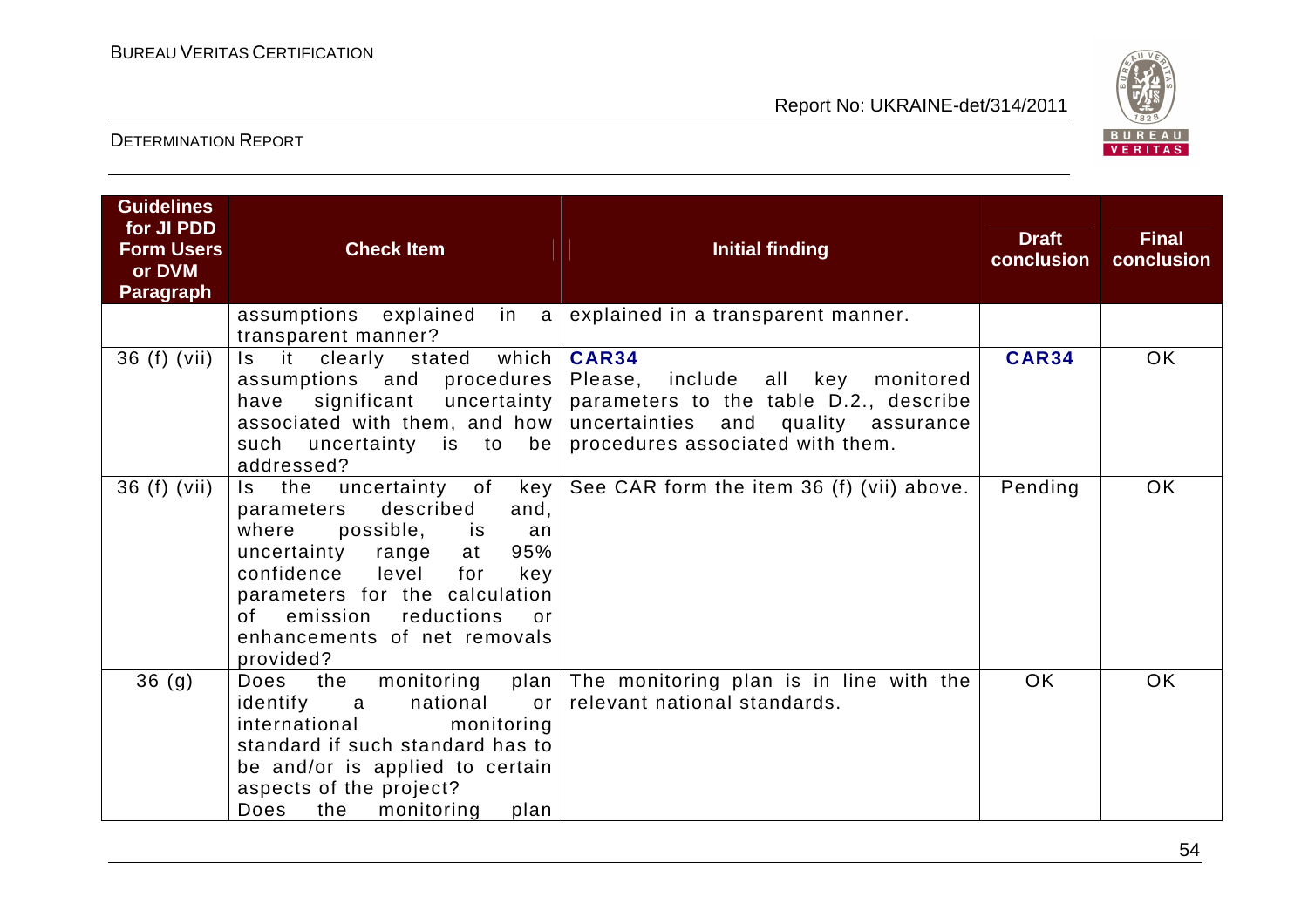| Guidelines for JI PDD Form Users or DVM Paragraph | Check Item | Initial finding | Draft conclusion | Final conclusion |
|---|---|---|---|---|
| | assumptions explained in a transparent manner? | explained in a transparent manner. | | |
| 36 (f) (vii) | Is it clearly stated which assumptions and procedures have significant uncertainty associated with them, and how such uncertainty is to be addressed? | **CAR34** Please, include all key monitored parameters to the table D.2., describe uncertainties and quality assurance procedures associated with them. | **CAR34** | OK |
| 36 (f) (vii) | Is the uncertainty of key parameters described and, where possible, is an uncertainty range at 95% confidence level for key parameters for the calculation of emission reductions or enhancements of net removals provided? | See CAR form the item 36 (f) (vii) above. | Pending | OK |
| 36 (g) | Does the monitoring plan identify a national or international monitoring standard if such standard has to be and/or is applied to certain aspects of the project? Does the monitoring plan | The monitoring plan is in line with the relevant national standards. | OK | OK |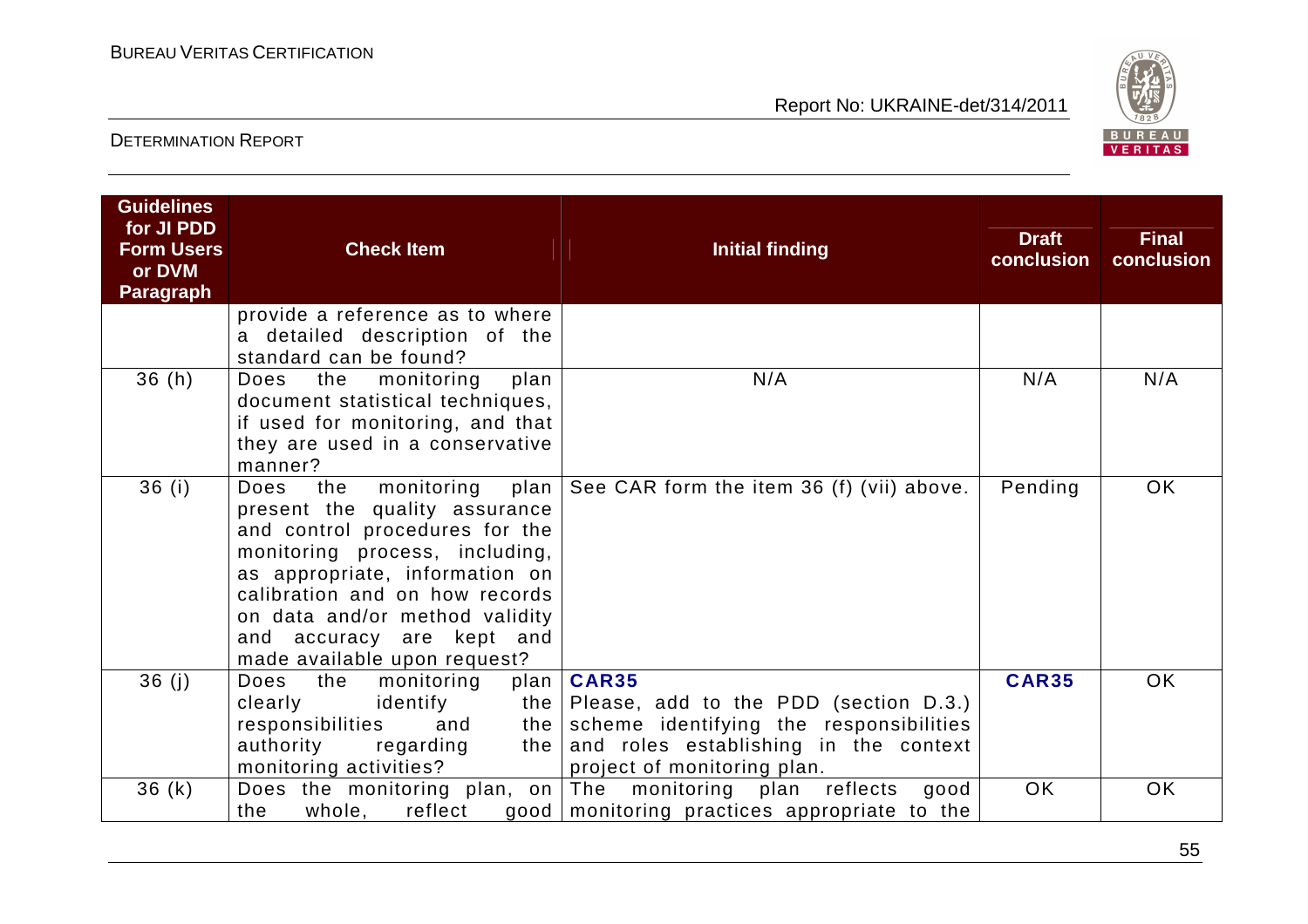| Guidelines for JI PDD Form Users or DVM Paragraph | Check Item | Initial finding | Draft conclusion | Final conclusion |
|---|---|---|---|---|
| | provide a reference as to where a detailed description of the standard can be found? | | | |
| 36 (h) | Does the monitoring plan document statistical techniques, if used for monitoring, and that they are used in a conservative manner? | N/A | N/A | N/A |
| 36 (i) | Does the monitoring plan present the quality assurance and control procedures for the monitoring process, including, as appropriate, information on calibration and on how records on data and/or method validity and accuracy are kept and made available upon request? | See CAR form the item 36 (f) (vii) above. | Pending | OK |
| 36 (j) | Does the monitoring plan clearly identify the responsibilities and the authority regarding the monitoring activities? | **CAR35**<br>Please, add to the PDD (section D.3.) scheme identifying the responsibilities and roles establishing in the context project of monitoring plan. | **CAR35** | OK |
| 36 (k) | Does the monitoring plan, on the whole, reflect good | The monitoring plan reflects good monitoring practices appropriate to the | OK | OK |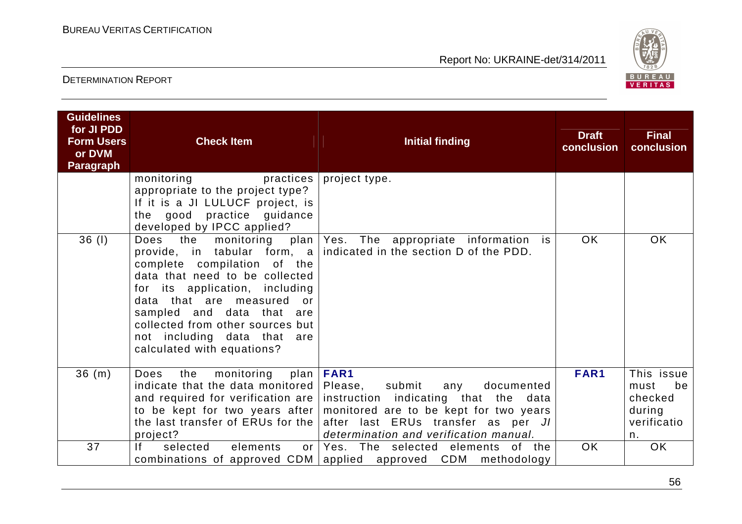| Guidelines for JI PDD Form Users or DVM Paragraph | Check Item | Initial finding | Draft conclusion | Final conclusion |
|---|---|---|---|---|
| | monitoring practices appropriate to the project type? If it is a JI LULUCF project, is the good practice guidance developed by IPCC applied? | project type. | | |
| 36 (l) | Does the monitoring plan provide, in tabular form, a complete compilation of the data that need to be collected for its application, including data that are measured or sampled and data that are collected from other sources but not including data that are calculated with equations? | Yes. The appropriate information is indicated in the section D of the PDD. | OK | OK |
| 36 (m) | Does the monitoring plan indicate that the data monitored and required for verification are to be kept for two years after the last transfer of ERUs for the project? | **FAR1**<br>Please, submit any documented instruction indicating that the data monitored are to be kept for two years after last ERUs transfer as per *JI determination and verification manual.* | **FAR1** | This issue must be checked during verification. |
| 37 | If selected elements or combinations of approved CDM | Yes. The selected elements of the applied approved CDM methodology | OK | OK |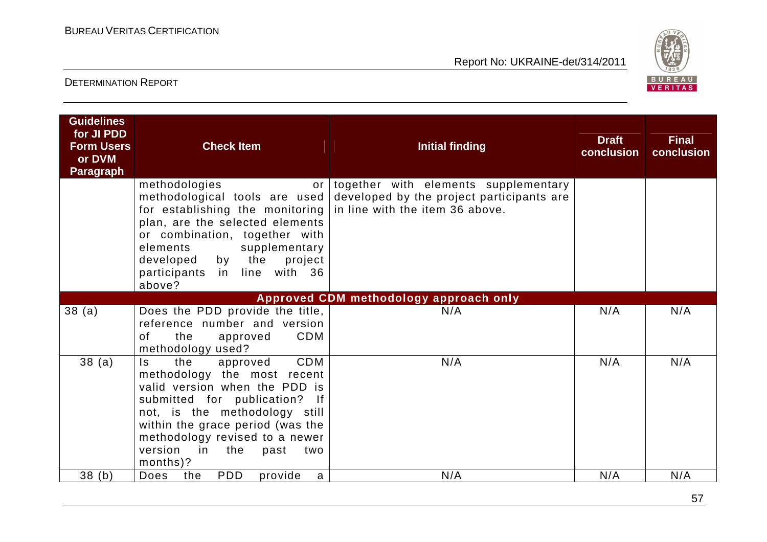| Guidelines for JI PDD Form Users or DVM Paragraph | Check Item | Initial finding | Draft conclusion | Final conclusion |
|---|---|---|---|---|
| | methodologies or methodological tools are used for establishing the monitoring plan, are the selected elements or combination, together with elements supplementary developed by the project participants in line with 36 above? | together with elements supplementary developed by the project participants are in line with the item 36 above. | | |
| **Approved CDM methodology approach only** | | | | |
| 38 (a) | Does the PDD provide the title, reference number and version of the approved CDM methodology used? | N/A | N/A | N/A |
| 38 (a) | Is the approved CDM methodology the most recent valid version when the PDD is submitted for publication? If not, is the methodology still within the grace period (was the methodology revised to a newer version in the past two months)? | N/A | N/A | N/A |
| 38 (b) | Does the PDD provide a | N/A | N/A | N/A |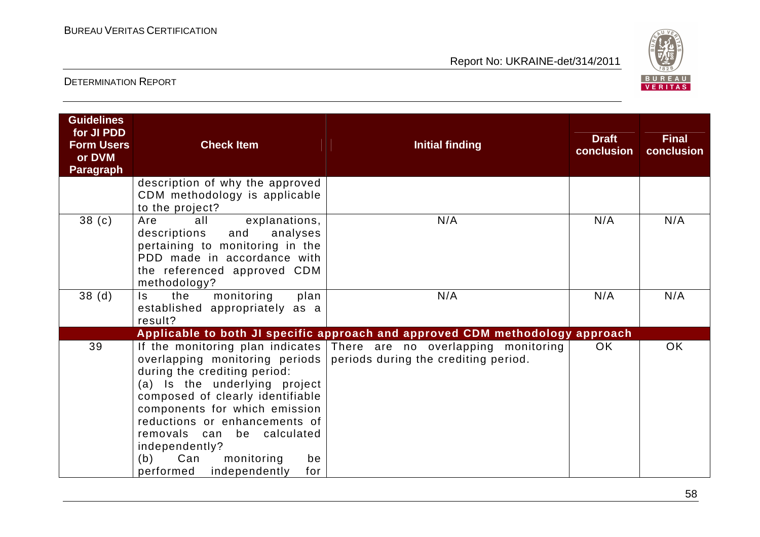| Guidelines for JI PDD Form Users or DVM Paragraph | Check Item | Initial finding | Draft conclusion | Final conclusion |
|---|---|---|---|---|
| | description of why the approved CDM methodology is applicable to the project? | | | |
| 38 (c) | Are all explanations, descriptions and analyses pertaining to monitoring in the PDD made in accordance with the referenced approved CDM methodology? | N/A | N/A | N/A |
| 38 (d) | Is the monitoring plan established appropriately as a result? | N/A | N/A | N/A |
| | **Applicable to both JI specific approach and approved CDM methodology approach** | | | |
| 39 | If the monitoring plan indicates overlapping monitoring periods during the crediting period:<br>(a) Is the underlying project composed of clearly identifiable components for which emission reductions or enhancements of removals can be calculated independently?<br>(b) Can monitoring be performed independently for | There are no overlapping monitoring periods during the crediting period. | OK | OK |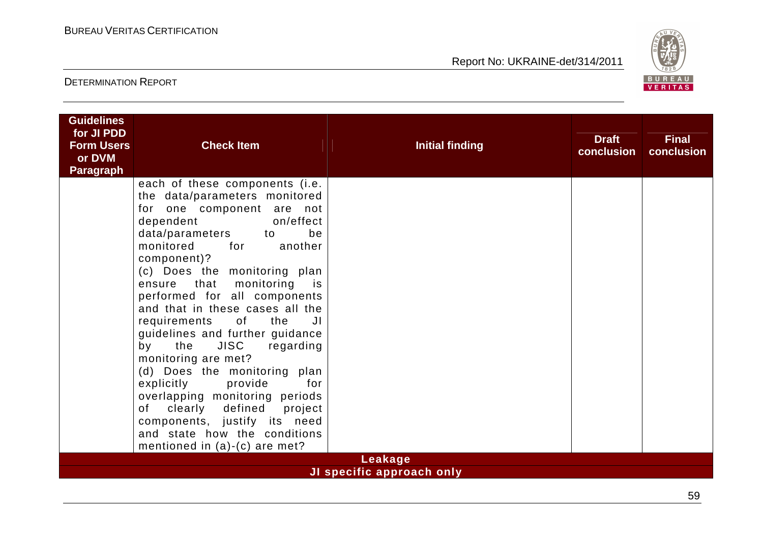| Guidelines for JI PDD Form Users or DVM Paragraph | Check Item | Initial finding | Draft conclusion | Final conclusion |
|---|---|---|---|---|
| | each of these components (i.e. the data/parameters monitored for one component are not dependent on/effect data/parameters to be monitored for another component)?<br>(c) Does the monitoring plan ensure that monitoring is performed for all components and that in these cases all the requirements of the JI guidelines and further guidance by the JISC regarding monitoring are met?<br>(d) Does the monitoring plan explicitly provide for overlapping monitoring periods of clearly defined project components, justify its need and state how the conditions mentioned in (a)-(c) are met? | | | |
| **Leakage** | | | | |
| **JI specific approach only** | | | | |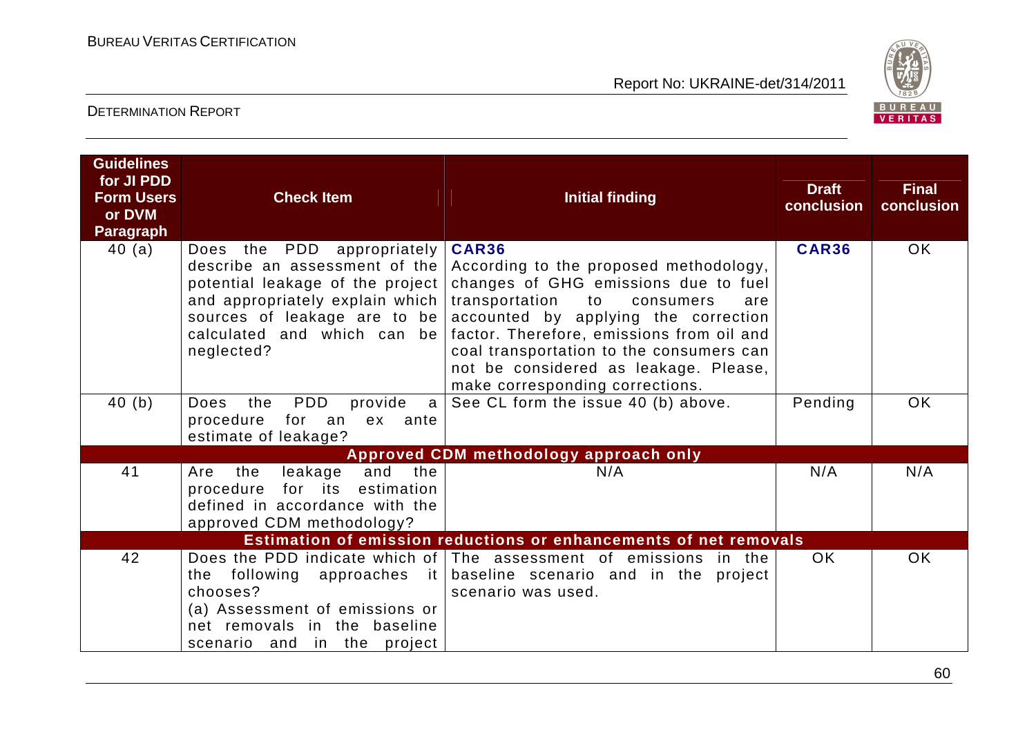| Guidelines for JI PDD Form Users or DVM Paragraph | Check Item | Initial finding | Draft conclusion | Final conclusion |
|---|---|---|---|---|
| 40 (a) | Does the PDD appropriately describe an assessment of the potential leakage of the project and appropriately explain which sources of leakage are to be calculated and which can be neglected? | **CAR36**<br>According to the proposed methodology, changes of GHG emissions due to fuel transportation to consumers are accounted by applying the correction factor. Therefore, emissions from oil and coal transportation to the consumers can not be considered as leakage. Please, make corresponding corrections. | **CAR36** | OK |
| 40 (b) | Does the PDD provide a procedure for an ex ante estimate of leakage? | See CL form the issue 40 (b) above. | Pending | OK |
| **Approved CDM methodology approach only** | | | | |
| 41 | Are the leakage and the procedure for its estimation defined in accordance with the approved CDM methodology? | N/A | N/A | N/A |
| **Estimation of emission reductions or enhancements of net removals** | | | | |
| 42 | Does the PDD indicate which of the following approaches it chooses?<br>(a) Assessment of emissions or net removals in the baseline scenario and in the project | The assessment of emissions in the baseline scenario and in the project scenario was used. | OK | OK |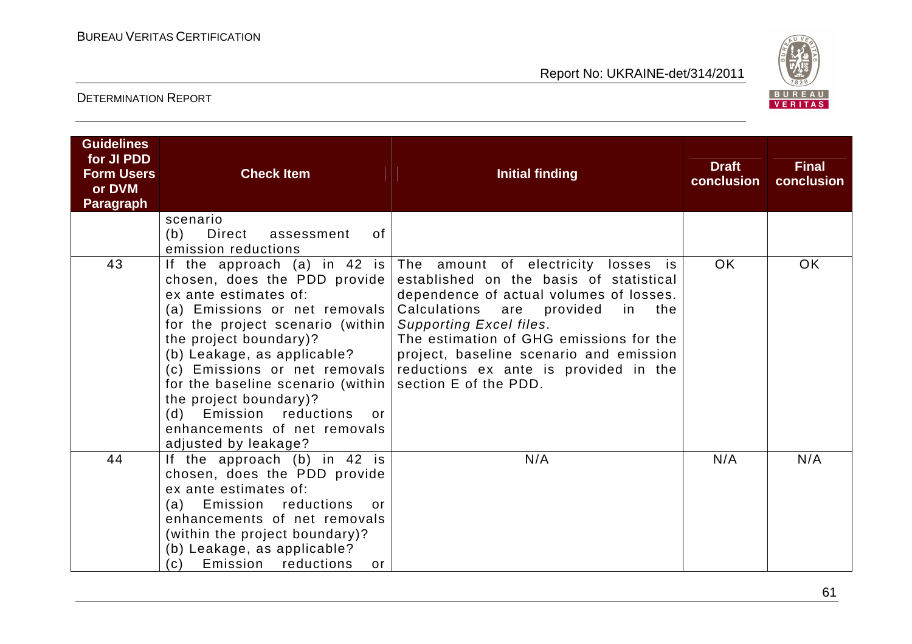| Guidelines for JI PDD Form Users or DVM Paragraph | Check Item | Initial finding | Draft conclusion | Final conclusion |
|---|---|---|---|---|
| | scenario<br>(b) Direct assessment of emission reductions | | | |
| 43 | If the approach (a) in 42 is chosen, does the PDD provide ex ante estimates of:<br>(a) Emissions or net removals for the project scenario (within the project boundary)?<br>(b) Leakage, as applicable?<br>(c) Emissions or net removals for the baseline scenario (within the project boundary)?<br>(d) Emission reductions or enhancements of net removals adjusted by leakage? | The amount of electricity losses is established on the basis of statistical dependence of actual volumes of losses. Calculations are provided in the *Supporting Excel files*.<br>The estimation of GHG emissions for the project, baseline scenario and emission reductions ex ante is provided in the section E of the PDD. | OK | OK |
| 44 | If the approach (b) in 42 is chosen, does the PDD provide ex ante estimates of:<br>(a) Emission reductions or enhancements of net removals (within the project boundary)?<br>(b) Leakage, as applicable?<br>(c) Emission reductions or | N/A | N/A | N/A |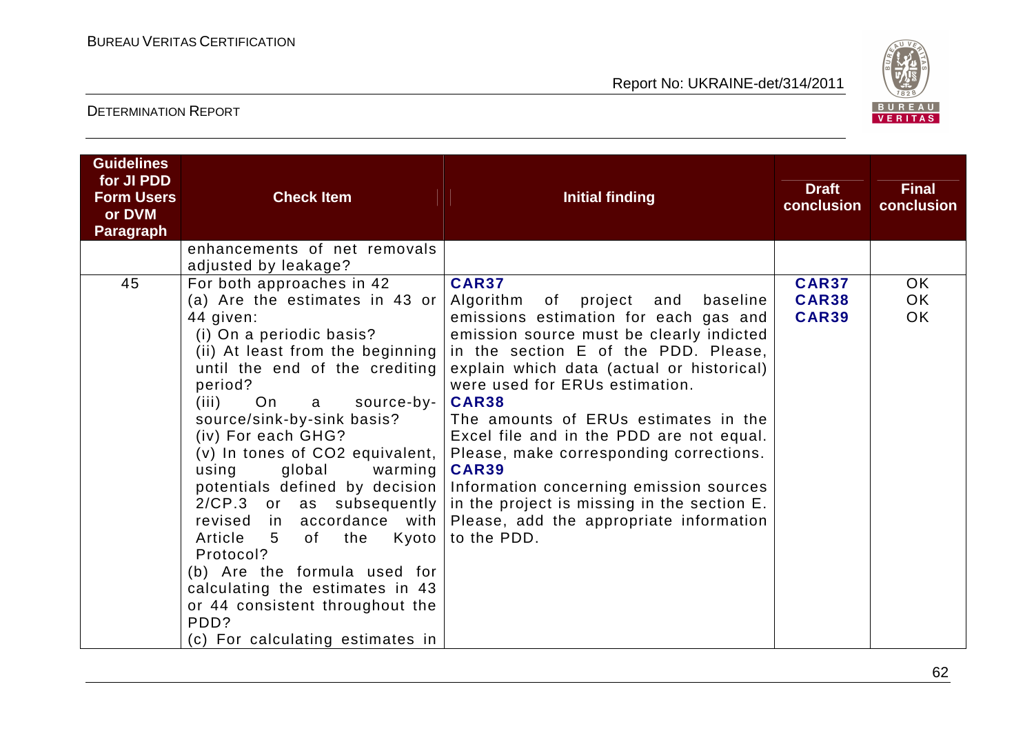| Guidelines for JI PDD Form Users or DVM Paragraph | Check Item | Initial finding | Draft conclusion | Final conclusion |
|---|---|---|---|---|
| | enhancements of net removals adjusted by leakage? | | | |
| 45 | For both approaches in 42<br>(a) Are the estimates in 43 or 44 given:<br>(i) On a periodic basis?<br>(ii) At least from the beginning until the end of the crediting period?<br>(iii) On a source-by-source/sink-by-sink basis?<br>(iv) For each GHG?<br>(v) In tones of CO2 equivalent, using global warming potentials defined by decision 2/CP.3 or as subsequently revised in accordance with Article 5 of the Kyoto Protocol?<br>(b) Are the formula used for calculating the estimates in 43 or 44 consistent throughout the PDD?<br>(c) For calculating estimates in | **CAR37**<br>Algorithm of project and baseline emissions estimation for each gas and emission source must be clearly indicted in the section E of the PDD. Please, explain which data (actual or historical) were used for ERUs estimation.<br>**CAR38**<br>The amounts of ERUs estimates in the Excel file and in the PDD are not equal. Please, make corresponding corrections.<br>**CAR39**<br>Information concerning emission sources in the project is missing in the section E. Please, add the appropriate information to the PDD. | **CAR37**<br>**CAR38**<br>**CAR39** | OK<br>OK<br>OK |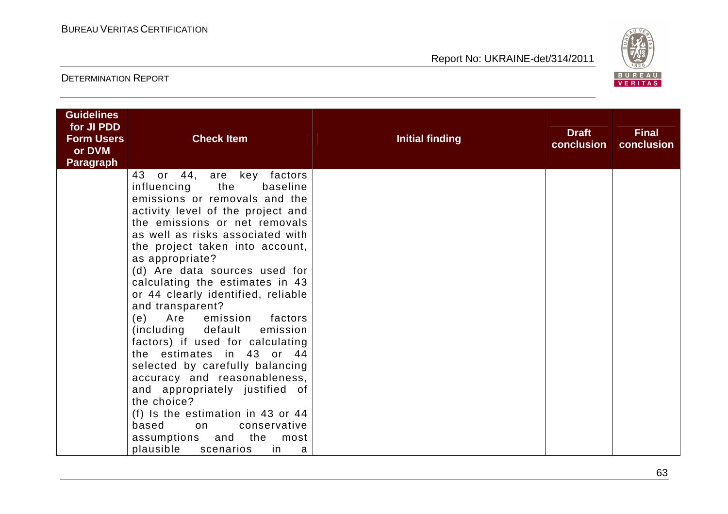| Guidelines for JI PDD Form Users or DVM Paragraph | Check Item | Initial finding | Draft conclusion | Final conclusion |
|---|---|---|---|---|
| | 43 or 44, are key factors influencing the baseline emissions or removals and the activity level of the project and the emissions or net removals as well as risks associated with the project taken into account, as appropriate?<br>(d) Are data sources used for calculating the estimates in 43 or 44 clearly identified, reliable and transparent?<br>(e) Are emission factors (including default emission factors) if used for calculating the estimates in 43 or 44 selected by carefully balancing accuracy and reasonableness, and appropriately justified of the choice?<br>(f) Is the estimation in 43 or 44 based on conservative assumptions and the most plausible scenarios in a | | | |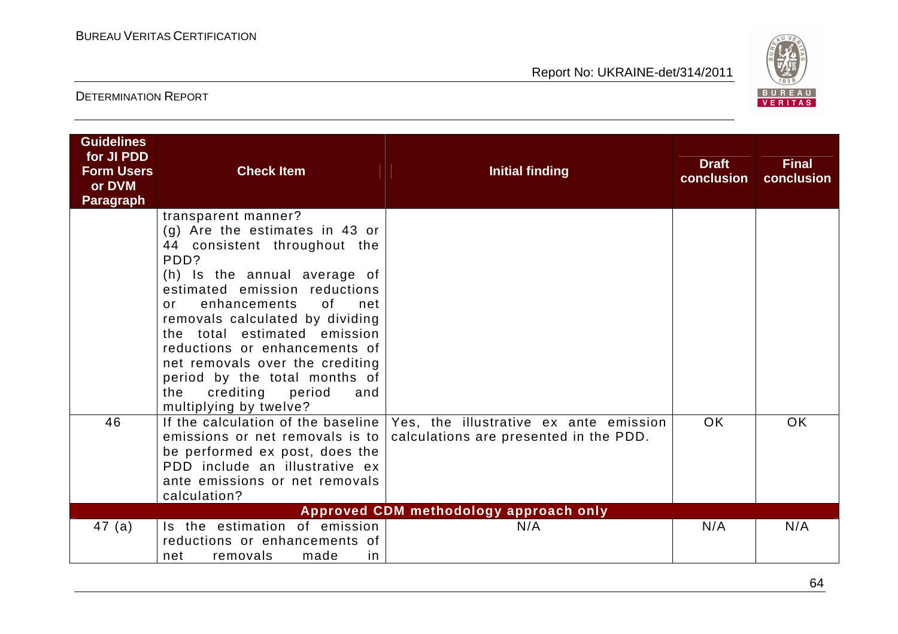| Guidelines for JI PDD Form Users or DVM Paragraph | Check Item | Initial finding | Draft conclusion | Final conclusion |
|---|---|---|---|---|
| | transparent manner?<br>(g) Are the estimates in 43 or 44 consistent throughout the PDD?<br>(h) Is the annual average of estimated emission reductions or enhancements of net removals calculated by dividing the total estimated emission reductions or enhancements of net removals over the crediting period by the total months of the crediting period and multiplying by twelve? | | | |
| 46 | If the calculation of the baseline emissions or net removals is to be performed ex post, does the PDD include an illustrative ex ante emissions or net removals calculation? | Yes, the illustrative ex ante emission calculations are presented in the PDD. | OK | OK |
| | | **Approved CDM methodology approach only** | | |
| 47 (a) | Is the estimation of emission reductions or enhancements of net removals made in | N/A | N/A | N/A |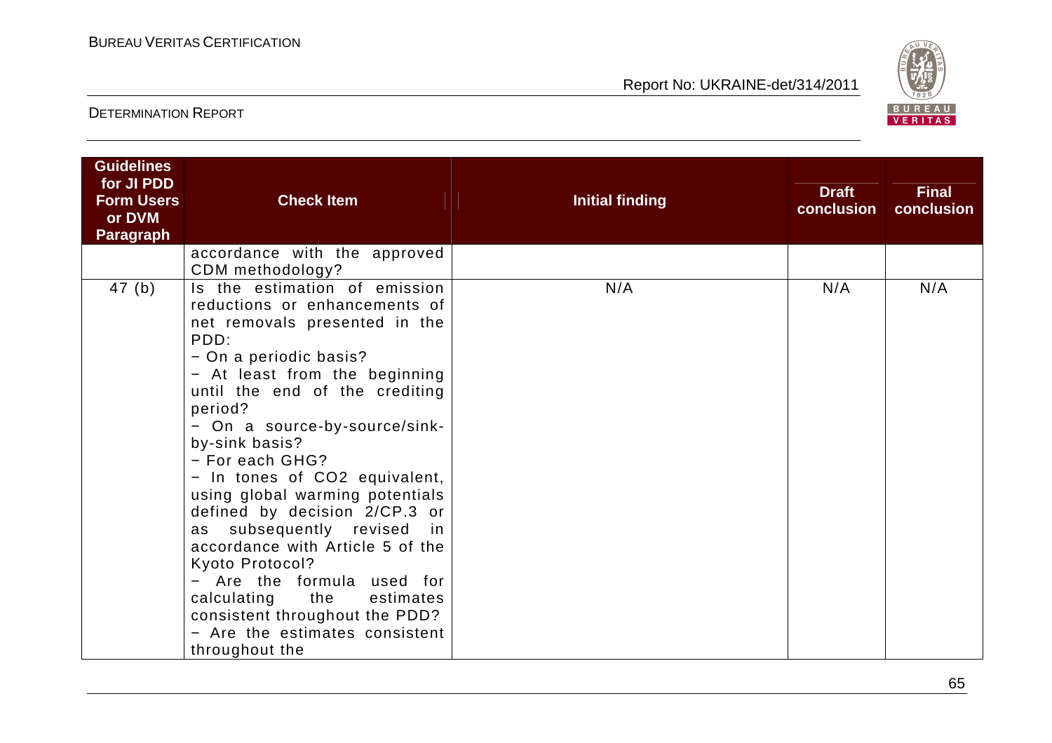| Guidelines for JI PDD Form Users or DVM Paragraph | Check Item | Initial finding | Draft conclusion | Final conclusion |
|---|---|---|---|---|
| | accordance with the approved CDM methodology? | | | |
| 47 (b) | Is the estimation of emission reductions or enhancements of net removals presented in the PDD:<br>− On a periodic basis?<br>− At least from the beginning until the end of the crediting period?<br>− On a source-by-source/sink-by-sink basis?<br>− For each GHG?<br>− In tones of CO2 equivalent, using global warming potentials defined by decision 2/CP.3 or as subsequently revised in accordance with Article 5 of the Kyoto Protocol?<br>− Are the formula used for calculating the estimates consistent throughout the PDD?<br>− Are the estimates consistent throughout the | N/A | N/A | N/A |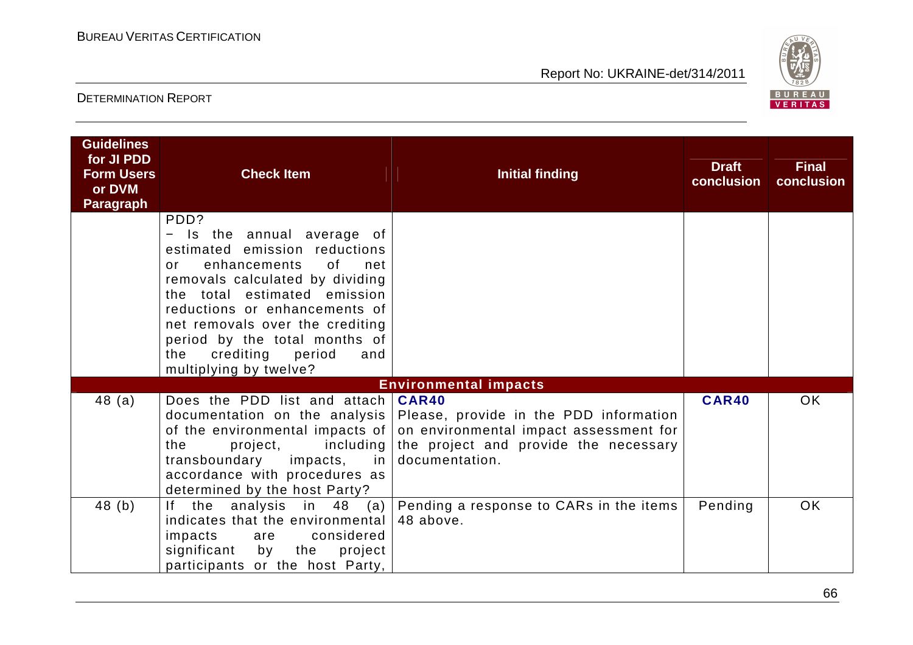| Guidelines for JI PDD Form Users or DVM Paragraph | Check Item | Initial finding | Draft conclusion | Final conclusion |
|---|---|---|---|---|
| | PDD?<br>− Is the annual average of estimated emission reductions or enhancements of net removals calculated by dividing the total estimated emission reductions or enhancements of net removals over the crediting period by the total months of the crediting period and multiplying by twelve? | | | |
| | | **Environmental impacts** | | |
| 48 (a) | Does the PDD list and attach documentation on the analysis of the environmental impacts of the project, including transboundary impacts, in accordance with procedures as determined by the host Party? | **CAR40**<br>Please, provide in the PDD information on environmental impact assessment for the project and provide the necessary documentation. | **CAR40** | OK |
| 48 (b) | If the analysis in 48 (a) indicates that the environmental impacts are considered significant by the project participants or the host Party, | Pending a response to CARs in the items 48 above. | Pending | OK |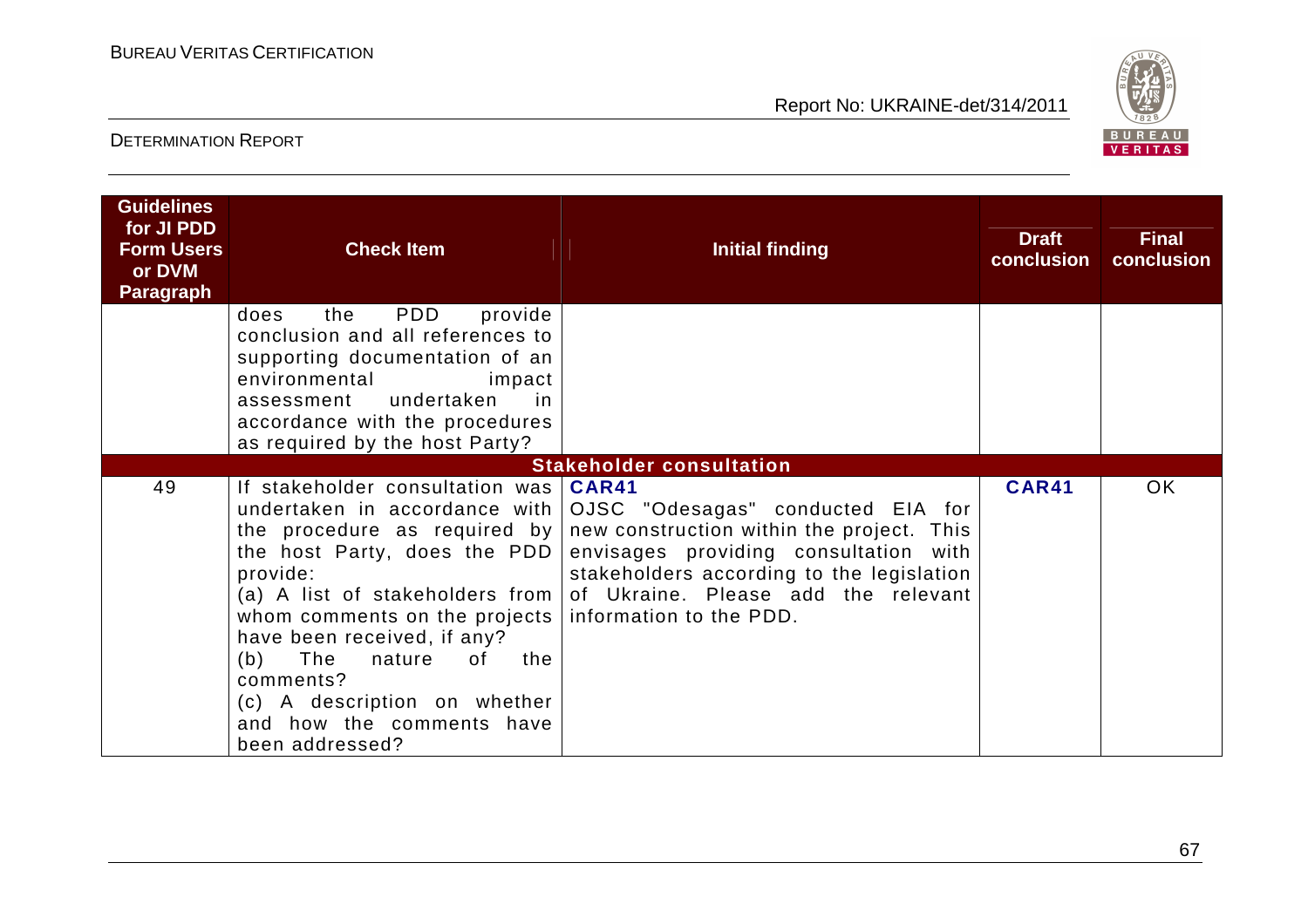| Guidelines for JI PDD Form Users or DVM Paragraph | Check Item | Initial finding | Draft conclusion | Final conclusion |
|---|---|---|---|---|
| | does the PDD provide conclusion and all references to supporting documentation of an environmental impact assessment undertaken in accordance with the procedures as required by the host Party? | | | |
| | | **Stakeholder consultation** | | |
| 49 | If stakeholder consultation was undertaken in accordance with the procedure as required by the host Party, does the PDD provide:<br>(a) A list of stakeholders from whom comments on the projects have been received, if any?<br>(b) The nature of the comments?<br>(c) A description on whether and how the comments have been addressed? | **CAR41**<br>OJSC "Odesagas" conducted EIA for new construction within the project. This envisages providing consultation with stakeholders according to the legislation of Ukraine. Please add the relevant information to the PDD. | **CAR41** | OK |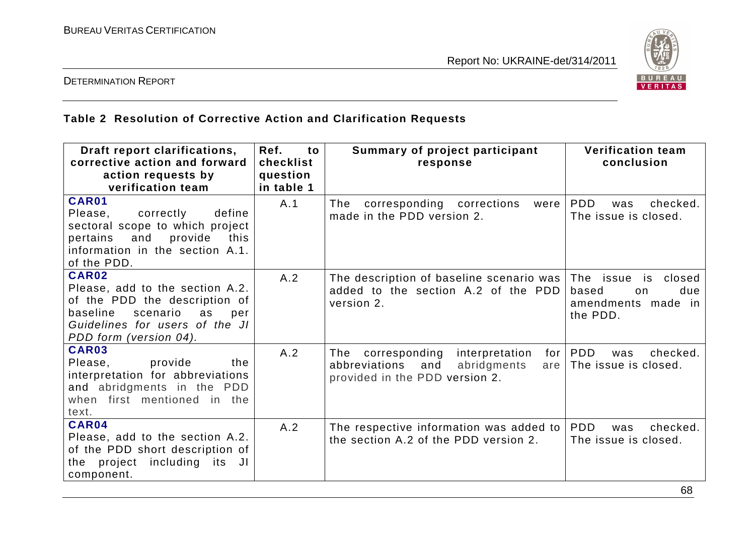### Table 2 Resolution of Corrective Action and Clarification Requests

| Draft report clarifications, corrective action and forward action requests by verification team | Ref. to checklist question in table 1 | Summary of project participant response | Verification team conclusion |
|---|---|---|---|
| **CAR01** Please, correctly define sectoral scope to which project pertains and provide this information in the section A.1. of the PDD. | A.1 | The corresponding corrections were made in the PDD version 2. | PDD was checked. The issue is closed. |
| **CAR02** Please, add to the section A.2. of the PDD the description of baseline scenario as per *Guidelines for users of the JI PDD form (version 04).* | A.2 | The description of baseline scenario was added to the section A.2 of the PDD version 2. | The issue is closed based on due amendments made in the PDD. |
| **CAR03** Please, provide the interpretation for abbreviations and abridgments in the PDD when first mentioned in the text. | A.2 | The corresponding interpretation for abbreviations and abridgments are provided in the PDD version 2. | PDD was checked. The issue is closed. |
| **CAR04** Please, add to the section A.2. of the PDD short description of the project including its JI component. | A.2 | The respective information was added to the section A.2 of the PDD version 2. | PDD was checked. The issue is closed. |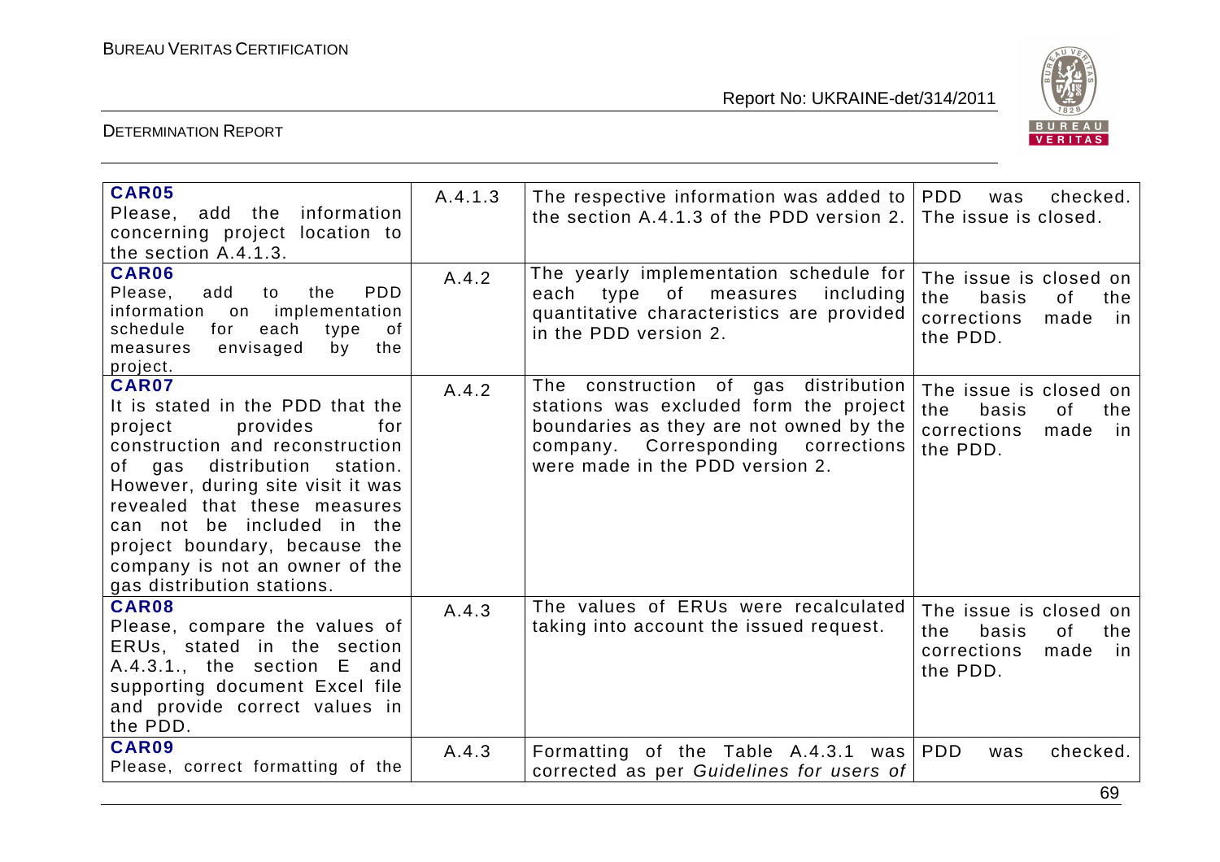| **CAR05** Please, add the information concerning project location to the section A.4.1.3. | A.4.1.3 | The respective information was added to the section A.4.1.3 of the PDD version 2. | PDD was checked. The issue is closed. |
|---|---|---|---|
| **CAR06** Please, add to the PDD information on implementation schedule for each type of measures envisaged by the project. | A.4.2 | The yearly implementation schedule for each type of measures including quantitative characteristics are provided in the PDD version 2. | The issue is closed on the basis of the corrections made in the PDD. |
| **CAR07** It is stated in the PDD that the project provides for construction and reconstruction of gas distribution station. However, during site visit it was revealed that these measures can not be included in the project boundary, because the company is not an owner of the gas distribution stations. | A.4.2 | The construction of gas distribution stations was excluded form the project boundaries as they are not owned by the company. Corresponding corrections were made in the PDD version 2. | The issue is closed on the basis of the corrections made in the PDD. |
| **CAR08** Please, compare the values of ERUs, stated in the section A.4.3.1., the section E and supporting document Excel file and provide correct values in the PDD. | A.4.3 | The values of ERUs were recalculated taking into account the issued request. | The issue is closed on the basis of the corrections made in the PDD. |
| **CAR09** Please, correct formatting of the | A.4.3 | Formatting of the Table A.4.3.1 was corrected as per *Guidelines for users of* | PDD was checked. |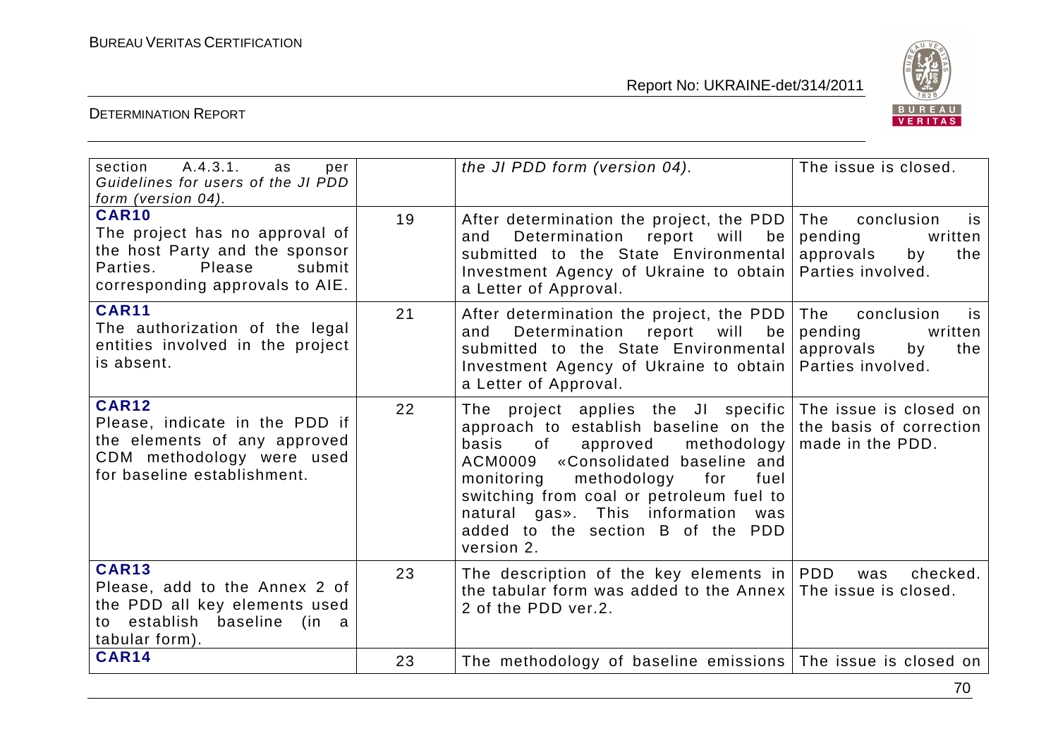| | | | |
|---|---|---|---|
| section A.4.3.1. as per *Guidelines for users of the JI PDD form (version 04).* | | *the JI PDD form (version 04).* | The issue is closed. |
| **CAR10** The project has no approval of the host Party and the sponsor Parties. Please submit corresponding approvals to AIE. | 19 | After determination the project, the PDD and Determination report will be submitted to the State Environmental Investment Agency of Ukraine to obtain a Letter of Approval. | The conclusion is pending written approvals by the Parties involved. |
| **CAR11** The authorization of the legal entities involved in the project is absent. | 21 | After determination the project, the PDD and Determination report will be submitted to the State Environmental Investment Agency of Ukraine to obtain a Letter of Approval. | The conclusion is pending written approvals by the Parties involved. |
| **CAR12** Please, indicate in the PDD if the elements of any approved CDM methodology were used for baseline establishment. | 22 | The project applies the JI specific approach to establish baseline on the basis of approved methodology ACM0009 «Consolidated baseline and monitoring methodology for fuel switching from coal or petroleum fuel to natural gas». This information was added to the section B of the PDD version 2. | The issue is closed on the basis of correction made in the PDD. |
| **CAR13** Please, add to the Annex 2 of the PDD all key elements used to establish baseline (in a tabular form). | 23 | The description of the key elements in the tabular form was added to the Annex 2 of the PDD ver.2. | PDD was checked. The issue is closed. |
| **CAR14** | 23 | The methodology of baseline emissions | The issue is closed on |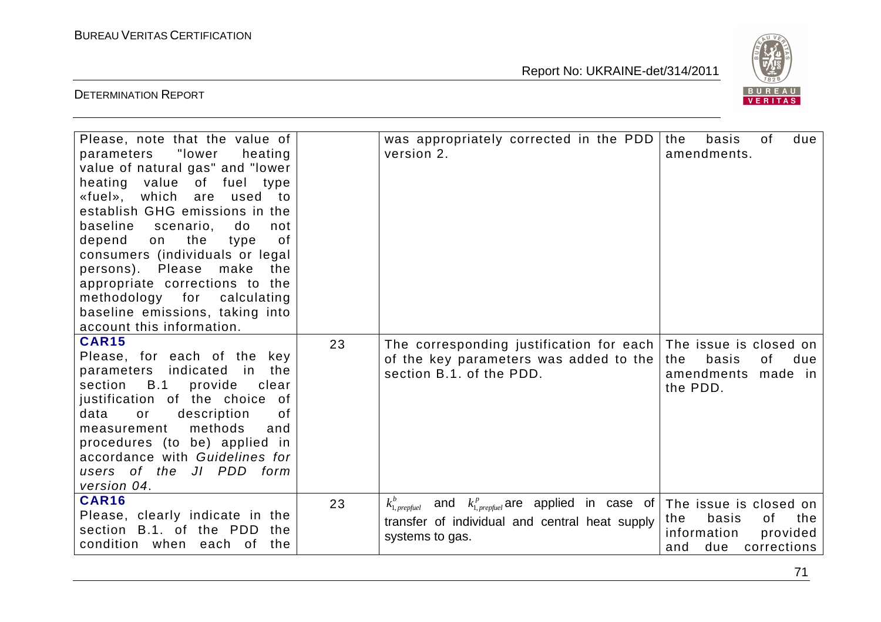| | | | |
|---|---|---|---|
| Please, note that the value of parameters "lower heating value of natural gas" and "lower heating value of fuel type «fuel», which are used to establish GHG emissions in the baseline scenario, do not depend on the type of consumers (individuals or legal persons). Please make the appropriate corrections to the methodology for calculating baseline emissions, taking into account this information. | | was appropriately corrected in the PDD version 2. | the basis of due amendments. |
| **CAR15**<br>Please, for each of the key parameters indicated in the section B.1 provide clear justification of the choice of data or description of measurement methods and procedures (to be) applied in accordance with *Guidelines for users of the JI PDD form version 04*. | 23 | The corresponding justification for each of the key parameters was added to the section B.1. of the PDD. | The issue is closed on the basis of due amendments made in the PDD. |
| **CAR16**<br>Please, clearly indicate in the section B.1. of the PDD the condition when each of the | 23 | $k^{b}_{1,prepfuel}$ and $k^{p}_{1,prepfuel}$ are applied in case of transfer of individual and central heat supply systems to gas. | The issue is closed on the basis of the information provided and due corrections |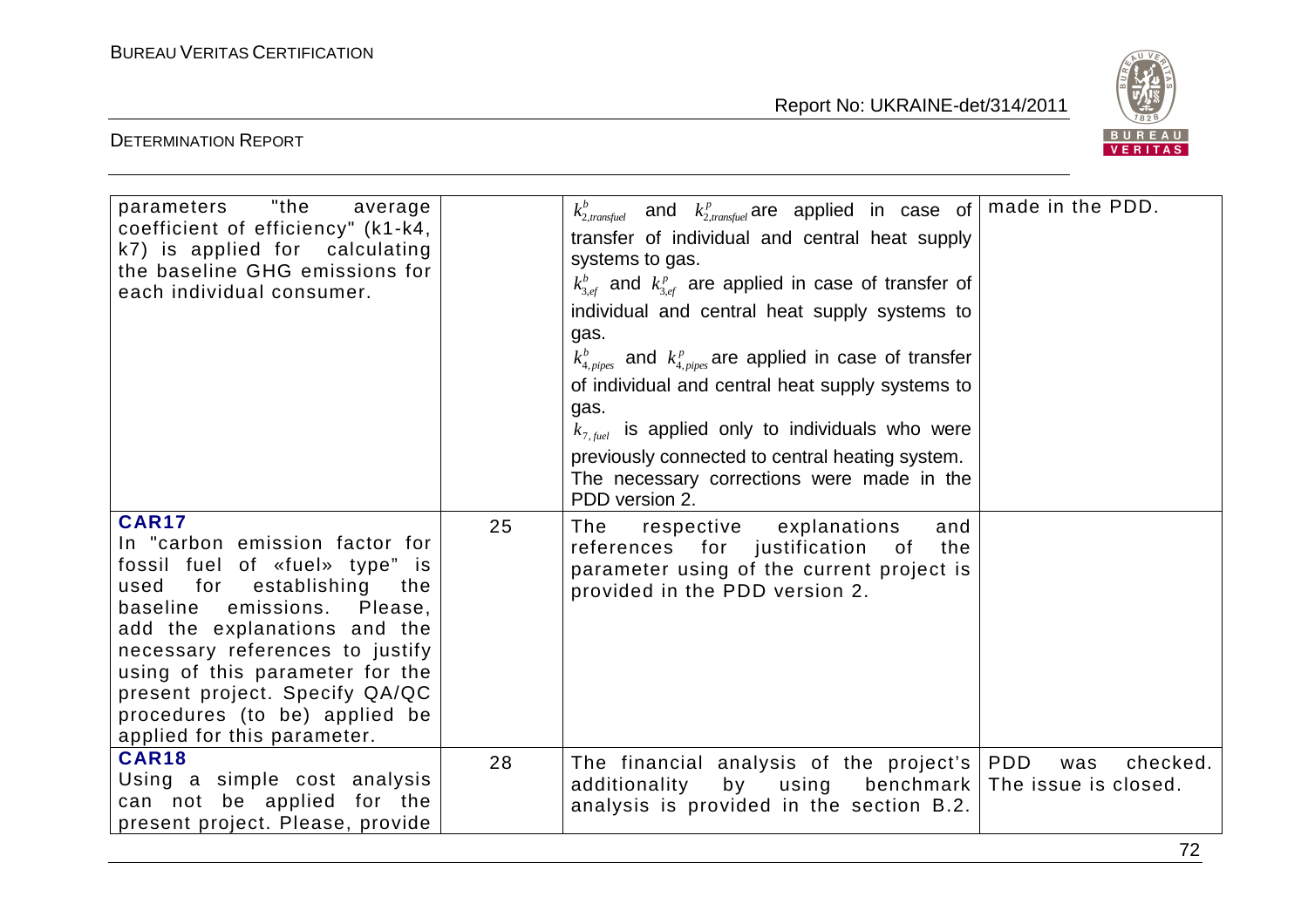| | | | |
|---|---|---|---|
| parameters "the average coefficient of efficiency" (k1-k4, k7) is applied for calculating the baseline GHG emissions for each individual consumer. | | $k^{b}_{2,transfuel}$ and $k^{p}_{2,transfuel}$ are applied in case of transfer of individual and central heat supply systems to gas.<br>$k^{b}_{3,ef}$ and $k^{p}_{3,ef}$ are applied in case of transfer of individual and central heat supply systems to gas.<br>$k^{b}_{4,pipes}$ and $k^{p}_{4,pipes}$ are applied in case of transfer of individual and central heat supply systems to gas.<br>$k_{7,fuel}$ is applied only to individuals who were previously connected to central heating system.<br>The necessary corrections were made in the PDD version 2. | made in the PDD. |
| **CAR17**<br>In "carbon emission factor for fossil fuel of «fuel» type" is used for establishing the baseline emissions. Please, add the explanations and the necessary references to justify using of this parameter for the present project. Specify QA/QC procedures (to be) applied be applied for this parameter. | 25 | The respective explanations and references for justification of the parameter using of the current project is provided in the PDD version 2. | |
| **CAR18**<br>Using a simple cost analysis can not be applied for the present project. Please, provide | 28 | The financial analysis of the project's additionality by using benchmark analysis is provided in the section B.2. | PDD was checked. The issue is closed. |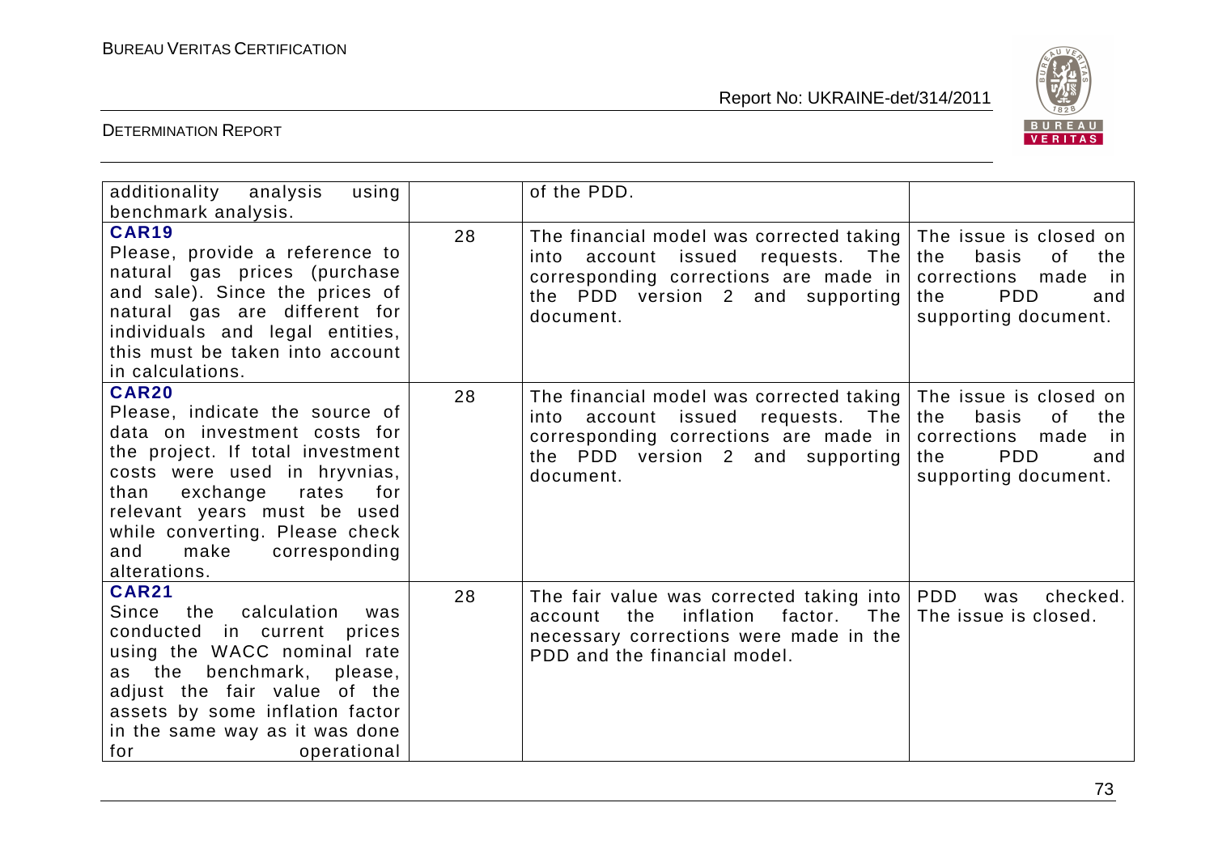| | | | |
|---|---|---|---|
| additionality analysis using benchmark analysis. | | of the PDD. | |
| **CAR19**<br>Please, provide a reference to natural gas prices (purchase and sale). Since the prices of natural gas are different for individuals and legal entities, this must be taken into account in calculations. | 28 | The financial model was corrected taking into account issued requests. The corresponding corrections are made in the PDD version 2 and supporting document. | The issue is closed on the basis of the corrections made in the PDD and supporting document. |
| **CAR20**<br>Please, indicate the source of data on investment costs for the project. If total investment costs were used in hryvnias, than exchange rates for relevant years must be used while converting. Please check and make corresponding alterations. | 28 | The financial model was corrected taking into account issued requests. The corresponding corrections are made in the PDD version 2 and supporting document. | The issue is closed on the basis of the corrections made in the PDD and supporting document. |
| **CAR21**<br>Since the calculation was conducted in current prices using the WACC nominal rate as the benchmark, please, adjust the fair value of the assets by some inflation factor in the same way as it was done for operational | 28 | The fair value was corrected taking into account the inflation factor. The necessary corrections were made in the PDD and the financial model. | PDD was checked. The issue is closed. |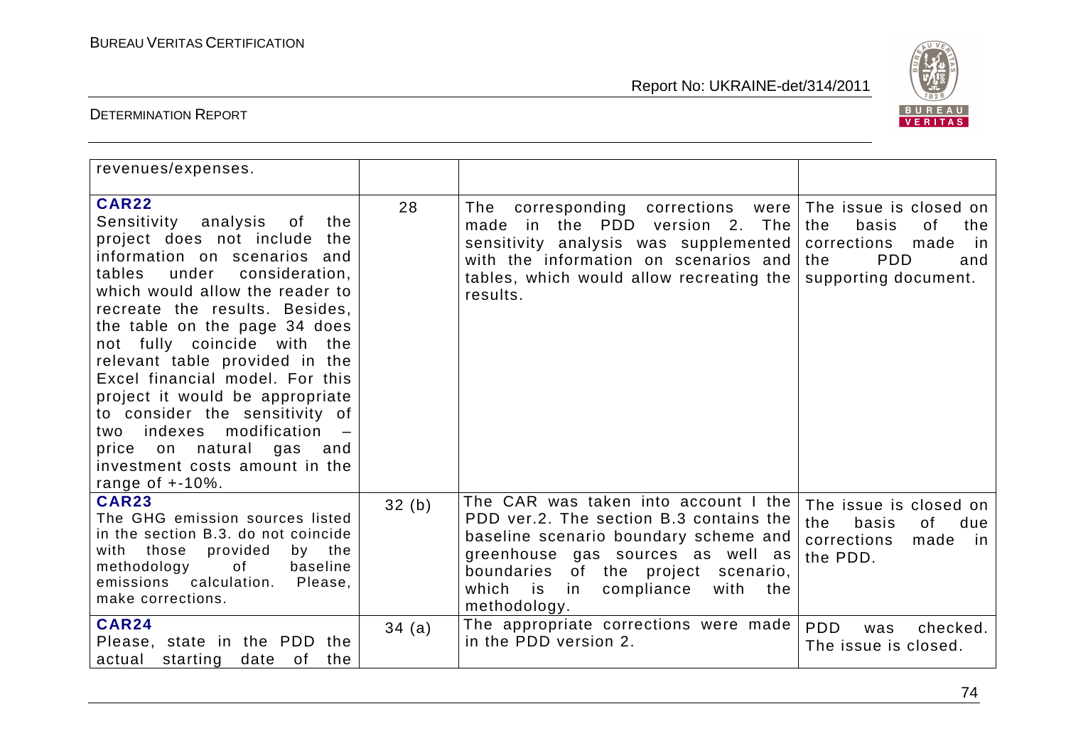| | | | |
|---|---|---|---|
| revenues/expenses. | | | |
| **CAR22**<br>Sensitivity analysis of the project does not include the information on scenarios and tables under consideration, which would allow the reader to recreate the results. Besides, the table on the page 34 does not fully coincide with the relevant table provided in the Excel financial model. For this project it would be appropriate to consider the sensitivity of two indexes modification – price on natural gas and investment costs amount in the range of +-10%. | 28 | The corresponding corrections were made in the PDD version 2. The sensitivity analysis was supplemented with the information on scenarios and tables, which would allow recreating the results. | The issue is closed on the basis of the corrections made in the PDD and supporting document. |
| **CAR23**<br>The GHG emission sources listed in the section B.3. do not coincide with those provided by the methodology of baseline emissions calculation. Please, make corrections. | 32 (b) | The CAR was taken into account I the PDD ver.2. The section B.3 contains the baseline scenario boundary scheme and greenhouse gas sources as well as boundaries of the project scenario, which is in compliance with the methodology. | The issue is closed on the basis of due corrections made in the PDD. |
| **CAR24**<br>Please, state in the PDD the actual starting date of the | 34 (a) | The appropriate corrections were made in the PDD version 2. | PDD was checked. The issue is closed. |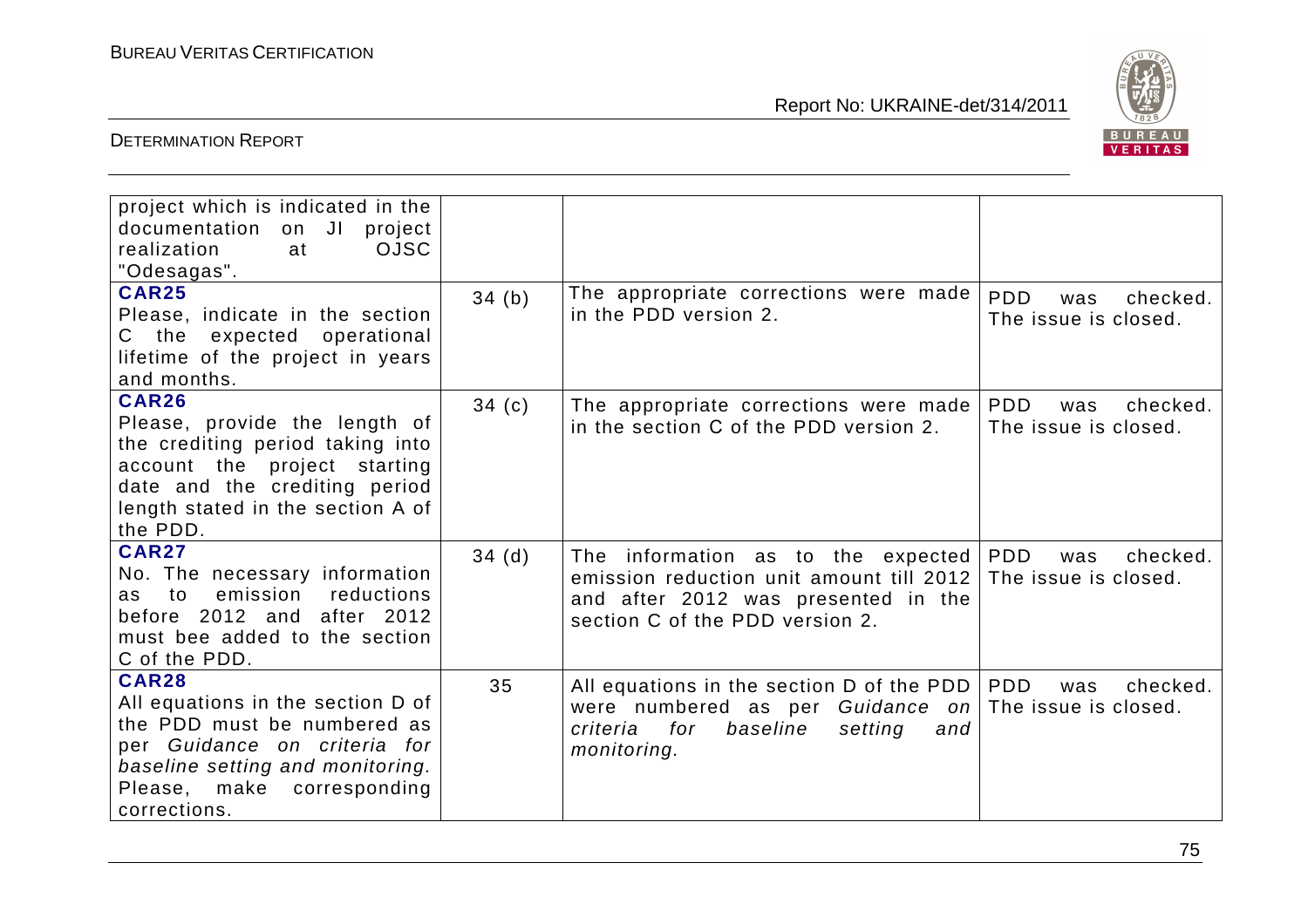| | | | |
|---|---|---|---|
| project which is indicated in the documentation on JI project realization at OJSC "Odesagas". | | | |
| **CAR25**<br>Please, indicate in the section C the expected operational lifetime of the project in years and months. | 34 (b) | The appropriate corrections were made in the PDD version 2. | PDD was checked. The issue is closed. |
| **CAR26**<br>Please, provide the length of the crediting period taking into account the project starting date and the crediting period length stated in the section A of the PDD. | 34 (c) | The appropriate corrections were made in the section C of the PDD version 2. | PDD was checked. The issue is closed. |
| **CAR27**<br>No. The necessary information as to emission reductions before 2012 and after 2012 must bee added to the section C of the PDD. | 34 (d) | The information as to the expected emission reduction unit amount till 2012 and after 2012 was presented in the section C of the PDD version 2. | PDD was checked. The issue is closed. |
| **CAR28**<br>All equations in the section D of the PDD must be numbered as per *Guidance on criteria for baseline setting and monitoring.* Please, make corresponding corrections. | 35 | All equations in the section D of the PDD were numbered as per *Guidance on criteria for baseline setting and monitoring.* | PDD was checked. The issue is closed. |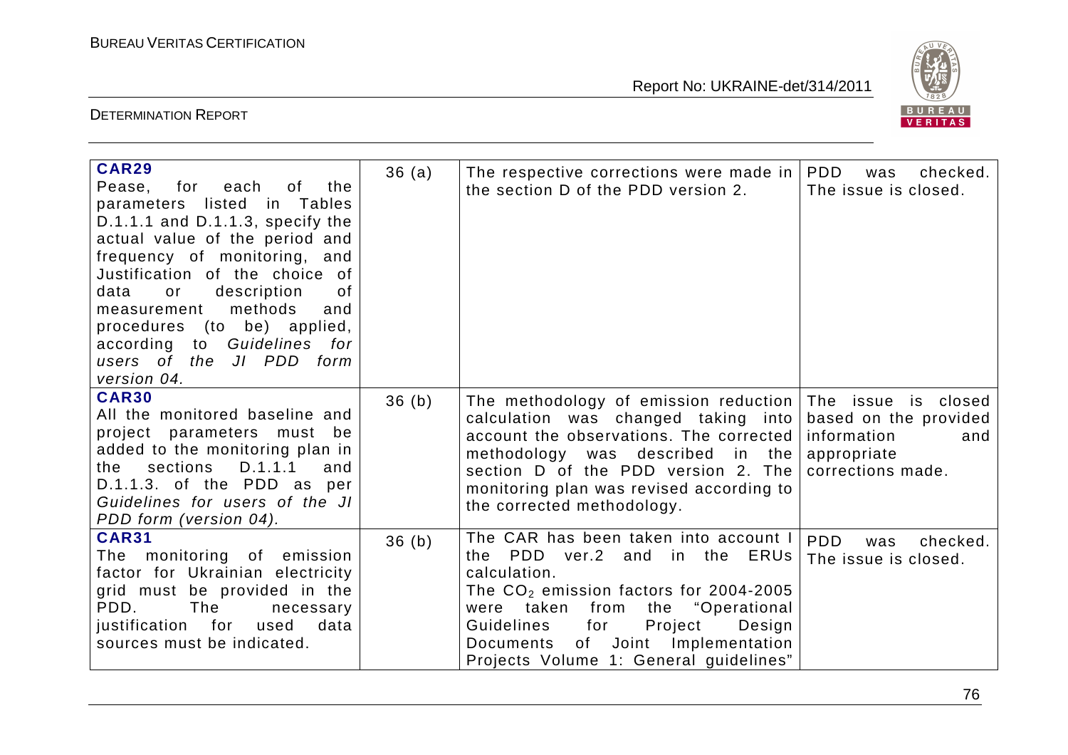| | | | |
|---|---|---|---|
| **CAR29**<br>Pease, for each of the parameters listed in Tables D.1.1.1 and D.1.1.3, specify the actual value of the period and frequency of monitoring, and Justification of the choice of data or description of measurement methods and procedures (to be) applied, according to *Guidelines for users of the JI PDD form version 04.* | 36 (a) | The respective corrections were made in the section D of the PDD version 2. | PDD was checked. The issue is closed. |
| **CAR30**<br>All the monitored baseline and project parameters must be added to the monitoring plan in the sections D.1.1.1 and D.1.1.3. of the PDD as per *Guidelines for users of the JI PDD form (version 04).* | 36 (b) | The methodology of emission reduction calculation was changed taking into account the observations. The corrected methodology was described in the section D of the PDD version 2. The monitoring plan was revised according to the corrected methodology. | The issue is closed based on the provided information and appropriate corrections made. |
| **CAR31**<br>The monitoring of emission factor for Ukrainian electricity grid must be provided in the PDD. The necessary justification for used data sources must be indicated. | 36 (b) | The CAR has been taken into account I the PDD ver.2 and in the ERUs calculation.<br>The $CO_2$ emission factors for 2004-2005 were taken from the "Operational Guidelines for Project Design Documents of Joint Implementation Projects Volume 1: General guidelines" | PDD was checked. The issue is closed. |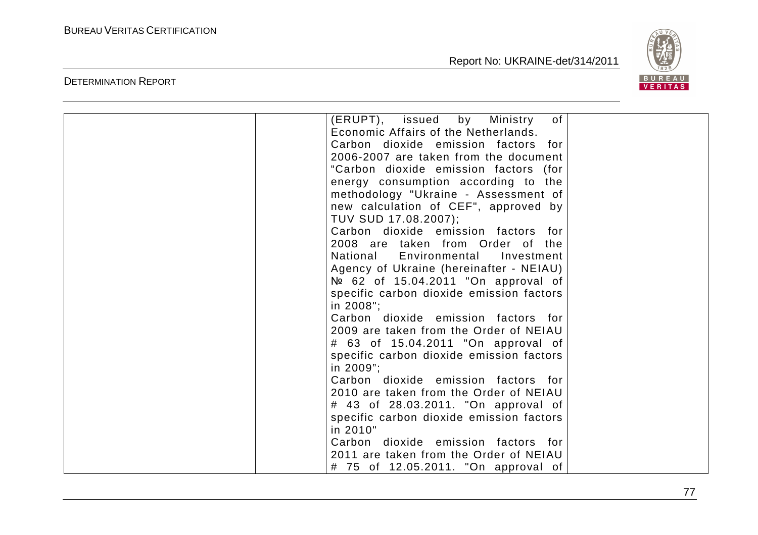| | | (ERUPT), issued by Ministry of Economic Affairs of the Netherlands.<br>Carbon dioxide emission factors for 2006-2007 are taken from the document “Carbon dioxide emission factors (for energy consumption according to the methodology "Ukraine - Assessment of new calculation of CEF", approved by TUV SUD 17.08.2007);<br>Carbon dioxide emission factors for 2008 are taken from Order of the National Environmental Investment Agency of Ukraine (hereinafter - NEIAU) № 62 of 15.04.2011 "On approval of specific carbon dioxide emission factors in 2008";<br>Carbon dioxide emission factors for 2009 are taken from the Order of NEIAU # 63 of 15.04.2011 "On approval of specific carbon dioxide emission factors in 2009”;<br>Carbon dioxide emission factors for 2010 are taken from the Order of NEIAU # 43 of 28.03.2011. "On approval of specific carbon dioxide emission factors in 2010"<br>Carbon dioxide emission factors for 2011 are taken from the Order of NEIAU # 75 of 12.05.2011. "On approval of | |
|---|---|---|---|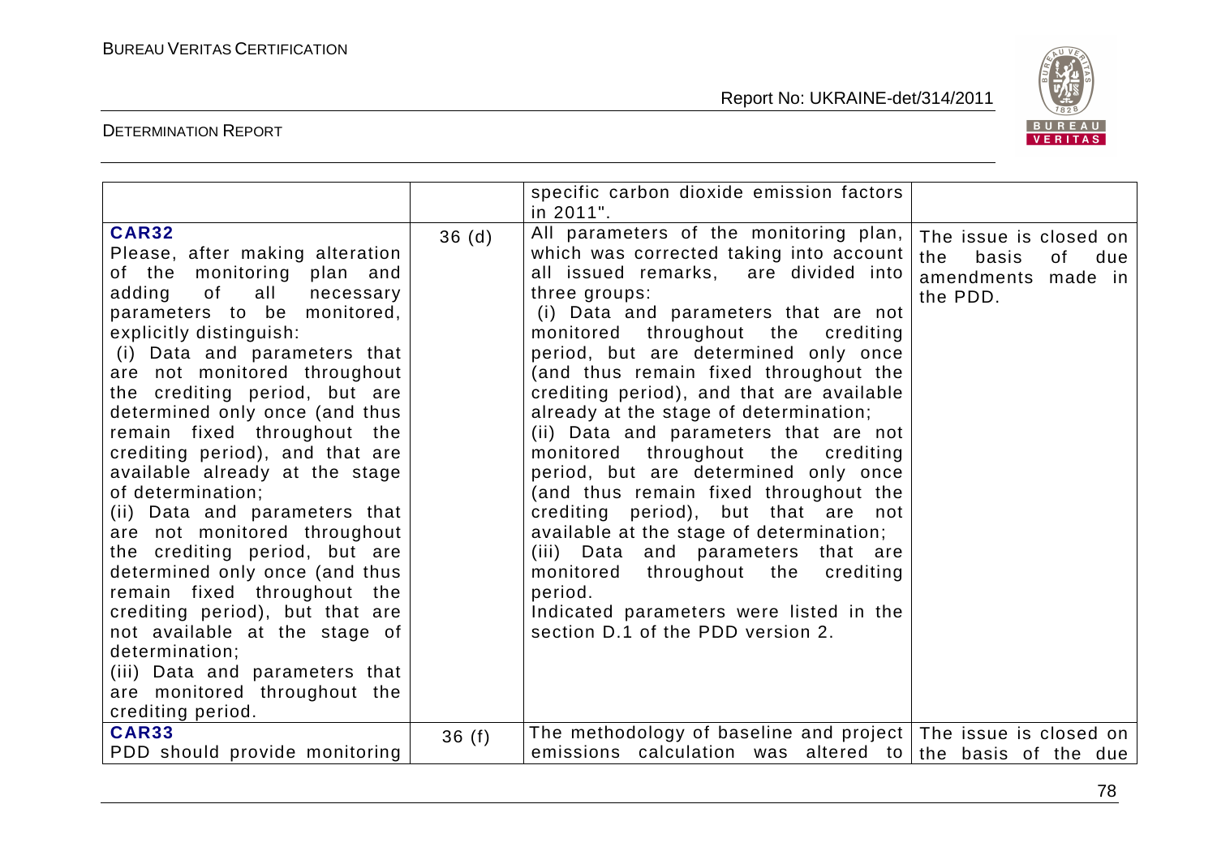| | | | |
|---|---|---|---|
| | | specific carbon dioxide emission factors in 2011". | |
| **CAR32**<br>Please, after making alteration of the monitoring plan and adding of all necessary parameters to be monitored, explicitly distinguish:<br>(i) Data and parameters that are not monitored throughout the crediting period, but are determined only once (and thus remain fixed throughout the crediting period), and that are available already at the stage of determination;<br>(ii) Data and parameters that are not monitored throughout the crediting period, but are determined only once (and thus remain fixed throughout the crediting period), but that are not available at the stage of determination;<br>(iii) Data and parameters that are monitored throughout the crediting period. | 36 (d) | All parameters of the monitoring plan, which was corrected taking into account all issued remarks, are divided into three groups:<br>(i) Data and parameters that are not monitored throughout the crediting period, but are determined only once (and thus remain fixed throughout the crediting period), and that are available already at the stage of determination;<br>(ii) Data and parameters that are not monitored throughout the crediting period, but are determined only once (and thus remain fixed throughout the crediting period), but that are not available at the stage of determination;<br>(iii) Data and parameters that are monitored throughout the crediting period.<br>Indicated parameters were listed in the section D.1 of the PDD version 2. | The issue is closed on the basis of due amendments made in the PDD. |
| **CAR33**<br>PDD should provide monitoring | 36 (f) | The methodology of baseline and project emissions calculation was altered to | The issue is closed on the basis of the due |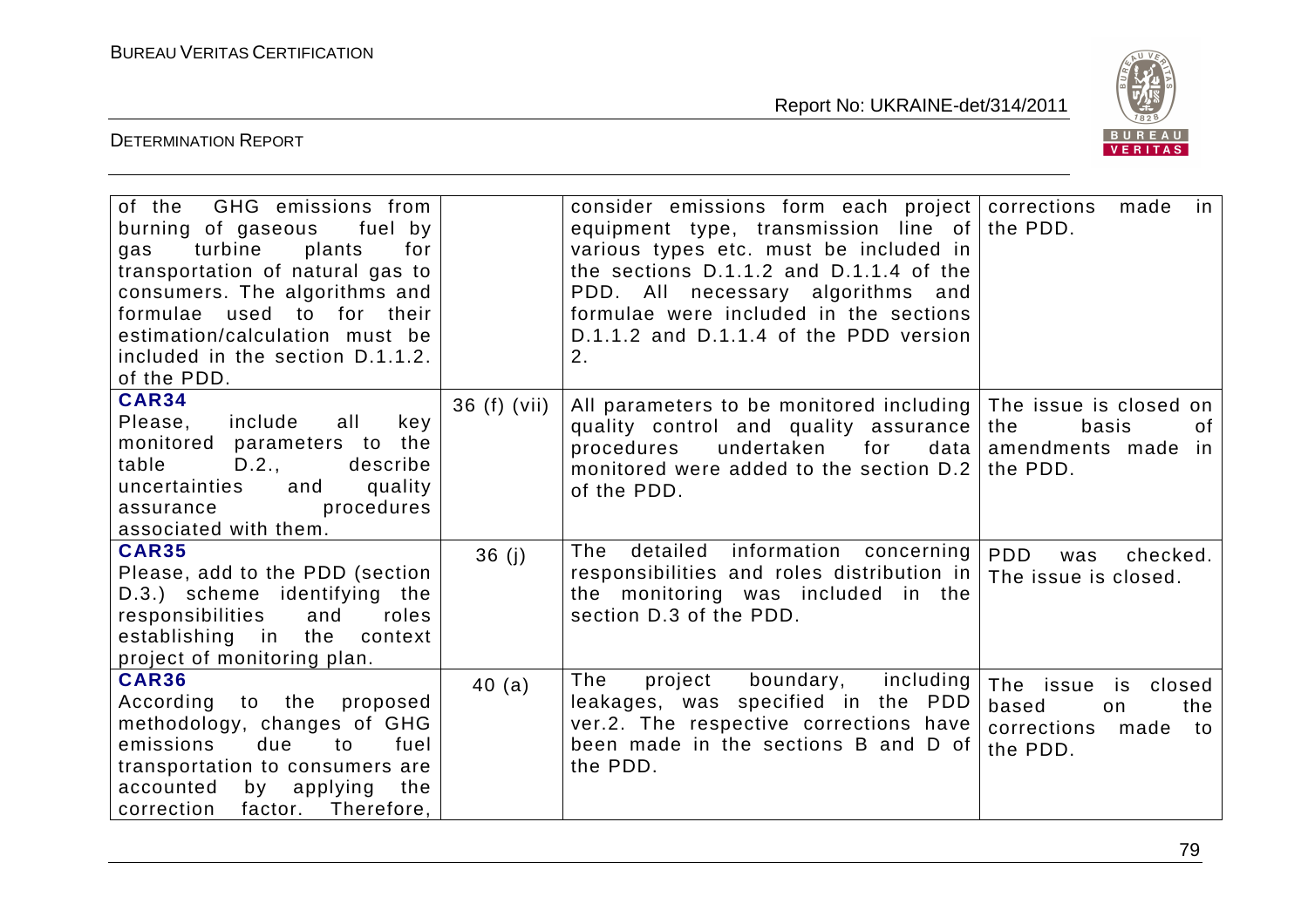| | | | |
|---|---|---|---|
| of the GHG emissions from burning of gaseous fuel by gas turbine plants for transportation of natural gas to consumers. The algorithms and formulae used to for their estimation/calculation must be included in the section D.1.1.2. of the PDD. | | consider emissions form each project equipment type, transmission line of various types etc. must be included in the sections D.1.1.2 and D.1.1.4 of the PDD. All necessary algorithms and formulae were included in the sections D.1.1.2 and D.1.1.4 of the PDD version 2. | corrections made in the PDD. |
| **CAR34** Please, include all key monitored parameters to the table D.2., describe uncertainties and quality assurance procedures associated with them. | 36 (f) (vii) | All parameters to be monitored including quality control and quality assurance procedures undertaken for data monitored were added to the section D.2 of the PDD. | The issue is closed on the basis of amendments made in the PDD. |
| **CAR35** Please, add to the PDD (section D.3.) scheme identifying the responsibilities and roles establishing in the context project of monitoring plan. | 36 (j) | The detailed information concerning responsibilities and roles distribution in the monitoring was included in the section D.3 of the PDD. | PDD was checked. The issue is closed. |
| **CAR36** According to the proposed methodology, changes of GHG emissions due to fuel transportation to consumers are accounted by applying the correction factor. Therefore, | 40 (a) | The project boundary, including leakages, was specified in the PDD ver.2. The respective corrections have been made in the sections B and D of the PDD. | The issue is closed based on the corrections made to the PDD. |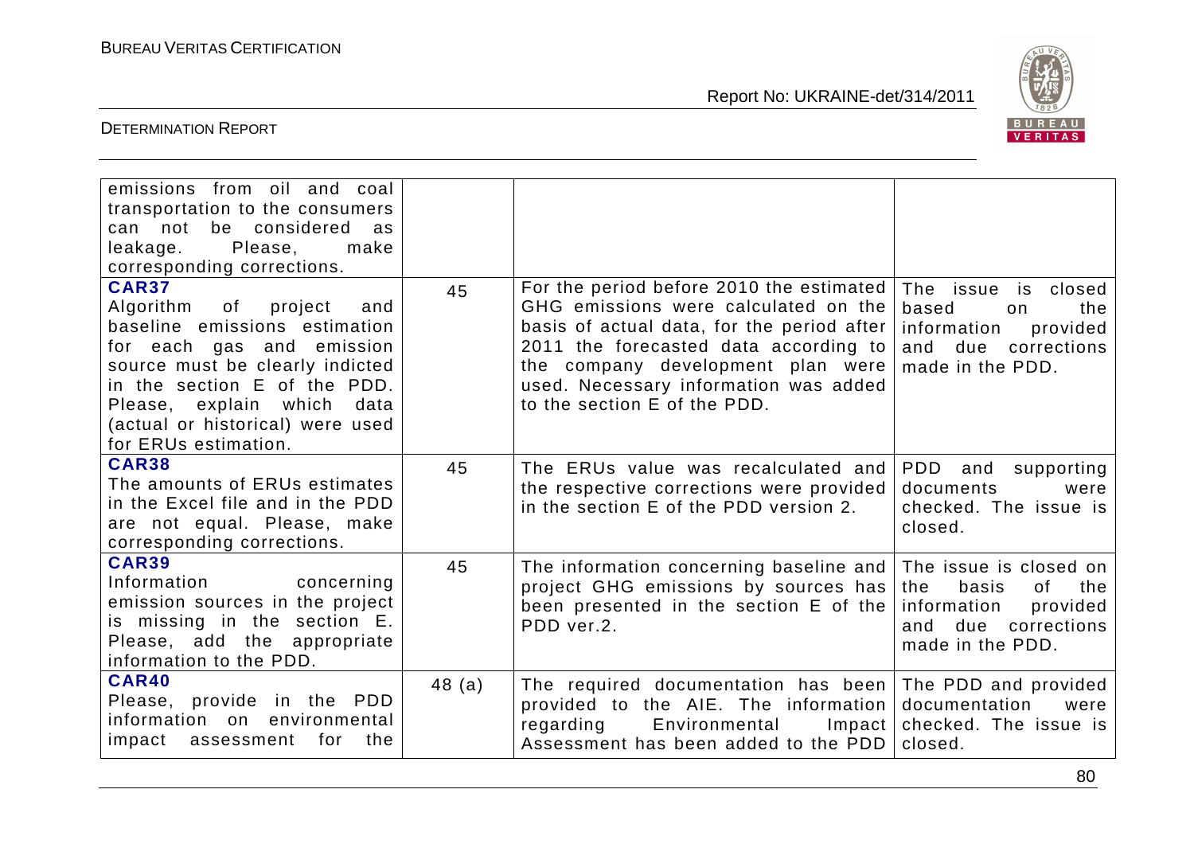| | | | |
|---|---|---|---|
| emissions from oil and coal transportation to the consumers can not be considered as leakage. Please, make corresponding corrections. | | | |
| **CAR37** Algorithm of project and baseline emissions estimation for each gas and emission source must be clearly indicted in the section E of the PDD. Please, explain which data (actual or historical) were used for ERUs estimation. | 45 | For the period before 2010 the estimated GHG emissions were calculated on the basis of actual data, for the period after 2011 the forecasted data according to the company development plan were used. Necessary information was added to the section E of the PDD. | The issue is closed based on the information provided and due corrections made in the PDD. |
| **CAR38** The amounts of ERUs estimates in the Excel file and in the PDD are not equal. Please, make corresponding corrections. | 45 | The ERUs value was recalculated and the respective corrections were provided in the section E of the PDD version 2. | PDD and supporting documents were checked. The issue is closed. |
| **CAR39** Information concerning emission sources in the project is missing in the section E. Please, add the appropriate information to the PDD. | 45 | The information concerning baseline and project GHG emissions by sources has been presented in the section E of the PDD ver.2. | The issue is closed on the basis of the information provided and due corrections made in the PDD. |
| **CAR40** Please, provide in the PDD information on environmental impact assessment for the | 48 (a) | The required documentation has been provided to the AIE. The information regarding Environmental Impact Assessment has been added to the PDD | The PDD and provided documentation were checked. The issue is closed. |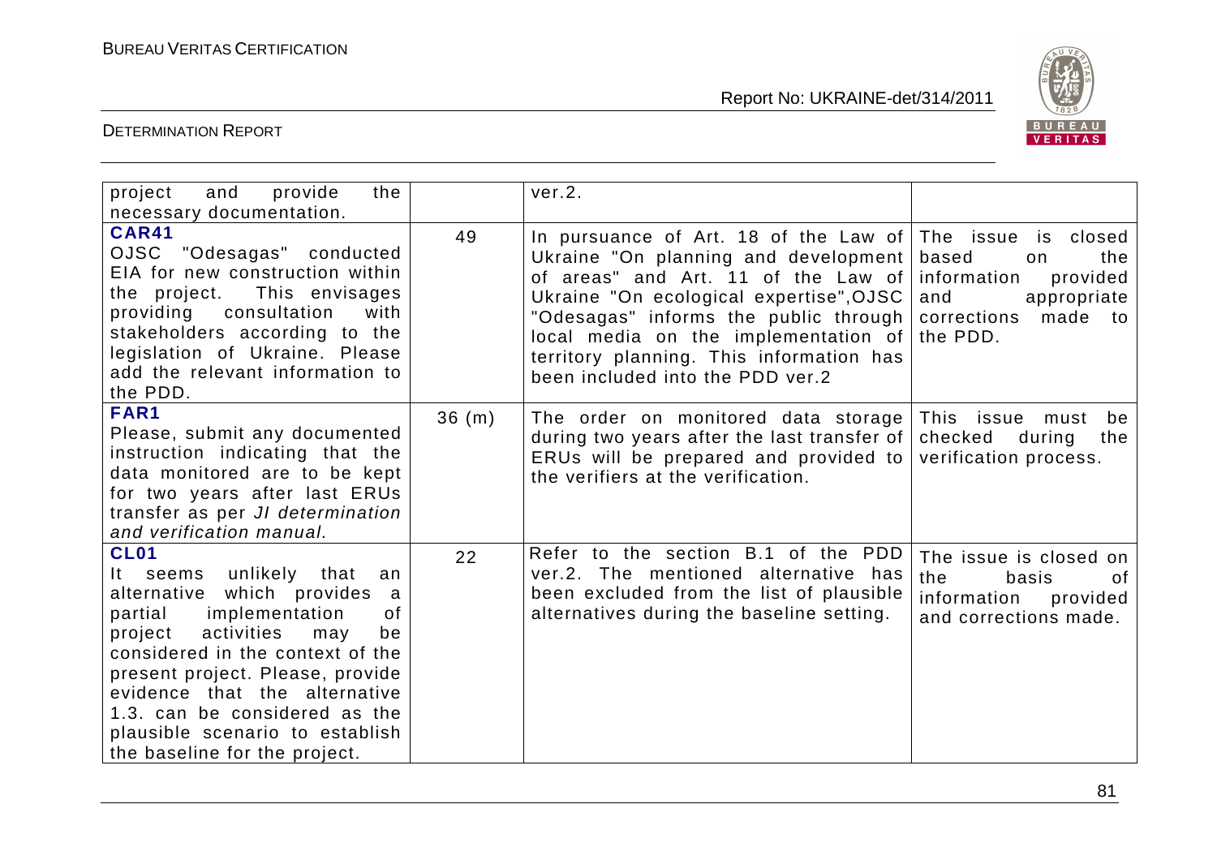| | | | |
|---|---|---|---|
| project and provide the necessary documentation. | | ver.2. | |
| **CAR41**<br>OJSC "Odesagas" conducted EIA for new construction within the project. This envisages providing consultation with stakeholders according to the legislation of Ukraine. Please add the relevant information to the PDD. | 49 | In pursuance of Art. 18 of the Law of Ukraine "On planning and development of areas" and Art. 11 of the Law of Ukraine "On ecological expertise",OJSC "Odesagas" informs the public through local media on the implementation of territory planning. This information has been included into the PDD ver.2 | The issue is closed based on the information provided and appropriate corrections made to the PDD. |
| **FAR1**<br>Please, submit any documented instruction indicating that the data monitored are to be kept for two years after last ERUs transfer as per *JI determination and verification manual.* | 36 (m) | The order on monitored data storage during two years after the last transfer of ERUs will be prepared and provided to the verifiers at the verification. | This issue must be checked during the verification process. |
| **CL01**<br>It seems unlikely that an alternative which provides a partial implementation of project activities may be considered in the context of the present project. Please, provide evidence that the alternative 1.3. can be considered as the plausible scenario to establish the baseline for the project. | 22 | Refer to the section B.1 of the PDD ver.2. The mentioned alternative has been excluded from the list of plausible alternatives during the baseline setting. | The issue is closed on the basis of information provided and corrections made. |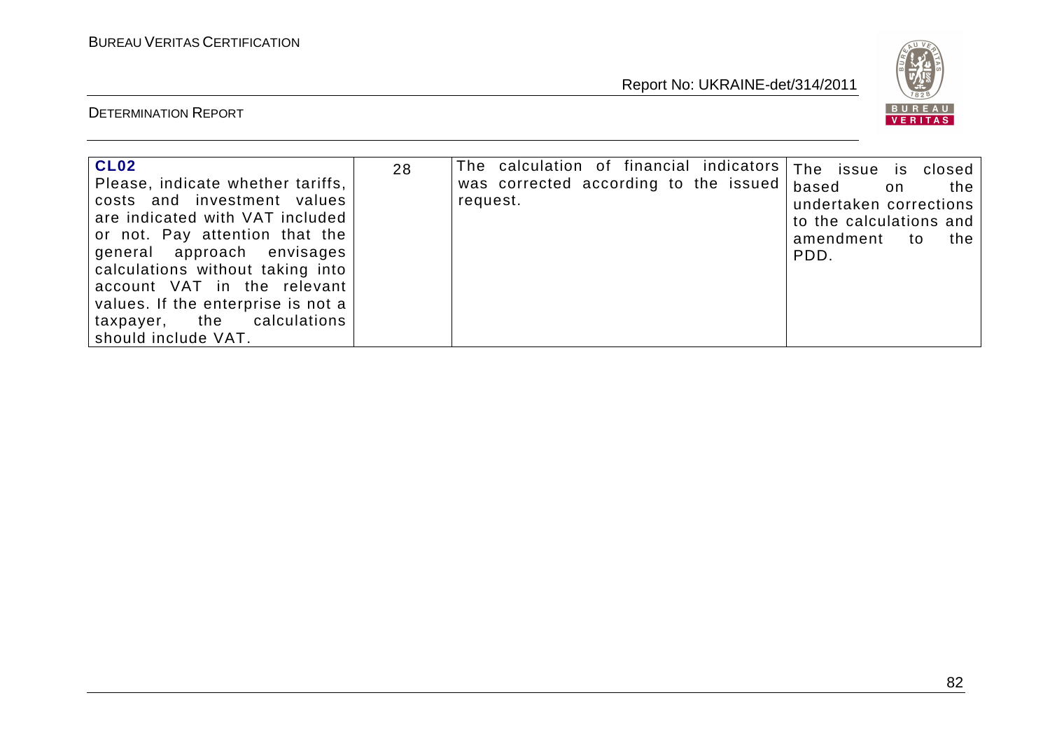| | | | |
|---|---|---|---|
| **CL02** Please, indicate whether tariffs, costs and investment values are indicated with VAT included or not. Pay attention that the general approach envisages calculations without taking into account VAT in the relevant values. If the enterprise is not a taxpayer, the calculations should include VAT. | 28 | The calculation of financial indicators was corrected according to the issued request. | The issue is closed based on the undertaken corrections to the calculations and amendment to the PDD. |